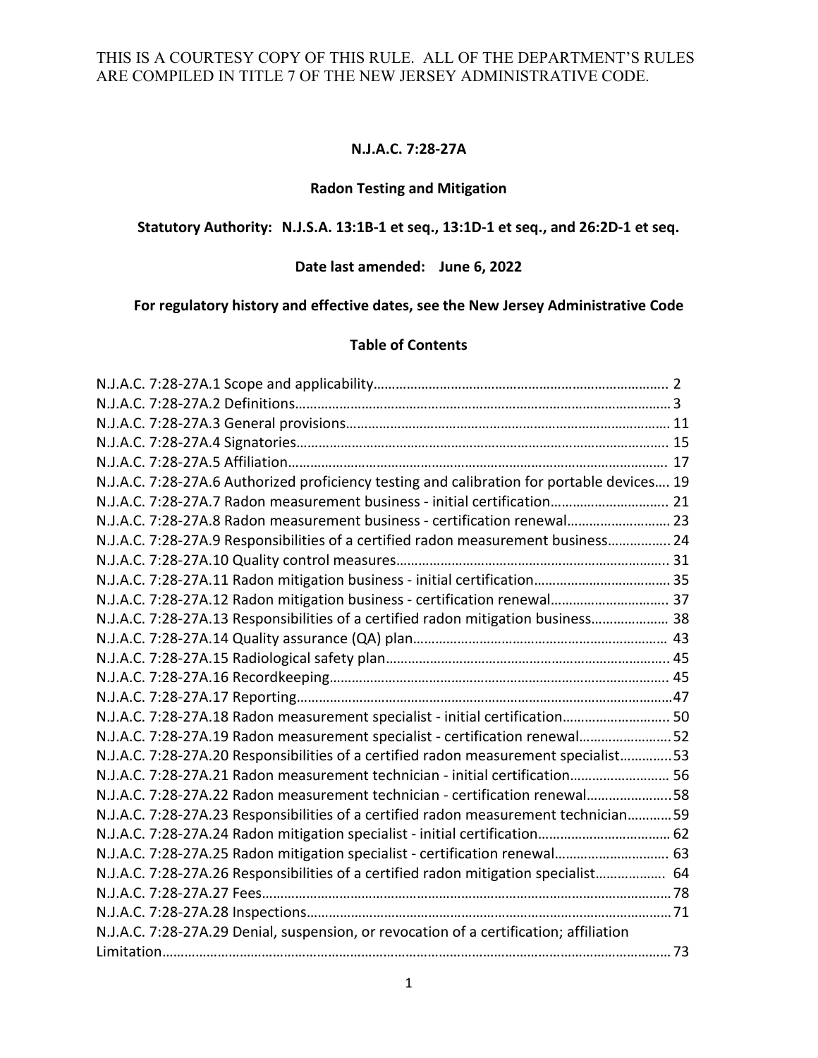THIS IS A COURTESY COPY OF THIS RULE. ALL OF THE DEPARTMENT'S RULES ARE COMPILED IN TITLE 7 OF THE NEW JERSEY ADMINISTRATIVE CODE.

# N.J.A.C. 7:28-27A

## Radon Testing and Mitigation

**Statutory Authority: N.J.S.A. 13:1B-1 et seq., 13:1D-1 et seq., and 26:2D-1 et seq.**

**Date last amended: June 6, 2022**

**For regulatory history and effective dates, see the New Jersey Administrative Code**

## Table of Contents

N.J.A.C. 7:28-27A.1 Scope and applicability…… 2
N.J.A.C. 7:28-27A.2 Definitions…… 3
N.J.A.C. 7:28-27A.3 General provisions…… 11
N.J.A.C. 7:28-27A.4 Signatories…… 15
N.J.A.C. 7:28-27A.5 Affiliation…… 17
N.J.A.C. 7:28-27A.6 Authorized proficiency testing and calibration for portable devices…. 19
N.J.A.C. 7:28-27A.7 Radon measurement business - initial certification…… 21
N.J.A.C. 7:28-27A.8 Radon measurement business - certification renewal…… 23
N.J.A.C. 7:28-27A.9 Responsibilities of a certified radon measurement business…… 24
N.J.A.C. 7:28-27A.10 Quality control measures…… 31
N.J.A.C. 7:28-27A.11 Radon mitigation business - initial certification…… 35
N.J.A.C. 7:28-27A.12 Radon mitigation business - certification renewal…… 37
N.J.A.C. 7:28-27A.13 Responsibilities of a certified radon mitigation business…… 38
N.J.A.C. 7:28-27A.14 Quality assurance (QA) plan…… 43
N.J.A.C. 7:28-27A.15 Radiological safety plan…… 45
N.J.A.C. 7:28-27A.16 Recordkeeping…… 45
N.J.A.C. 7:28-27A.17 Reporting…… 47
N.J.A.C. 7:28-27A.18 Radon measurement specialist - initial certification…… 50
N.J.A.C. 7:28-27A.19 Radon measurement specialist - certification renewal…… 52
N.J.A.C. 7:28-27A.20 Responsibilities of a certified radon measurement specialist…… 53
N.J.A.C. 7:28-27A.21 Radon measurement technician - initial certification…… 56
N.J.A.C. 7:28-27A.22 Radon measurement technician - certification renewal…… 58
N.J.A.C. 7:28-27A.23 Responsibilities of a certified radon measurement technician…… 59
N.J.A.C. 7:28-27A.24 Radon mitigation specialist - initial certification…… 62
N.J.A.C. 7:28-27A.25 Radon mitigation specialist - certification renewal…… 63
N.J.A.C. 7:28-27A.26 Responsibilities of a certified radon mitigation specialist…… 64
N.J.A.C. 7:28-27A.27 Fees…… 78
N.J.A.C. 7:28-27A.28 Inspections…… 71
N.J.A.C. 7:28-27A.29 Denial, suspension, or revocation of a certification; affiliation Limitation…… 73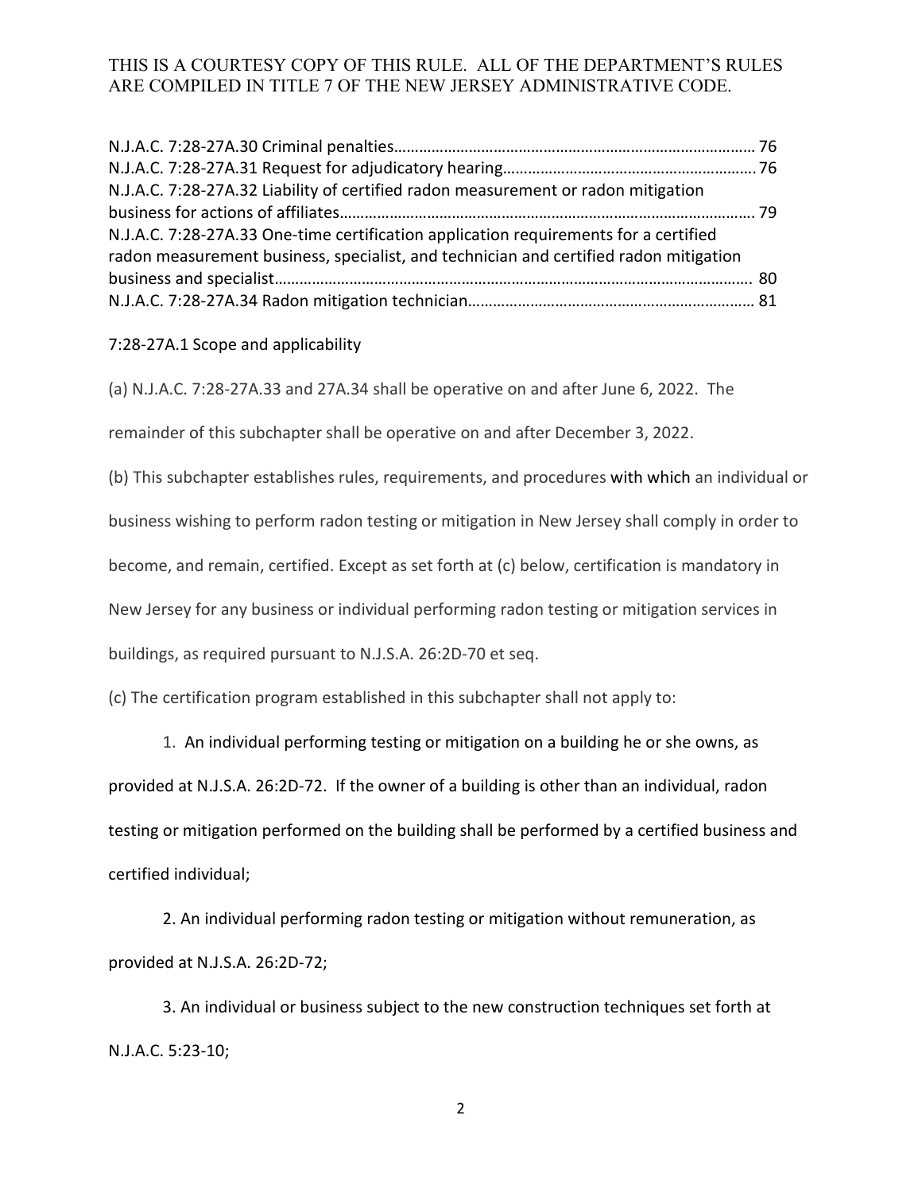N.J.A.C. 7:28-27A.30 Criminal penalties……………………………………………………………………………… 76
N.J.A.C. 7:28-27A.31 Request for adjudicatory hearing…………………………………………………….76
N.J.A.C. 7:28-27A.32 Liability of certified radon measurement or radon mitigation business for actions of affiliates………………………………………………………………………………………. 79
N.J.A.C. 7:28-27A.33 One-time certification application requirements for a certified radon measurement business, specialist, and technician and certified radon mitigation business and specialist……………………………………………………………………………………………… 80
N.J.A.C. 7:28-27A.34 Radon mitigation technician…………………………………………………………… 81

7:28-27A.1 Scope and applicability

(a) N.J.A.C. 7:28-27A.33 and 27A.34 shall be operative on and after June 6, 2022. The remainder of this subchapter shall be operative on and after December 3, 2022.

(b) This subchapter establishes rules, requirements, and procedures with which an individual or business wishing to perform radon testing or mitigation in New Jersey shall comply in order to become, and remain, certified. Except as set forth at (c) below, certification is mandatory in New Jersey for any business or individual performing radon testing or mitigation services in buildings, as required pursuant to N.J.S.A. 26:2D-70 et seq.

(c) The certification program established in this subchapter shall not apply to:

1. An individual performing testing or mitigation on a building he or she owns, as provided at N.J.S.A. 26:2D-72. If the owner of a building is other than an individual, radon testing or mitigation performed on the building shall be performed by a certified business and certified individual;

2. An individual performing radon testing or mitigation without remuneration, as provided at N.J.S.A. 26:2D-72;

3. An individual or business subject to the new construction techniques set forth at N.J.A.C. 5:23-10;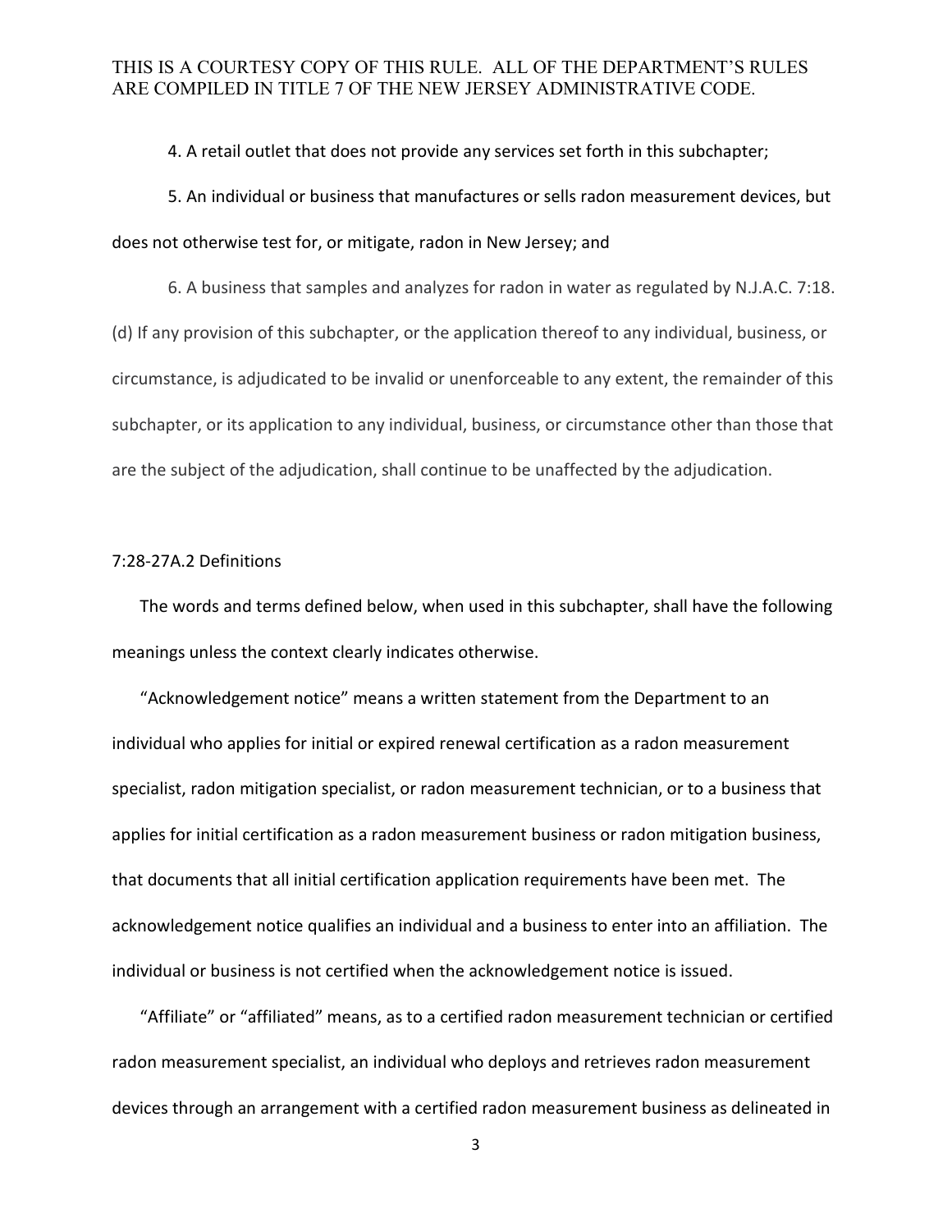4. A retail outlet that does not provide any services set forth in this subchapter;

5. An individual or business that manufactures or sells radon measurement devices, but does not otherwise test for, or mitigate, radon in New Jersey; and

6. A business that samples and analyzes for radon in water as regulated by N.J.A.C. 7:18.

(d) If any provision of this subchapter, or the application thereof to any individual, business, or circumstance, is adjudicated to be invalid or unenforceable to any extent, the remainder of this subchapter, or its application to any individual, business, or circumstance other than those that are the subject of the adjudication, shall continue to be unaffected by the adjudication.

## 7:28-27A.2 Definitions

The words and terms defined below, when used in this subchapter, shall have the following meanings unless the context clearly indicates otherwise.

"Acknowledgement notice" means a written statement from the Department to an individual who applies for initial or expired renewal certification as a radon measurement specialist, radon mitigation specialist, or radon measurement technician, or to a business that applies for initial certification as a radon measurement business or radon mitigation business, that documents that all initial certification application requirements have been met. The acknowledgement notice qualifies an individual and a business to enter into an affiliation. The individual or business is not certified when the acknowledgement notice is issued.

"Affiliate" or "affiliated" means, as to a certified radon measurement technician or certified radon measurement specialist, an individual who deploys and retrieves radon measurement devices through an arrangement with a certified radon measurement business as delineated in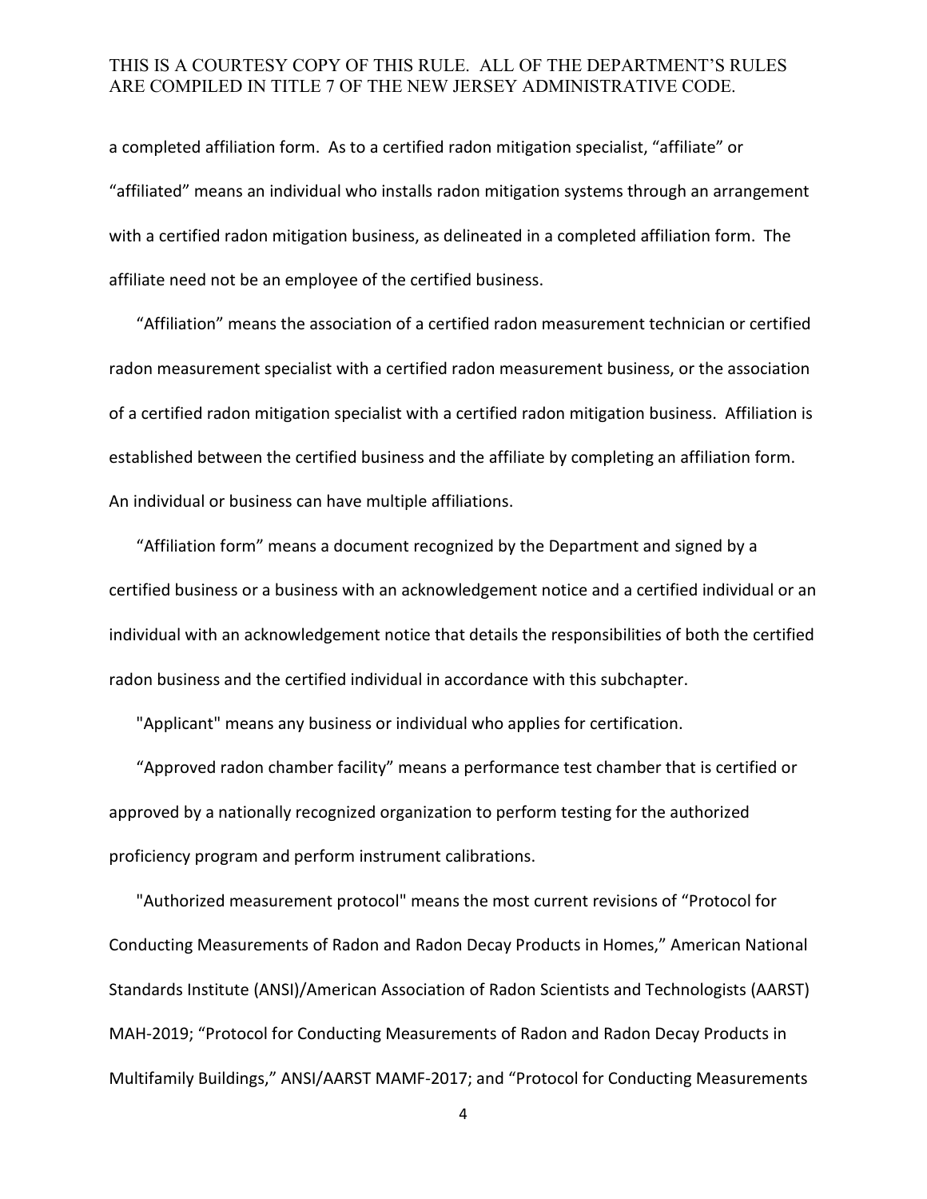a completed affiliation form. As to a certified radon mitigation specialist, “affiliate” or “affiliated” means an individual who installs radon mitigation systems through an arrangement with a certified radon mitigation business, as delineated in a completed affiliation form. The affiliate need not be an employee of the certified business.

“Affiliation” means the association of a certified radon measurement technician or certified radon measurement specialist with a certified radon measurement business, or the association of a certified radon mitigation specialist with a certified radon mitigation business. Affiliation is established between the certified business and the affiliate by completing an affiliation form. An individual or business can have multiple affiliations.

“Affiliation form” means a document recognized by the Department and signed by a certified business or a business with an acknowledgement notice and a certified individual or an individual with an acknowledgement notice that details the responsibilities of both the certified radon business and the certified individual in accordance with this subchapter.

"Applicant" means any business or individual who applies for certification.

“Approved radon chamber facility” means a performance test chamber that is certified or approved by a nationally recognized organization to perform testing for the authorized proficiency program and perform instrument calibrations.

"Authorized measurement protocol" means the most current revisions of “Protocol for Conducting Measurements of Radon and Radon Decay Products in Homes,” American National Standards Institute (ANSI)/American Association of Radon Scientists and Technologists (AARST) MAH-2019; “Protocol for Conducting Measurements of Radon and Radon Decay Products in Multifamily Buildings,” ANSI/AARST MAMF-2017; and “Protocol for Conducting Measurements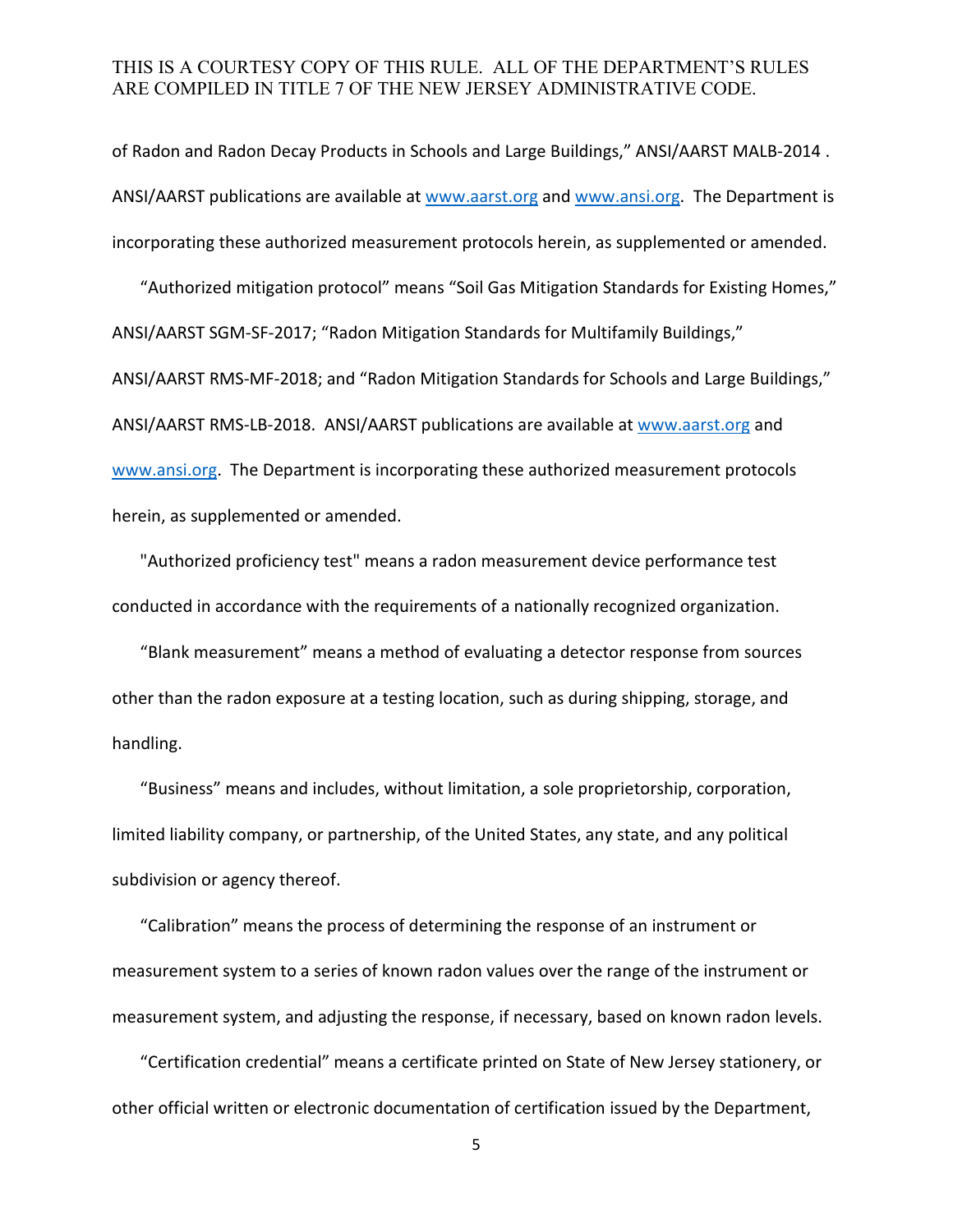of Radon and Radon Decay Products in Schools and Large Buildings," ANSI/AARST MALB-2014 . ANSI/AARST publications are available at www.aarst.org and www.ansi.org. The Department is incorporating these authorized measurement protocols herein, as supplemented or amended.

"Authorized mitigation protocol" means "Soil Gas Mitigation Standards for Existing Homes," ANSI/AARST SGM-SF-2017; "Radon Mitigation Standards for Multifamily Buildings," ANSI/AARST RMS-MF-2018; and "Radon Mitigation Standards for Schools and Large Buildings," ANSI/AARST RMS-LB-2018. ANSI/AARST publications are available at www.aarst.org and www.ansi.org. The Department is incorporating these authorized measurement protocols herein, as supplemented or amended.

"Authorized proficiency test" means a radon measurement device performance test conducted in accordance with the requirements of a nationally recognized organization.

"Blank measurement" means a method of evaluating a detector response from sources other than the radon exposure at a testing location, such as during shipping, storage, and handling.

"Business" means and includes, without limitation, a sole proprietorship, corporation, limited liability company, or partnership, of the United States, any state, and any political subdivision or agency thereof.

"Calibration" means the process of determining the response of an instrument or measurement system to a series of known radon values over the range of the instrument or measurement system, and adjusting the response, if necessary, based on known radon levels.

"Certification credential" means a certificate printed on State of New Jersey stationery, or other official written or electronic documentation of certification issued by the Department,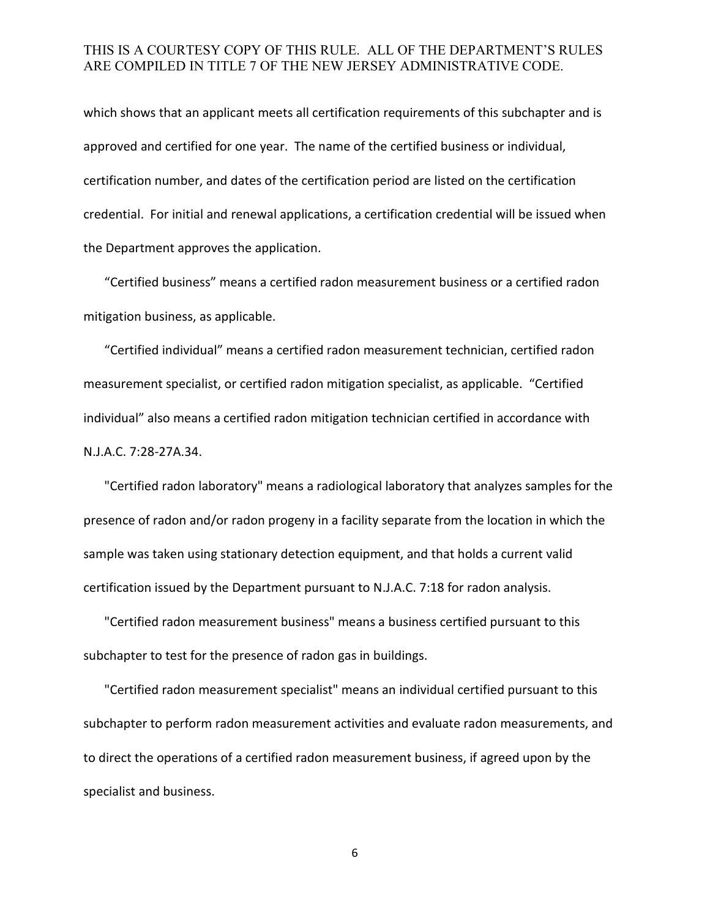which shows that an applicant meets all certification requirements of this subchapter and is approved and certified for one year. The name of the certified business or individual, certification number, and dates of the certification period are listed on the certification credential. For initial and renewal applications, a certification credential will be issued when the Department approves the application.

"Certified business" means a certified radon measurement business or a certified radon mitigation business, as applicable.

"Certified individual" means a certified radon measurement technician, certified radon measurement specialist, or certified radon mitigation specialist, as applicable. "Certified individual" also means a certified radon mitigation technician certified in accordance with N.J.A.C. 7:28-27A.34.

"Certified radon laboratory" means a radiological laboratory that analyzes samples for the presence of radon and/or radon progeny in a facility separate from the location in which the sample was taken using stationary detection equipment, and that holds a current valid certification issued by the Department pursuant to N.J.A.C. 7:18 for radon analysis.

"Certified radon measurement business" means a business certified pursuant to this subchapter to test for the presence of radon gas in buildings.

"Certified radon measurement specialist" means an individual certified pursuant to this subchapter to perform radon measurement activities and evaluate radon measurements, and to direct the operations of a certified radon measurement business, if agreed upon by the specialist and business.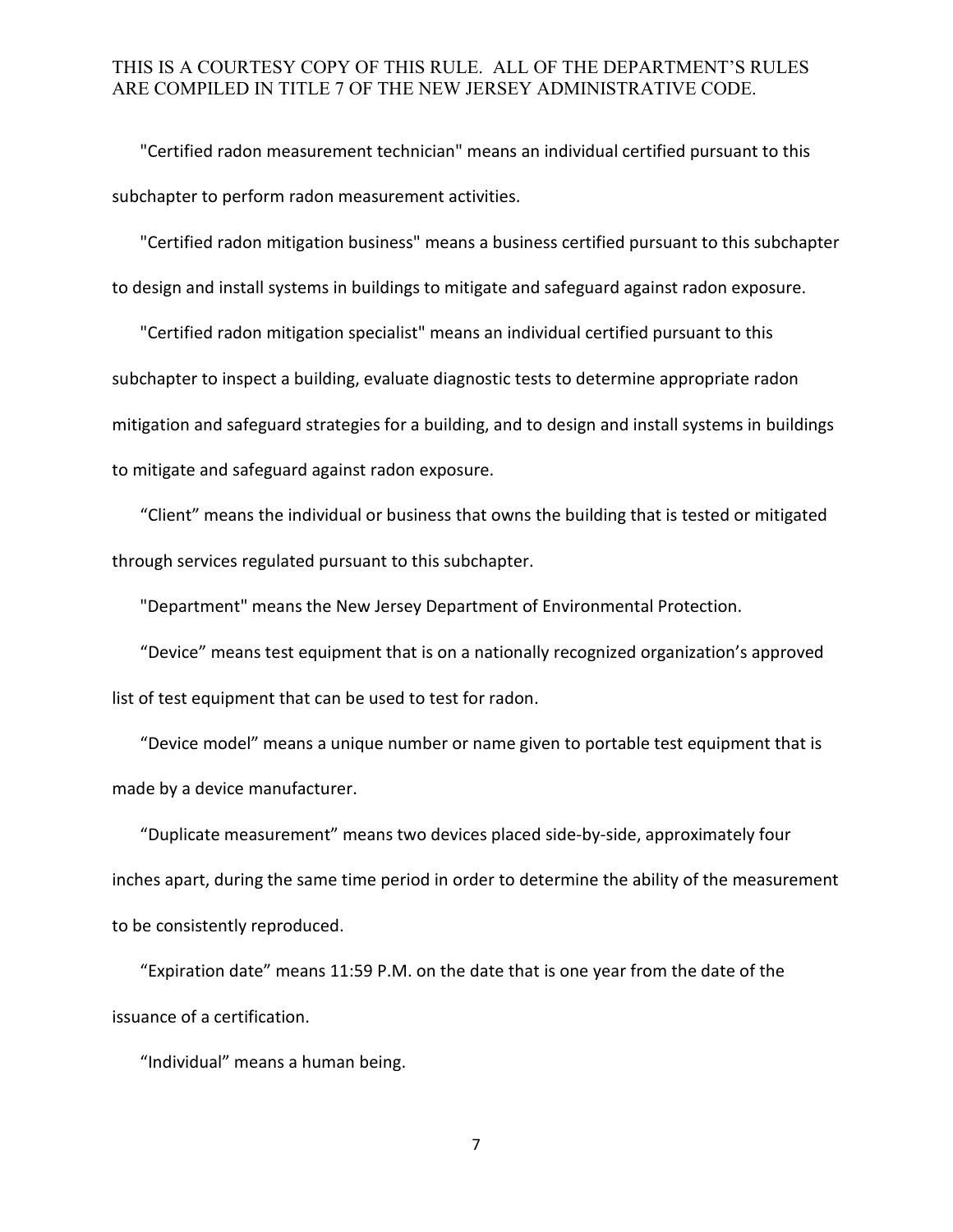"Certified radon measurement technician" means an individual certified pursuant to this subchapter to perform radon measurement activities.

"Certified radon mitigation business" means a business certified pursuant to this subchapter to design and install systems in buildings to mitigate and safeguard against radon exposure.

"Certified radon mitigation specialist" means an individual certified pursuant to this subchapter to inspect a building, evaluate diagnostic tests to determine appropriate radon mitigation and safeguard strategies for a building, and to design and install systems in buildings to mitigate and safeguard against radon exposure.

"Client" means the individual or business that owns the building that is tested or mitigated through services regulated pursuant to this subchapter.

"Department" means the New Jersey Department of Environmental Protection.

"Device" means test equipment that is on a nationally recognized organization's approved list of test equipment that can be used to test for radon.

"Device model" means a unique number or name given to portable test equipment that is made by a device manufacturer.

"Duplicate measurement" means two devices placed side-by-side, approximately four inches apart, during the same time period in order to determine the ability of the measurement to be consistently reproduced.

"Expiration date" means 11:59 P.M. on the date that is one year from the date of the issuance of a certification.

"Individual" means a human being.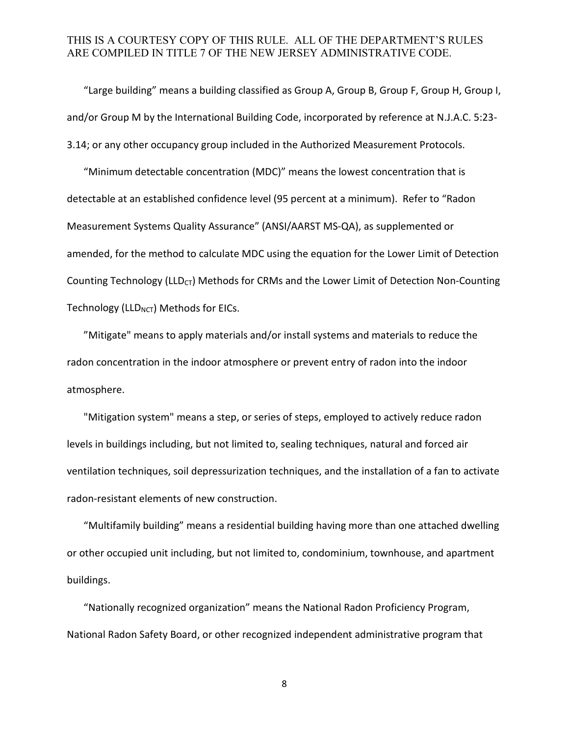“Large building” means a building classified as Group A, Group B, Group F, Group H, Group I, and/or Group M by the International Building Code, incorporated by reference at N.J.A.C. 5:23-3.14; or any other occupancy group included in the Authorized Measurement Protocols.

“Minimum detectable concentration (MDC)” means the lowest concentration that is detectable at an established confidence level (95 percent at a minimum). Refer to “Radon Measurement Systems Quality Assurance” (ANSI/AARST MS-QA), as supplemented or amended, for the method to calculate MDC using the equation for the Lower Limit of Detection Counting Technology ($LLD_{CT}$) Methods for CRMs and the Lower Limit of Detection Non-Counting Technology ($LLD_{NCT}$) Methods for EICs.

”Mitigate" means to apply materials and/or install systems and materials to reduce the radon concentration in the indoor atmosphere or prevent entry of radon into the indoor atmosphere.

"Mitigation system" means a step, or series of steps, employed to actively reduce radon levels in buildings including, but not limited to, sealing techniques, natural and forced air ventilation techniques, soil depressurization techniques, and the installation of a fan to activate radon-resistant elements of new construction.

“Multifamily building” means a residential building having more than one attached dwelling or other occupied unit including, but not limited to, condominium, townhouse, and apartment buildings.

“Nationally recognized organization” means the National Radon Proficiency Program, National Radon Safety Board, or other recognized independent administrative program that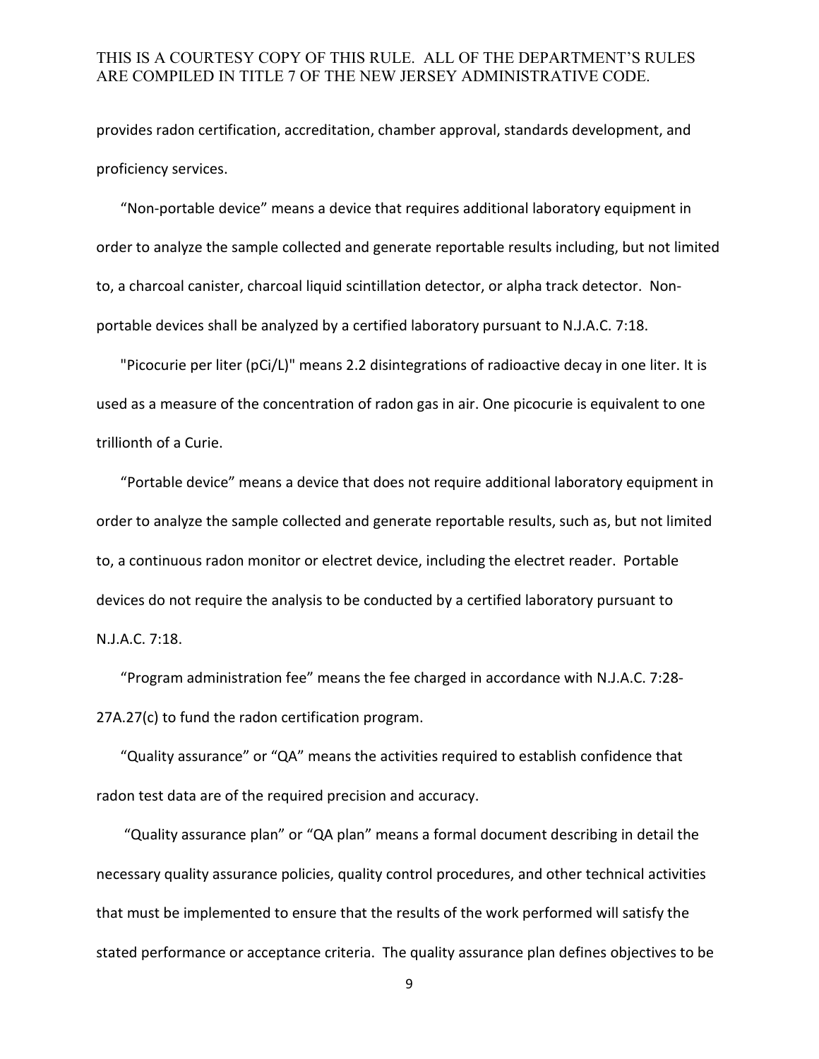provides radon certification, accreditation, chamber approval, standards development, and proficiency services.

"Non-portable device" means a device that requires additional laboratory equipment in order to analyze the sample collected and generate reportable results including, but not limited to, a charcoal canister, charcoal liquid scintillation detector, or alpha track detector. Non-portable devices shall be analyzed by a certified laboratory pursuant to N.J.A.C. 7:18.

"Picocurie per liter (pCi/L)" means 2.2 disintegrations of radioactive decay in one liter. It is used as a measure of the concentration of radon gas in air. One picocurie is equivalent to one trillionth of a Curie.

"Portable device" means a device that does not require additional laboratory equipment in order to analyze the sample collected and generate reportable results, such as, but not limited to, a continuous radon monitor or electret device, including the electret reader. Portable devices do not require the analysis to be conducted by a certified laboratory pursuant to N.J.A.C. 7:18.

"Program administration fee" means the fee charged in accordance with N.J.A.C. 7:28-27A.27(c) to fund the radon certification program.

"Quality assurance" or "QA" means the activities required to establish confidence that radon test data are of the required precision and accuracy.

"Quality assurance plan" or "QA plan" means a formal document describing in detail the necessary quality assurance policies, quality control procedures, and other technical activities that must be implemented to ensure that the results of the work performed will satisfy the stated performance or acceptance criteria. The quality assurance plan defines objectives to be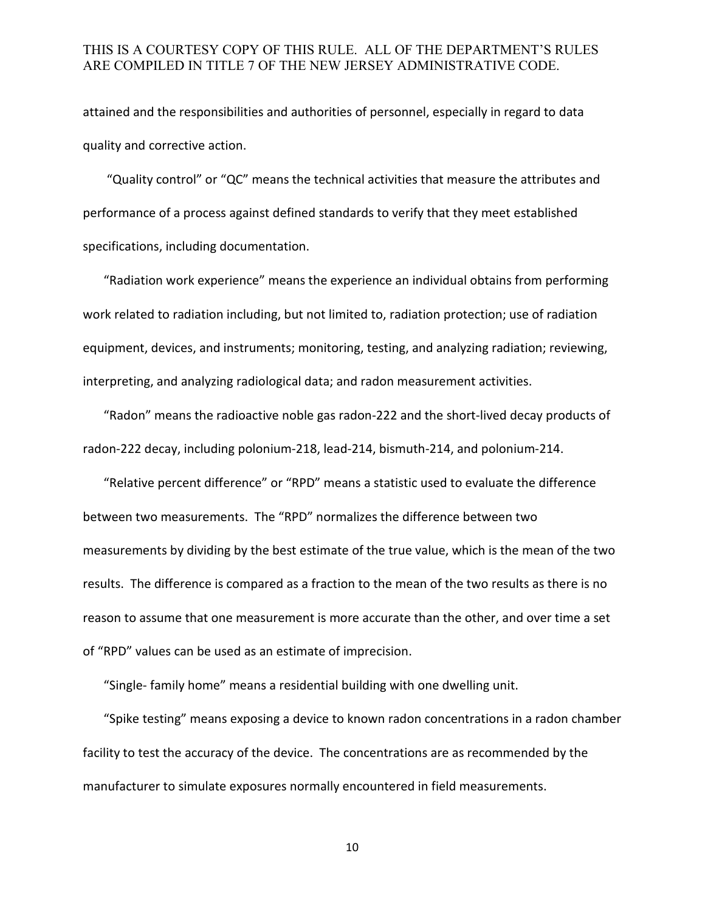attained and the responsibilities and authorities of personnel, especially in regard to data quality and corrective action.

"Quality control" or "QC" means the technical activities that measure the attributes and performance of a process against defined standards to verify that they meet established specifications, including documentation.

"Radiation work experience" means the experience an individual obtains from performing work related to radiation including, but not limited to, radiation protection; use of radiation equipment, devices, and instruments; monitoring, testing, and analyzing radiation; reviewing, interpreting, and analyzing radiological data; and radon measurement activities.

"Radon" means the radioactive noble gas radon-222 and the short-lived decay products of radon-222 decay, including polonium-218, lead-214, bismuth-214, and polonium-214.

"Relative percent difference" or "RPD" means a statistic used to evaluate the difference between two measurements. The "RPD" normalizes the difference between two measurements by dividing by the best estimate of the true value, which is the mean of the two results. The difference is compared as a fraction to the mean of the two results as there is no reason to assume that one measurement is more accurate than the other, and over time a set of "RPD" values can be used as an estimate of imprecision.

"Single- family home" means a residential building with one dwelling unit.

"Spike testing" means exposing a device to known radon concentrations in a radon chamber facility to test the accuracy of the device. The concentrations are as recommended by the manufacturer to simulate exposures normally encountered in field measurements.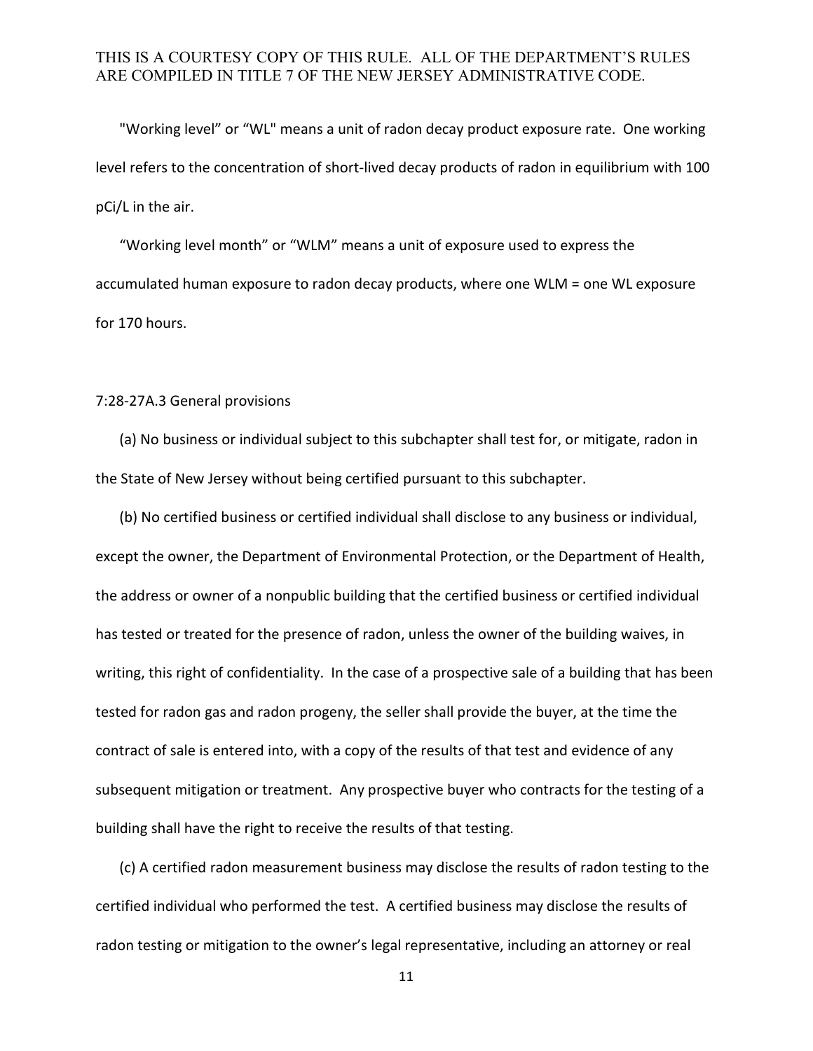"Working level" or "WL" means a unit of radon decay product exposure rate. One working level refers to the concentration of short-lived decay products of radon in equilibrium with 100 pCi/L in the air.

"Working level month" or "WLM" means a unit of exposure used to express the accumulated human exposure to radon decay products, where one WLM = one WL exposure for 170 hours.

7:28-27A.3 General provisions

(a) No business or individual subject to this subchapter shall test for, or mitigate, radon in the State of New Jersey without being certified pursuant to this subchapter.

(b) No certified business or certified individual shall disclose to any business or individual, except the owner, the Department of Environmental Protection, or the Department of Health, the address or owner of a nonpublic building that the certified business or certified individual has tested or treated for the presence of radon, unless the owner of the building waives, in writing, this right of confidentiality. In the case of a prospective sale of a building that has been tested for radon gas and radon progeny, the seller shall provide the buyer, at the time the contract of sale is entered into, with a copy of the results of that test and evidence of any subsequent mitigation or treatment. Any prospective buyer who contracts for the testing of a building shall have the right to receive the results of that testing.

(c) A certified radon measurement business may disclose the results of radon testing to the certified individual who performed the test. A certified business may disclose the results of radon testing or mitigation to the owner's legal representative, including an attorney or real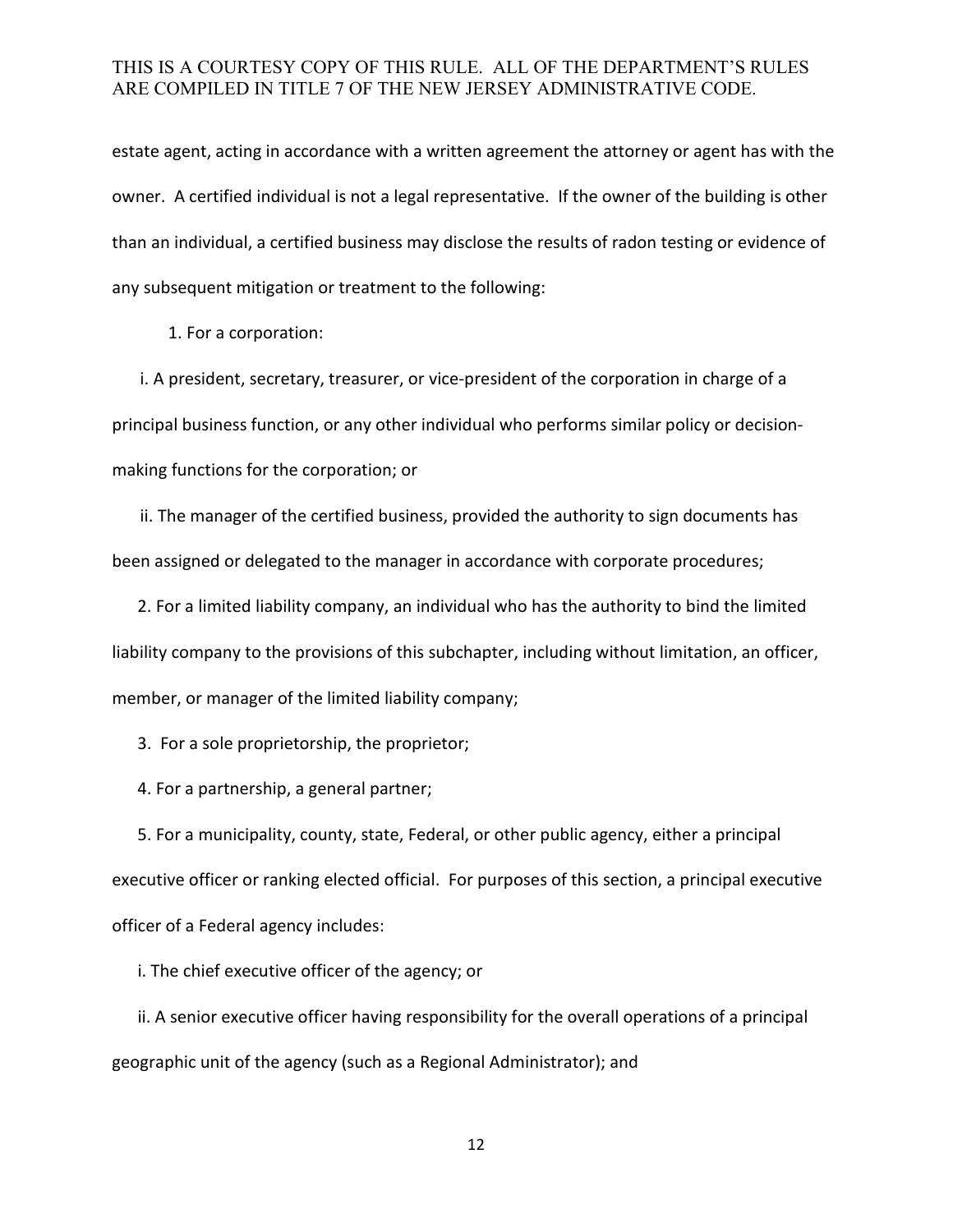estate agent, acting in accordance with a written agreement the attorney or agent has with the owner. A certified individual is not a legal representative. If the owner of the building is other than an individual, a certified business may disclose the results of radon testing or evidence of any subsequent mitigation or treatment to the following:

1. For a corporation:

i. A president, secretary, treasurer, or vice-president of the corporation in charge of a principal business function, or any other individual who performs similar policy or decision-making functions for the corporation; or

ii. The manager of the certified business, provided the authority to sign documents has been assigned or delegated to the manager in accordance with corporate procedures;

2. For a limited liability company, an individual who has the authority to bind the limited liability company to the provisions of this subchapter, including without limitation, an officer, member, or manager of the limited liability company;

3. For a sole proprietorship, the proprietor;

4. For a partnership, a general partner;

5. For a municipality, county, state, Federal, or other public agency, either a principal executive officer or ranking elected official. For purposes of this section, a principal executive officer of a Federal agency includes:

i. The chief executive officer of the agency; or

ii. A senior executive officer having responsibility for the overall operations of a principal geographic unit of the agency (such as a Regional Administrator); and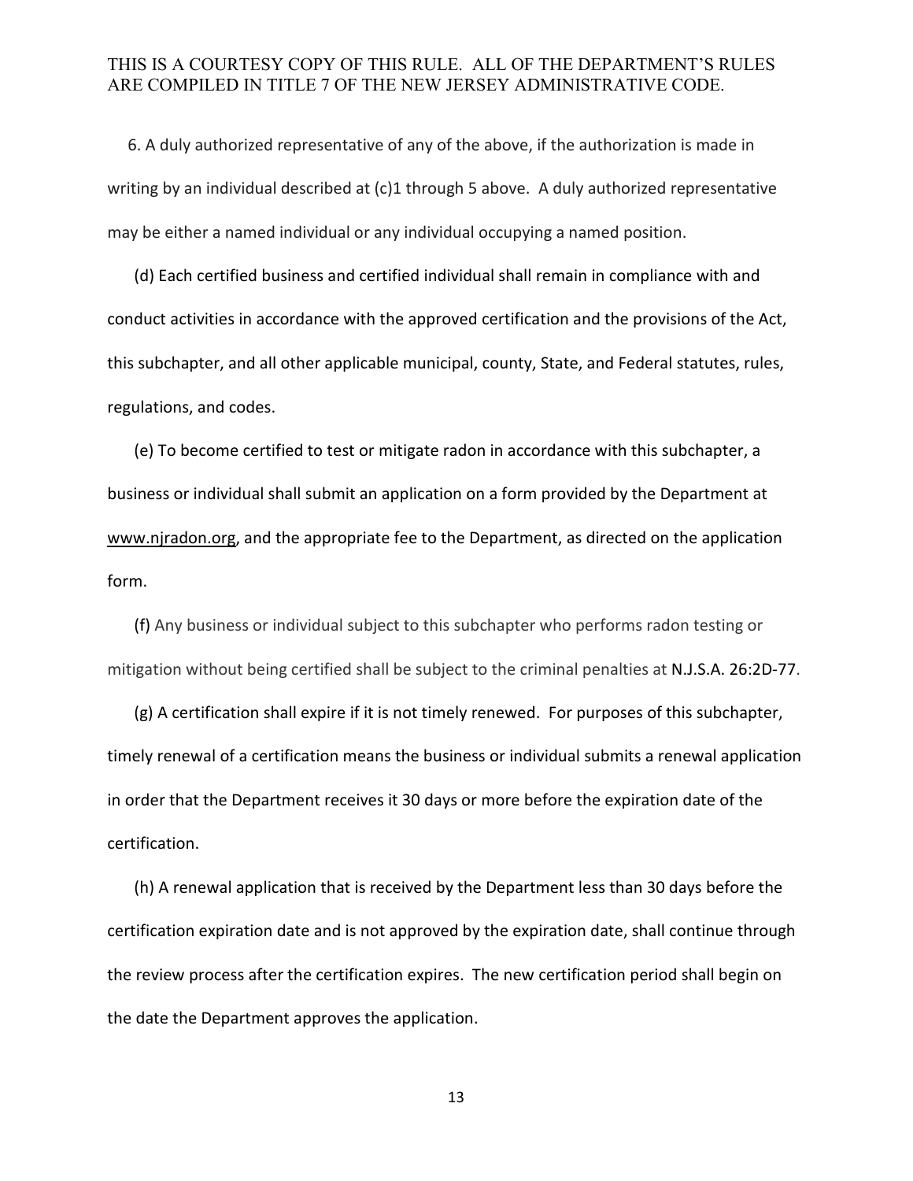6. A duly authorized representative of any of the above, if the authorization is made in writing by an individual described at (c)1 through 5 above. A duly authorized representative may be either a named individual or any individual occupying a named position.

(d) Each certified business and certified individual shall remain in compliance with and conduct activities in accordance with the approved certification and the provisions of the Act, this subchapter, and all other applicable municipal, county, State, and Federal statutes, rules, regulations, and codes.

(e) To become certified to test or mitigate radon in accordance with this subchapter, a business or individual shall submit an application on a form provided by the Department at www.njradon.org, and the appropriate fee to the Department, as directed on the application form.

(f) Any business or individual subject to this subchapter who performs radon testing or mitigation without being certified shall be subject to the criminal penalties at N.J.S.A. 26:2D-77.

(g) A certification shall expire if it is not timely renewed. For purposes of this subchapter, timely renewal of a certification means the business or individual submits a renewal application in order that the Department receives it 30 days or more before the expiration date of the certification.

(h) A renewal application that is received by the Department less than 30 days before the certification expiration date and is not approved by the expiration date, shall continue through the review process after the certification expires. The new certification period shall begin on the date the Department approves the application.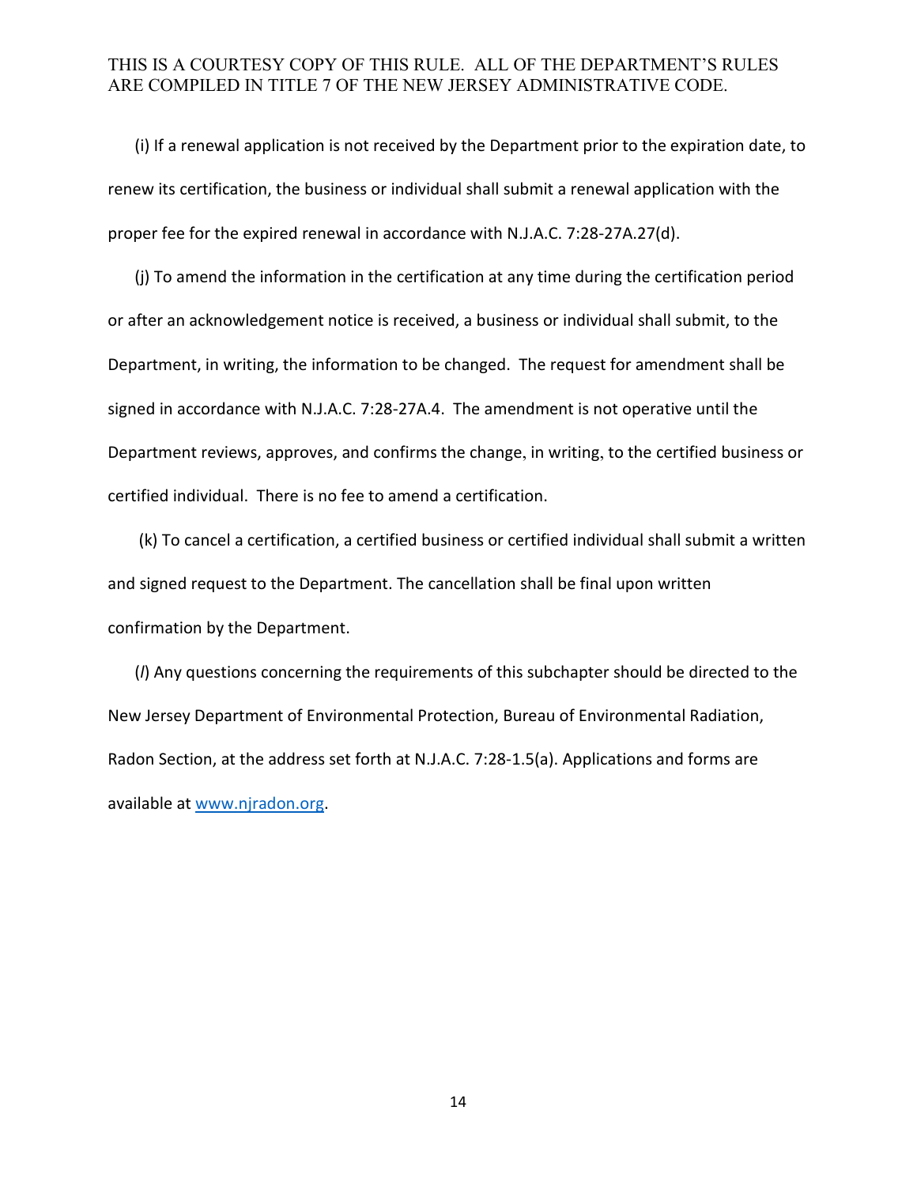(i) If a renewal application is not received by the Department prior to the expiration date, to renew its certification, the business or individual shall submit a renewal application with the proper fee for the expired renewal in accordance with N.J.A.C. 7:28-27A.27(d).

(j) To amend the information in the certification at any time during the certification period or after an acknowledgement notice is received, a business or individual shall submit, to the Department, in writing, the information to be changed. The request for amendment shall be signed in accordance with N.J.A.C. 7:28-27A.4. The amendment is not operative until the Department reviews, approves, and confirms the change, in writing, to the certified business or certified individual. There is no fee to amend a certification.

(k) To cancel a certification, a certified business or certified individual shall submit a written and signed request to the Department. The cancellation shall be final upon written confirmation by the Department.

(*l*) Any questions concerning the requirements of this subchapter should be directed to the New Jersey Department of Environmental Protection, Bureau of Environmental Radiation, Radon Section, at the address set forth at N.J.A.C. 7:28-1.5(a). Applications and forms are available at [www.njradon.org](www.njradon.org).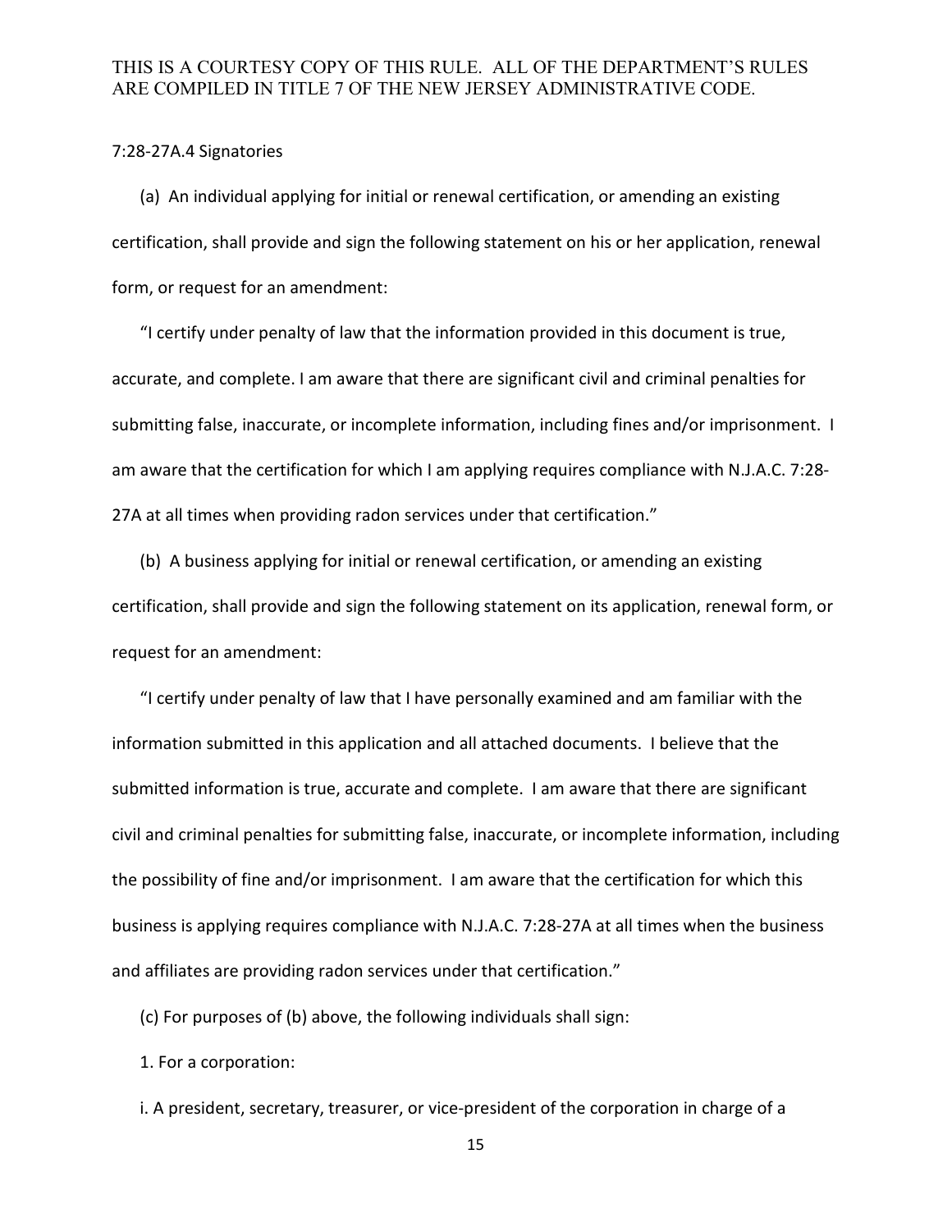7:28-27A.4 Signatories

(a) An individual applying for initial or renewal certification, or amending an existing certification, shall provide and sign the following statement on his or her application, renewal form, or request for an amendment:

"I certify under penalty of law that the information provided in this document is true, accurate, and complete. I am aware that there are significant civil and criminal penalties for submitting false, inaccurate, or incomplete information, including fines and/or imprisonment. I am aware that the certification for which I am applying requires compliance with N.J.A.C. 7:28-27A at all times when providing radon services under that certification."

(b) A business applying for initial or renewal certification, or amending an existing certification, shall provide and sign the following statement on its application, renewal form, or request for an amendment:

"I certify under penalty of law that I have personally examined and am familiar with the information submitted in this application and all attached documents. I believe that the submitted information is true, accurate and complete. I am aware that there are significant civil and criminal penalties for submitting false, inaccurate, or incomplete information, including the possibility of fine and/or imprisonment. I am aware that the certification for which this business is applying requires compliance with N.J.A.C. 7:28-27A at all times when the business and affiliates are providing radon services under that certification."

(c) For purposes of (b) above, the following individuals shall sign:

1. For a corporation:

i. A president, secretary, treasurer, or vice-president of the corporation in charge of a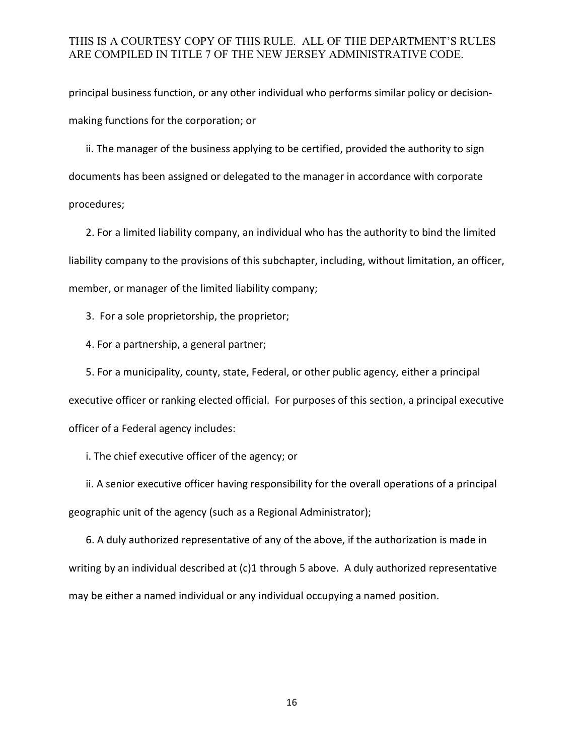principal business function, or any other individual who performs similar policy or decision-making functions for the corporation; or

ii. The manager of the business applying to be certified, provided the authority to sign documents has been assigned or delegated to the manager in accordance with corporate procedures;

2. For a limited liability company, an individual who has the authority to bind the limited liability company to the provisions of this subchapter, including, without limitation, an officer, member, or manager of the limited liability company;

3. For a sole proprietorship, the proprietor;

4. For a partnership, a general partner;

5. For a municipality, county, state, Federal, or other public agency, either a principal executive officer or ranking elected official. For purposes of this section, a principal executive officer of a Federal agency includes:

i. The chief executive officer of the agency; or

ii. A senior executive officer having responsibility for the overall operations of a principal geographic unit of the agency (such as a Regional Administrator);

6. A duly authorized representative of any of the above, if the authorization is made in writing by an individual described at (c)1 through 5 above. A duly authorized representative may be either a named individual or any individual occupying a named position.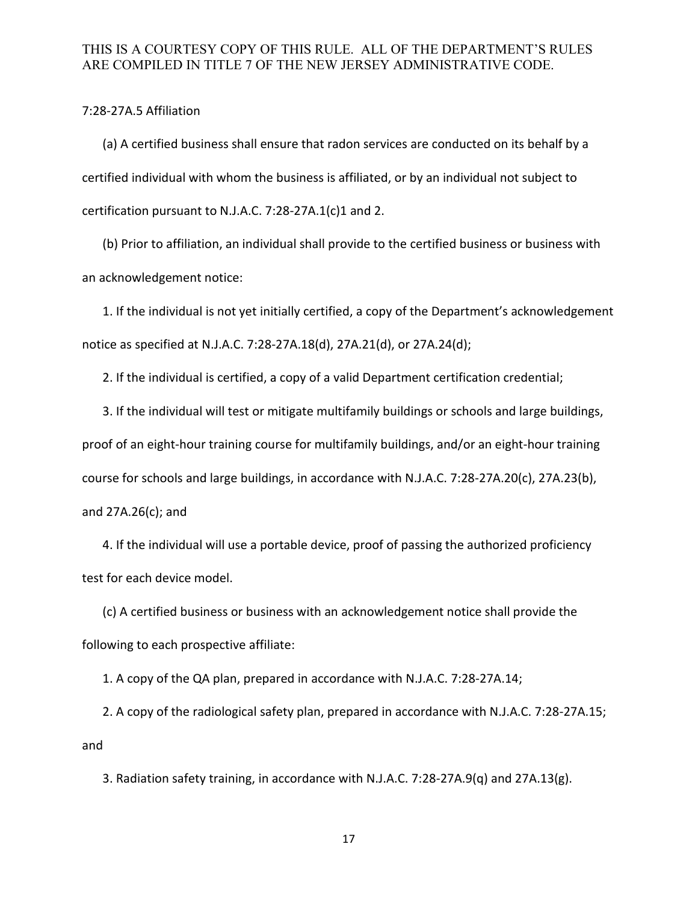7:28-27A.5 Affiliation

(a) A certified business shall ensure that radon services are conducted on its behalf by a certified individual with whom the business is affiliated, or by an individual not subject to certification pursuant to N.J.A.C. 7:28-27A.1(c)1 and 2.

(b) Prior to affiliation, an individual shall provide to the certified business or business with an acknowledgement notice:

1. If the individual is not yet initially certified, a copy of the Department's acknowledgement notice as specified at N.J.A.C. 7:28-27A.18(d), 27A.21(d), or 27A.24(d);

2. If the individual is certified, a copy of a valid Department certification credential;

3. If the individual will test or mitigate multifamily buildings or schools and large buildings, proof of an eight-hour training course for multifamily buildings, and/or an eight-hour training course for schools and large buildings, in accordance with N.J.A.C. 7:28-27A.20(c), 27A.23(b), and 27A.26(c); and

4. If the individual will use a portable device, proof of passing the authorized proficiency test for each device model.

(c) A certified business or business with an acknowledgement notice shall provide the following to each prospective affiliate:

1. A copy of the QA plan, prepared in accordance with N.J.A.C. 7:28-27A.14;

2. A copy of the radiological safety plan, prepared in accordance with N.J.A.C. 7:28-27A.15; and

3. Radiation safety training, in accordance with N.J.A.C. 7:28-27A.9(q) and 27A.13(g).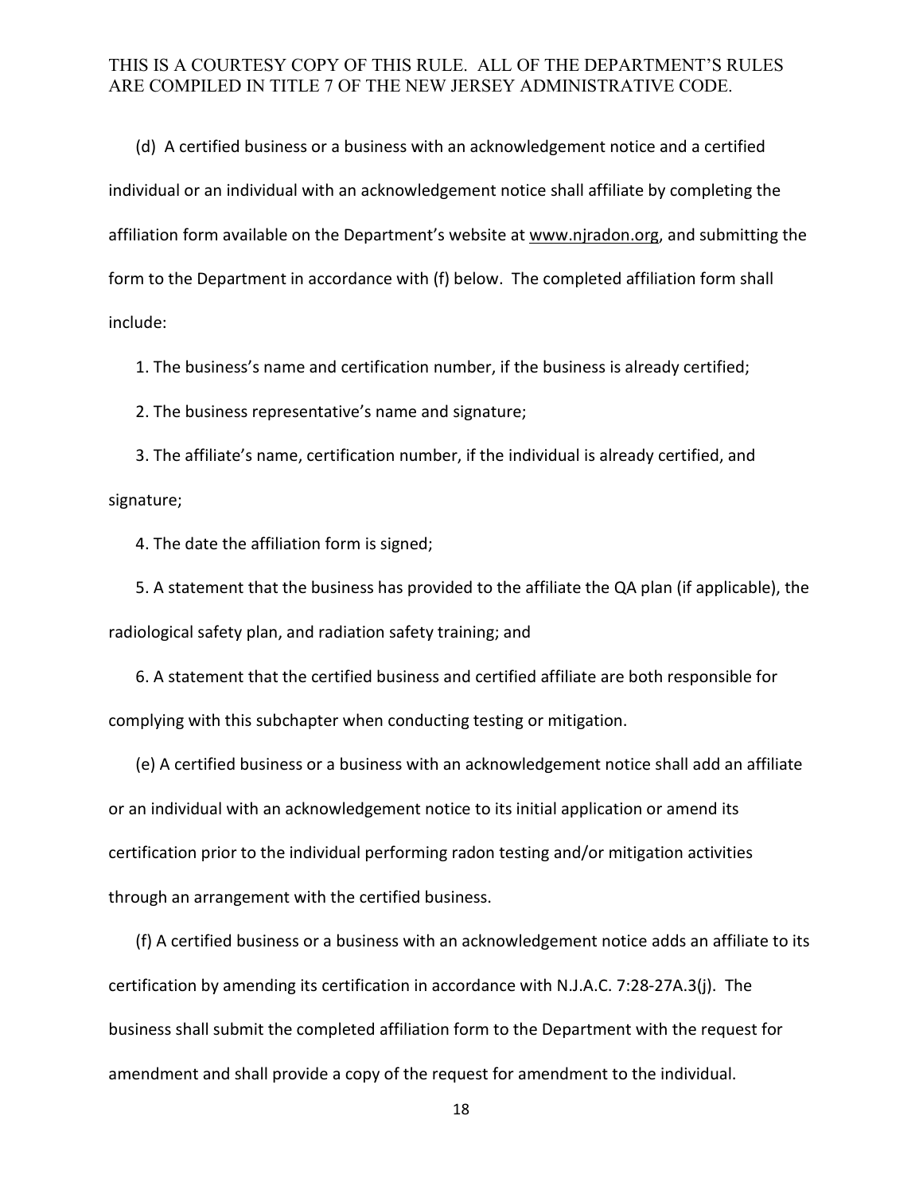(d) A certified business or a business with an acknowledgement notice and a certified individual or an individual with an acknowledgement notice shall affiliate by completing the affiliation form available on the Department's website at www.njradon.org, and submitting the form to the Department in accordance with (f) below. The completed affiliation form shall include:

1. The business's name and certification number, if the business is already certified;

2. The business representative's name and signature;

3. The affiliate's name, certification number, if the individual is already certified, and signature;

4. The date the affiliation form is signed;

5. A statement that the business has provided to the affiliate the QA plan (if applicable), the radiological safety plan, and radiation safety training; and

6. A statement that the certified business and certified affiliate are both responsible for complying with this subchapter when conducting testing or mitigation.

(e) A certified business or a business with an acknowledgement notice shall add an affiliate or an individual with an acknowledgement notice to its initial application or amend its certification prior to the individual performing radon testing and/or mitigation activities through an arrangement with the certified business.

(f) A certified business or a business with an acknowledgement notice adds an affiliate to its certification by amending its certification in accordance with N.J.A.C. 7:28-27A.3(j). The business shall submit the completed affiliation form to the Department with the request for amendment and shall provide a copy of the request for amendment to the individual.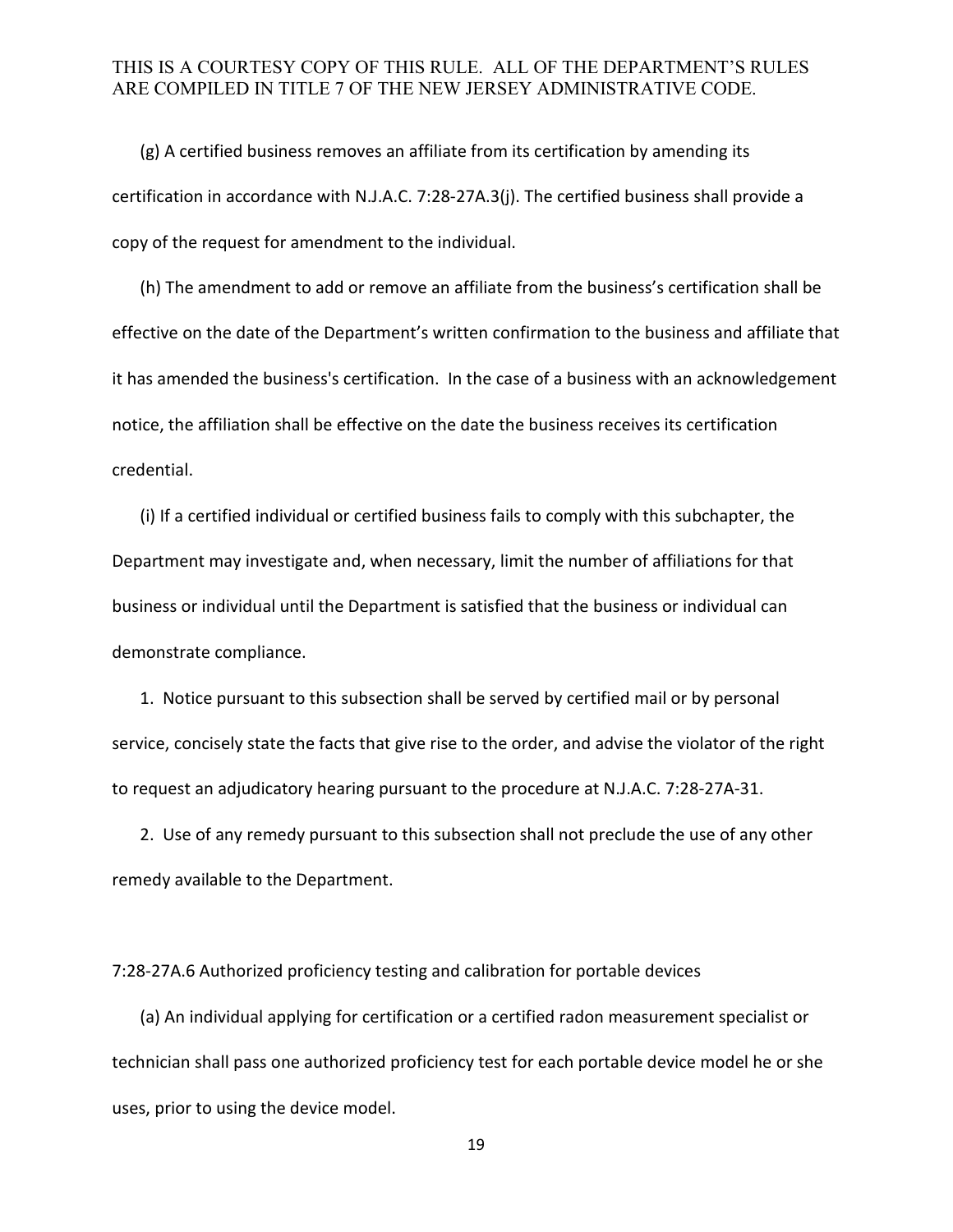(g) A certified business removes an affiliate from its certification by amending its certification in accordance with N.J.A.C. 7:28-27A.3(j). The certified business shall provide a copy of the request for amendment to the individual.

(h) The amendment to add or remove an affiliate from the business's certification shall be effective on the date of the Department's written confirmation to the business and affiliate that it has amended the business's certification. In the case of a business with an acknowledgement notice, the affiliation shall be effective on the date the business receives its certification credential.

(i) If a certified individual or certified business fails to comply with this subchapter, the Department may investigate and, when necessary, limit the number of affiliations for that business or individual until the Department is satisfied that the business or individual can demonstrate compliance.

1. Notice pursuant to this subsection shall be served by certified mail or by personal service, concisely state the facts that give rise to the order, and advise the violator of the right to request an adjudicatory hearing pursuant to the procedure at N.J.A.C. 7:28-27A-31.

2. Use of any remedy pursuant to this subsection shall not preclude the use of any other remedy available to the Department.

7:28-27A.6 Authorized proficiency testing and calibration for portable devices

(a) An individual applying for certification or a certified radon measurement specialist or technician shall pass one authorized proficiency test for each portable device model he or she uses, prior to using the device model.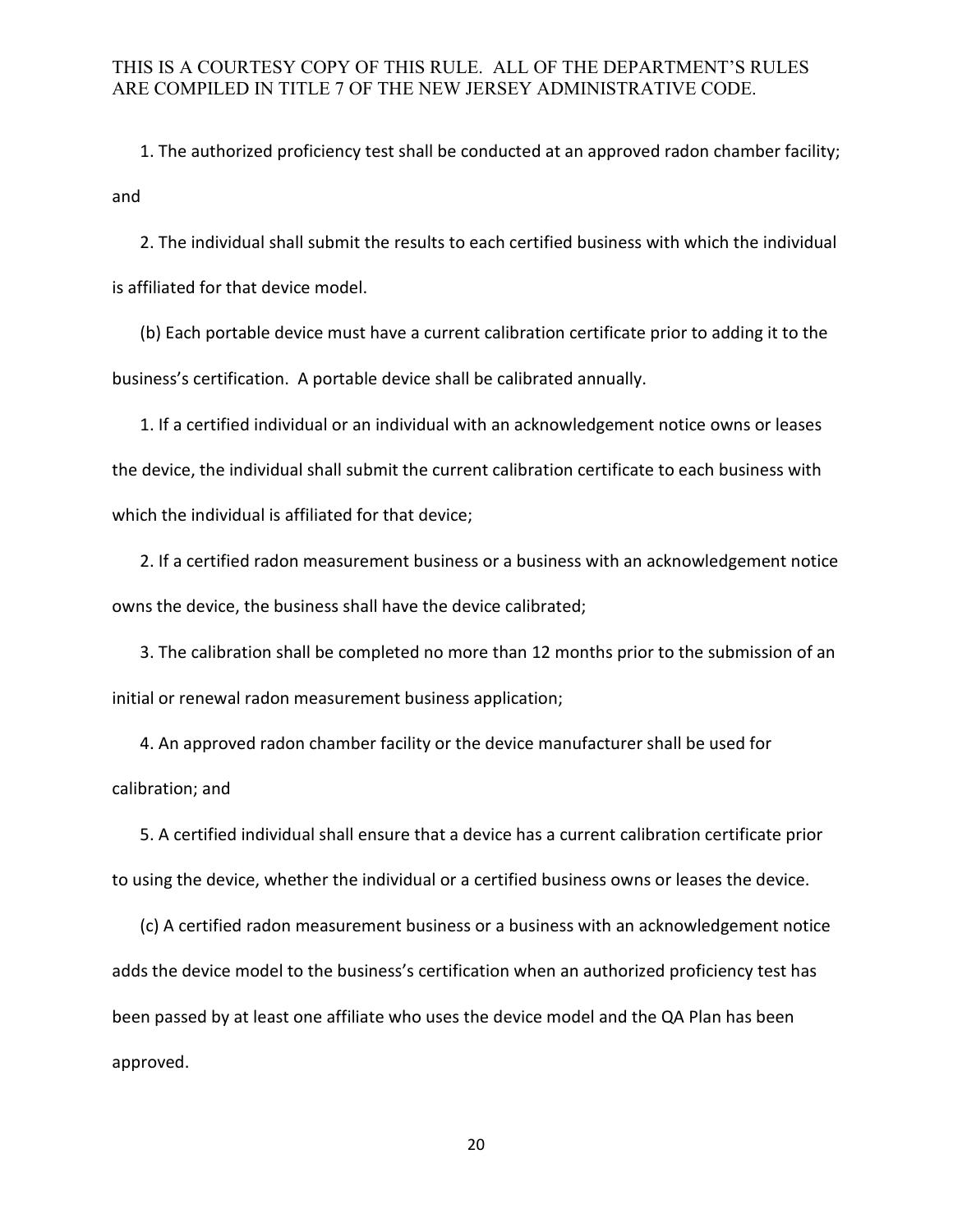1. The authorized proficiency test shall be conducted at an approved radon chamber facility; and

2. The individual shall submit the results to each certified business with which the individual is affiliated for that device model.

(b) Each portable device must have a current calibration certificate prior to adding it to the business's certification. A portable device shall be calibrated annually.

1. If a certified individual or an individual with an acknowledgement notice owns or leases the device, the individual shall submit the current calibration certificate to each business with which the individual is affiliated for that device;

2. If a certified radon measurement business or a business with an acknowledgement notice owns the device, the business shall have the device calibrated;

3. The calibration shall be completed no more than 12 months prior to the submission of an initial or renewal radon measurement business application;

4. An approved radon chamber facility or the device manufacturer shall be used for calibration; and

5. A certified individual shall ensure that a device has a current calibration certificate prior to using the device, whether the individual or a certified business owns or leases the device.

(c) A certified radon measurement business or a business with an acknowledgement notice adds the device model to the business's certification when an authorized proficiency test has been passed by at least one affiliate who uses the device model and the QA Plan has been approved.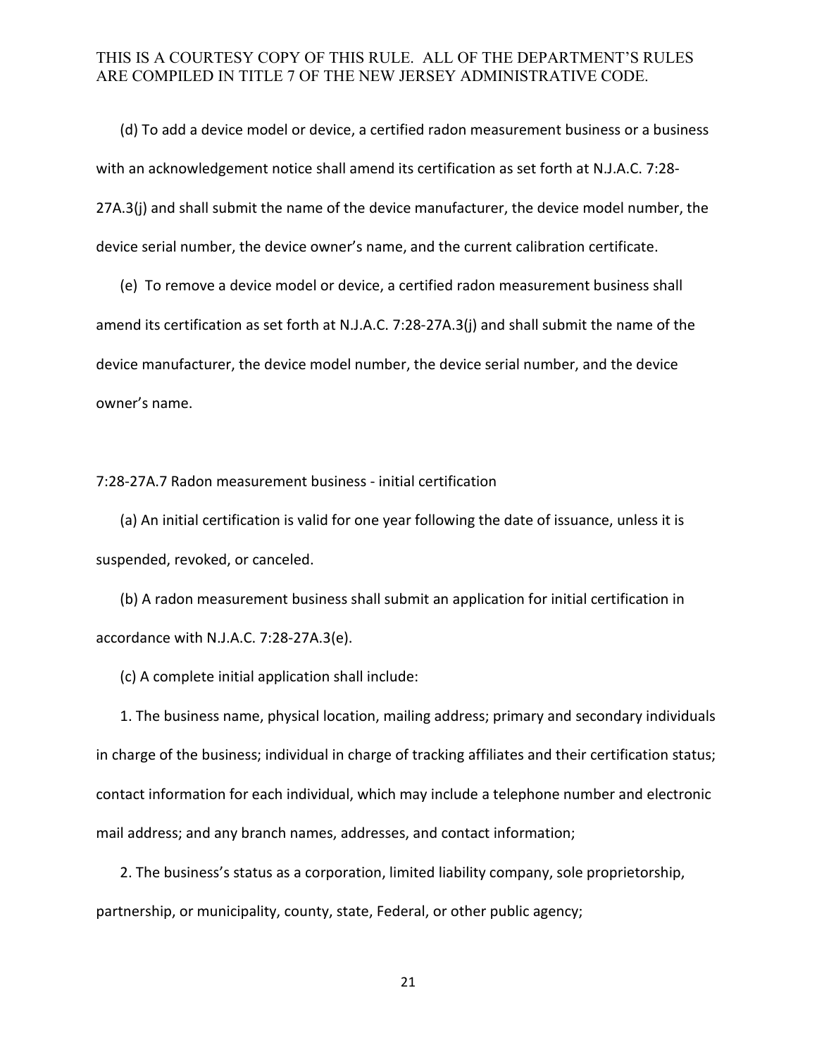(d) To add a device model or device, a certified radon measurement business or a business with an acknowledgement notice shall amend its certification as set forth at N.J.A.C. 7:28-27A.3(j) and shall submit the name of the device manufacturer, the device model number, the device serial number, the device owner's name, and the current calibration certificate.

(e) To remove a device model or device, a certified radon measurement business shall amend its certification as set forth at N.J.A.C. 7:28-27A.3(j) and shall submit the name of the device manufacturer, the device model number, the device serial number, and the device owner's name.

7:28-27A.7 Radon measurement business - initial certification

(a) An initial certification is valid for one year following the date of issuance, unless it is suspended, revoked, or canceled.

(b) A radon measurement business shall submit an application for initial certification in accordance with N.J.A.C. 7:28-27A.3(e).

(c) A complete initial application shall include:

1. The business name, physical location, mailing address; primary and secondary individuals in charge of the business; individual in charge of tracking affiliates and their certification status; contact information for each individual, which may include a telephone number and electronic mail address; and any branch names, addresses, and contact information;

2. The business's status as a corporation, limited liability company, sole proprietorship, partnership, or municipality, county, state, Federal, or other public agency;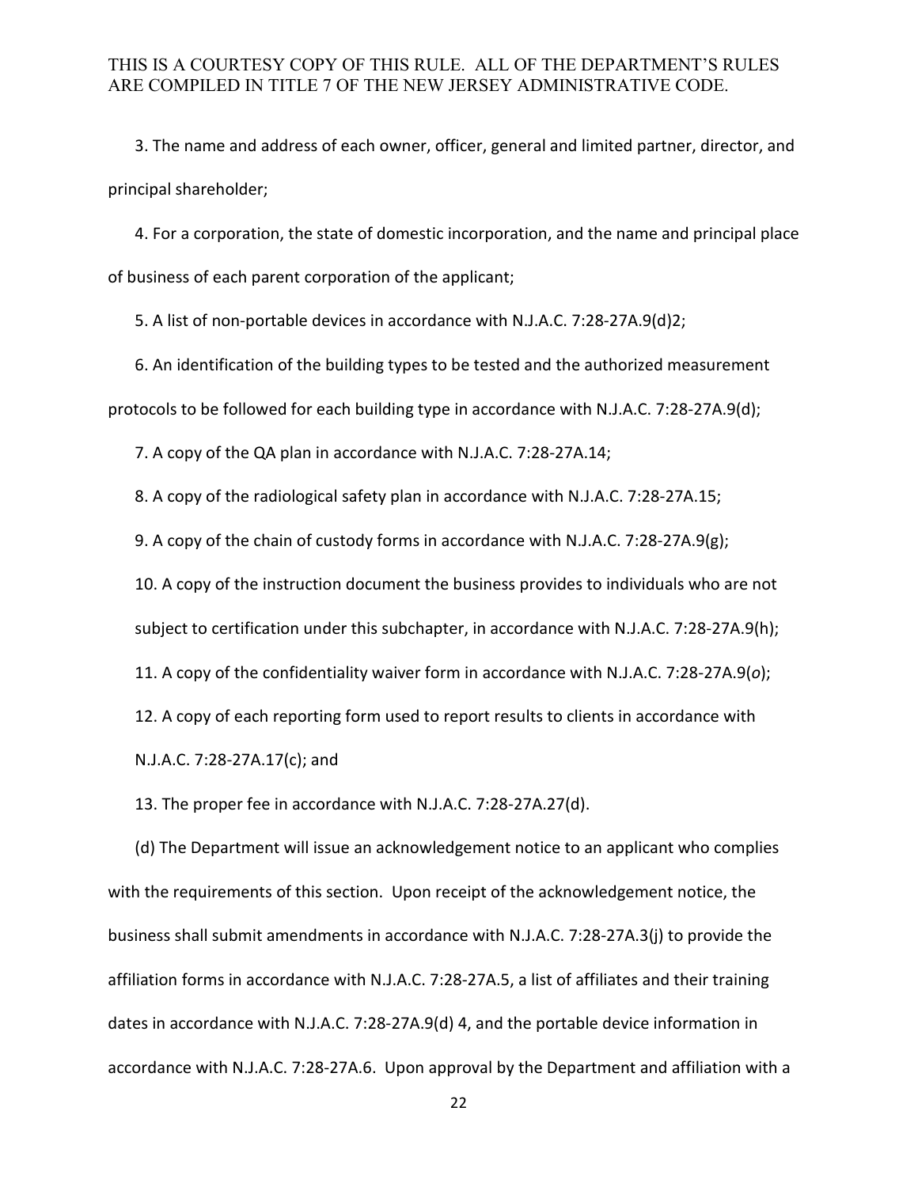3. The name and address of each owner, officer, general and limited partner, director, and principal shareholder;

4. For a corporation, the state of domestic incorporation, and the name and principal place of business of each parent corporation of the applicant;

5. A list of non-portable devices in accordance with N.J.A.C. 7:28-27A.9(d)2;

6. An identification of the building types to be tested and the authorized measurement protocols to be followed for each building type in accordance with N.J.A.C. 7:28-27A.9(d);

7. A copy of the QA plan in accordance with N.J.A.C. 7:28-27A.14;

8. A copy of the radiological safety plan in accordance with N.J.A.C. 7:28-27A.15;

9. A copy of the chain of custody forms in accordance with N.J.A.C. 7:28-27A.9(g);

10. A copy of the instruction document the business provides to individuals who are not subject to certification under this subchapter, in accordance with N.J.A.C. 7:28-27A.9(h);

11. A copy of the confidentiality waiver form in accordance with N.J.A.C. 7:28-27A.9(*o*);

12. A copy of each reporting form used to report results to clients in accordance with N.J.A.C. 7:28-27A.17(c); and

13. The proper fee in accordance with N.J.A.C. 7:28-27A.27(d).

(d) The Department will issue an acknowledgement notice to an applicant who complies with the requirements of this section. Upon receipt of the acknowledgement notice, the business shall submit amendments in accordance with N.J.A.C. 7:28-27A.3(j) to provide the affiliation forms in accordance with N.J.A.C. 7:28-27A.5, a list of affiliates and their training dates in accordance with N.J.A.C. 7:28-27A.9(d) 4, and the portable device information in accordance with N.J.A.C. 7:28-27A.6. Upon approval by the Department and affiliation with a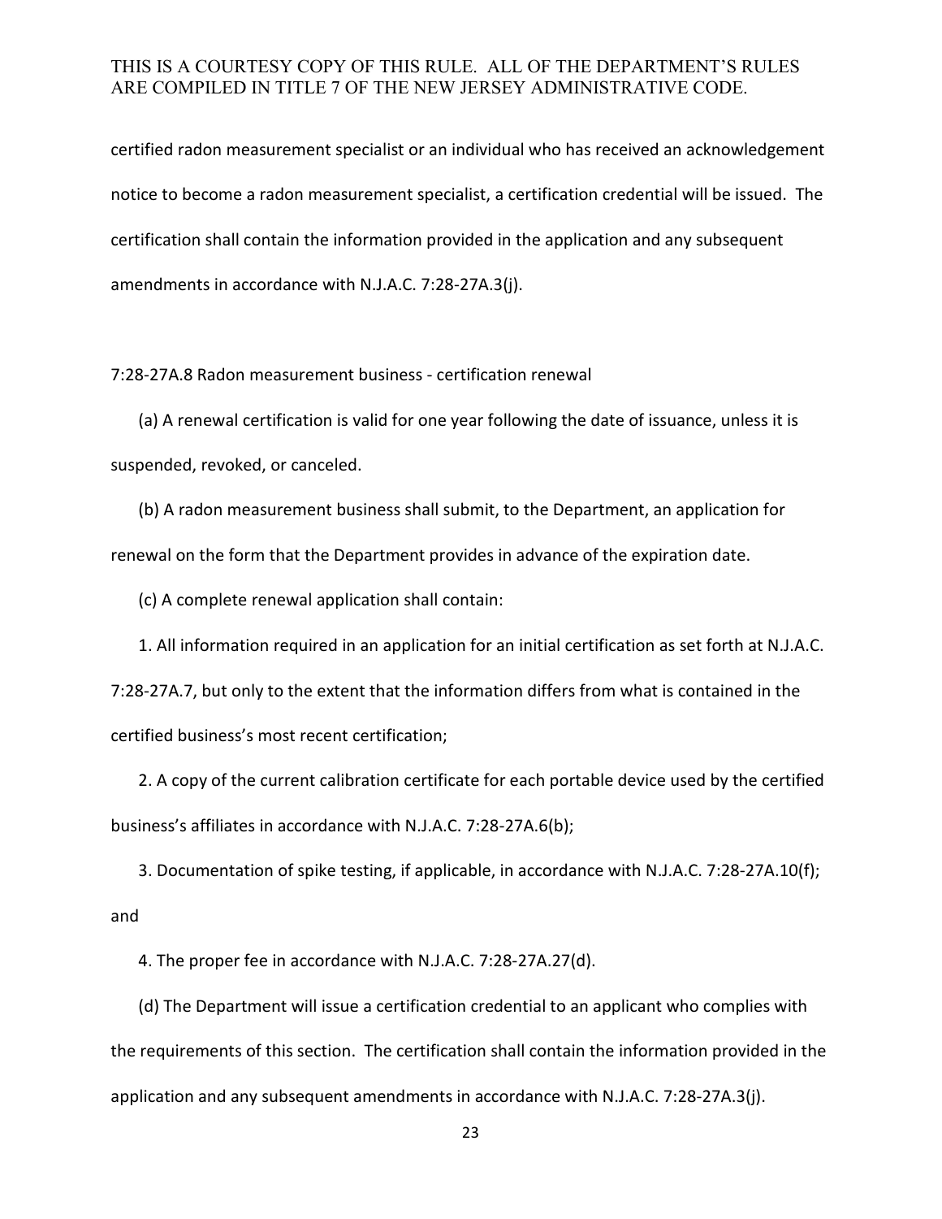certified radon measurement specialist or an individual who has received an acknowledgement notice to become a radon measurement specialist, a certification credential will be issued. The certification shall contain the information provided in the application and any subsequent amendments in accordance with N.J.A.C. 7:28-27A.3(j).

7:28-27A.8 Radon measurement business - certification renewal

(a) A renewal certification is valid for one year following the date of issuance, unless it is suspended, revoked, or canceled.

(b) A radon measurement business shall submit, to the Department, an application for renewal on the form that the Department provides in advance of the expiration date.

(c) A complete renewal application shall contain:

1. All information required in an application for an initial certification as set forth at N.J.A.C. 7:28-27A.7, but only to the extent that the information differs from what is contained in the certified business's most recent certification;

2. A copy of the current calibration certificate for each portable device used by the certified business's affiliates in accordance with N.J.A.C. 7:28-27A.6(b);

3. Documentation of spike testing, if applicable, in accordance with N.J.A.C. 7:28-27A.10(f); and

4. The proper fee in accordance with N.J.A.C. 7:28-27A.27(d).

(d) The Department will issue a certification credential to an applicant who complies with the requirements of this section. The certification shall contain the information provided in the application and any subsequent amendments in accordance with N.J.A.C. 7:28-27A.3(j).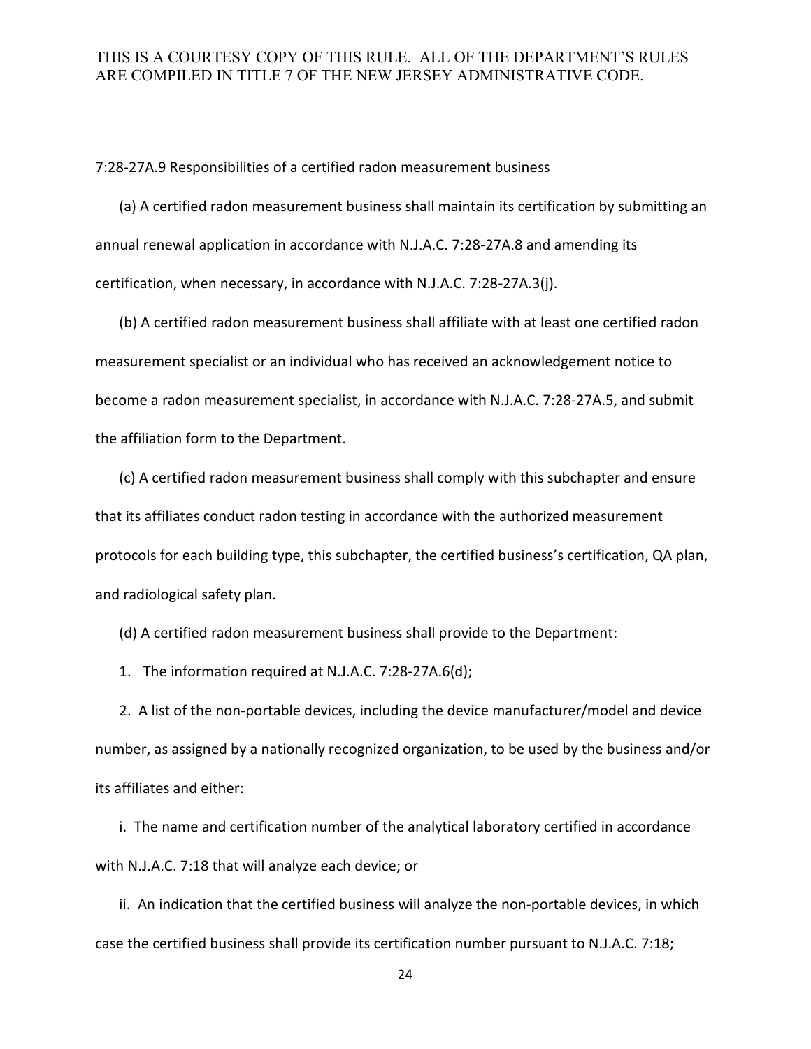7:28-27A.9 Responsibilities of a certified radon measurement business

(a) A certified radon measurement business shall maintain its certification by submitting an annual renewal application in accordance with N.J.A.C. 7:28-27A.8 and amending its certification, when necessary, in accordance with N.J.A.C. 7:28-27A.3(j).

(b) A certified radon measurement business shall affiliate with at least one certified radon measurement specialist or an individual who has received an acknowledgement notice to become a radon measurement specialist, in accordance with N.J.A.C. 7:28-27A.5, and submit the affiliation form to the Department.

(c) A certified radon measurement business shall comply with this subchapter and ensure that its affiliates conduct radon testing in accordance with the authorized measurement protocols for each building type, this subchapter, the certified business's certification, QA plan, and radiological safety plan.

(d) A certified radon measurement business shall provide to the Department:

1. The information required at N.J.A.C. 7:28-27A.6(d);

2. A list of the non-portable devices, including the device manufacturer/model and device number, as assigned by a nationally recognized organization, to be used by the business and/or its affiliates and either:

i. The name and certification number of the analytical laboratory certified in accordance with N.J.A.C. 7:18 that will analyze each device; or

ii. An indication that the certified business will analyze the non-portable devices, in which case the certified business shall provide its certification number pursuant to N.J.A.C. 7:18;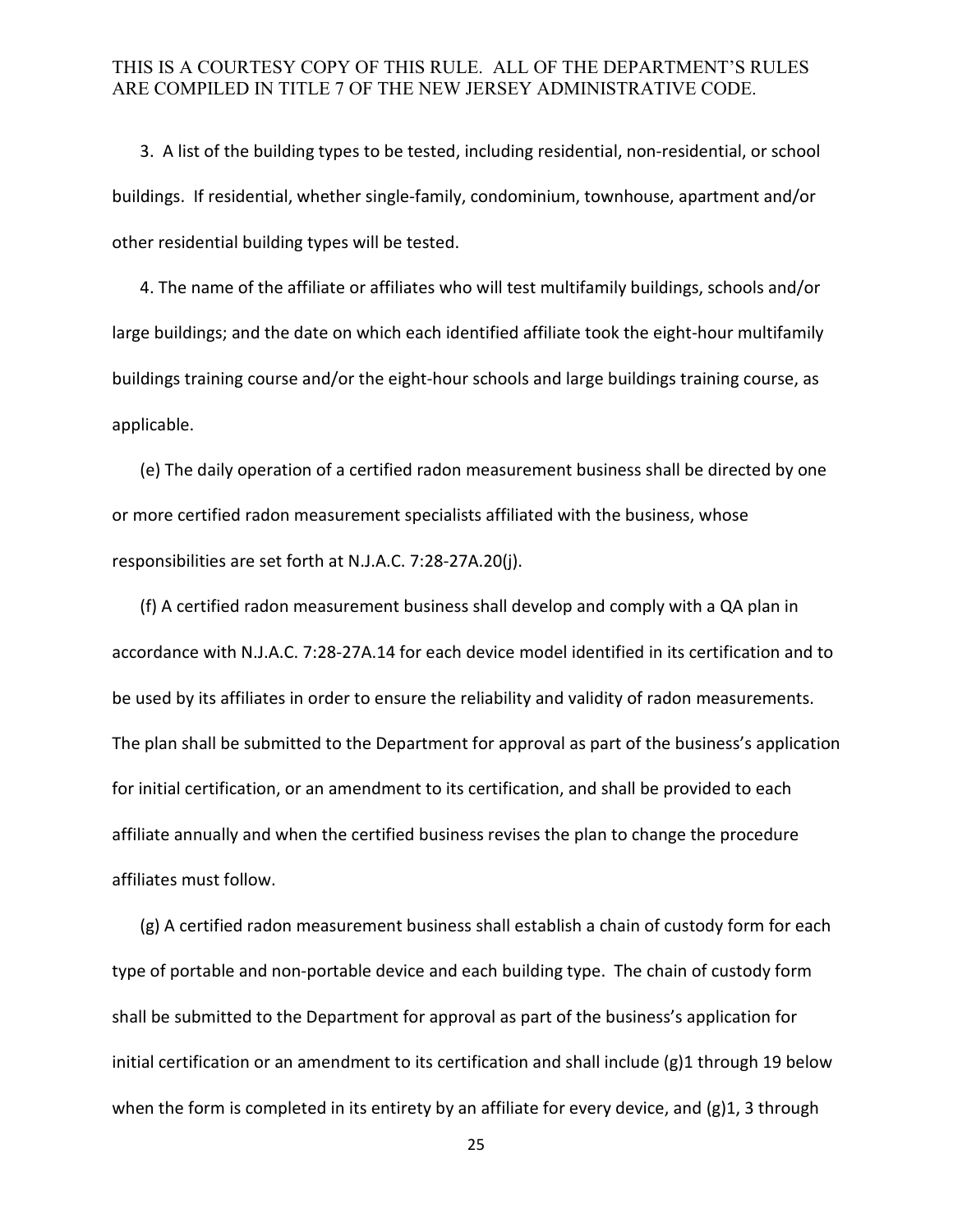3. A list of the building types to be tested, including residential, non-residential, or school buildings. If residential, whether single-family, condominium, townhouse, apartment and/or other residential building types will be tested.

4. The name of the affiliate or affiliates who will test multifamily buildings, schools and/or large buildings; and the date on which each identified affiliate took the eight-hour multifamily buildings training course and/or the eight-hour schools and large buildings training course, as applicable.

(e) The daily operation of a certified radon measurement business shall be directed by one or more certified radon measurement specialists affiliated with the business, whose responsibilities are set forth at N.J.A.C. 7:28-27A.20(j).

(f) A certified radon measurement business shall develop and comply with a QA plan in accordance with N.J.A.C. 7:28-27A.14 for each device model identified in its certification and to be used by its affiliates in order to ensure the reliability and validity of radon measurements. The plan shall be submitted to the Department for approval as part of the business's application for initial certification, or an amendment to its certification, and shall be provided to each affiliate annually and when the certified business revises the plan to change the procedure affiliates must follow.

(g) A certified radon measurement business shall establish a chain of custody form for each type of portable and non-portable device and each building type. The chain of custody form shall be submitted to the Department for approval as part of the business's application for initial certification or an amendment to its certification and shall include (g)1 through 19 below when the form is completed in its entirety by an affiliate for every device, and (g)1, 3 through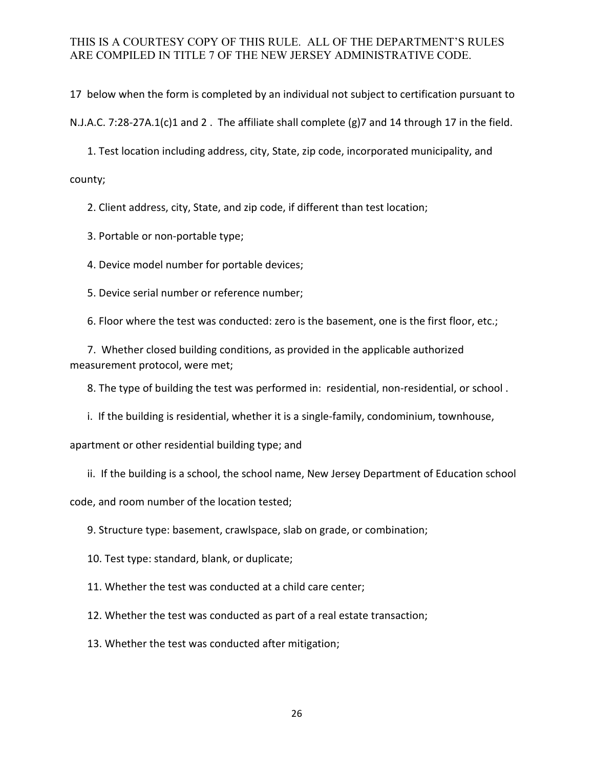THIS IS A COURTESY COPY OF THIS RULE. ALL OF THE DEPARTMENT'S RULES ARE COMPILED IN TITLE 7 OF THE NEW JERSEY ADMINISTRATIVE CODE.

17 below when the form is completed by an individual not subject to certification pursuant to N.J.A.C. 7:28-27A.1(c)1 and 2 . The affiliate shall complete (g)7 and 14 through 17 in the field.

1. Test location including address, city, State, zip code, incorporated municipality, and county;

2. Client address, city, State, and zip code, if different than test location;

3. Portable or non-portable type;

4. Device model number for portable devices;

5. Device serial number or reference number;

6. Floor where the test was conducted: zero is the basement, one is the first floor, etc.;

7. Whether closed building conditions, as provided in the applicable authorized measurement protocol, were met;

8. The type of building the test was performed in: residential, non-residential, or school .

i. If the building is residential, whether it is a single-family, condominium, townhouse, apartment or other residential building type; and

ii. If the building is a school, the school name, New Jersey Department of Education school code, and room number of the location tested;

9. Structure type: basement, crawlspace, slab on grade, or combination;

10. Test type: standard, blank, or duplicate;

11. Whether the test was conducted at a child care center;

12. Whether the test was conducted as part of a real estate transaction;

13. Whether the test was conducted after mitigation;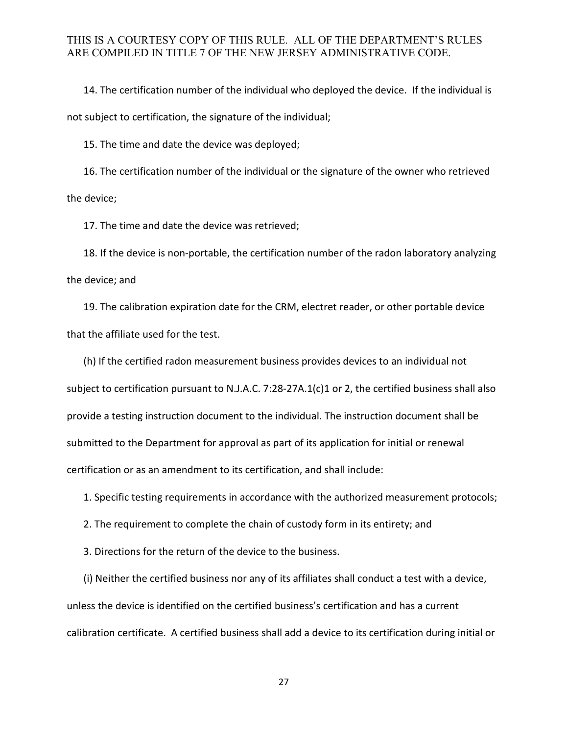14. The certification number of the individual who deployed the device. If the individual is not subject to certification, the signature of the individual;

15. The time and date the device was deployed;

16. The certification number of the individual or the signature of the owner who retrieved the device;

17. The time and date the device was retrieved;

18. If the device is non-portable, the certification number of the radon laboratory analyzing the device; and

19. The calibration expiration date for the CRM, electret reader, or other portable device that the affiliate used for the test.

(h) If the certified radon measurement business provides devices to an individual not subject to certification pursuant to N.J.A.C. 7:28-27A.1(c)1 or 2, the certified business shall also provide a testing instruction document to the individual. The instruction document shall be submitted to the Department for approval as part of its application for initial or renewal certification or as an amendment to its certification, and shall include:

1. Specific testing requirements in accordance with the authorized measurement protocols;

2. The requirement to complete the chain of custody form in its entirety; and

3. Directions for the return of the device to the business.

(i) Neither the certified business nor any of its affiliates shall conduct a test with a device, unless the device is identified on the certified business's certification and has a current calibration certificate. A certified business shall add a device to its certification during initial or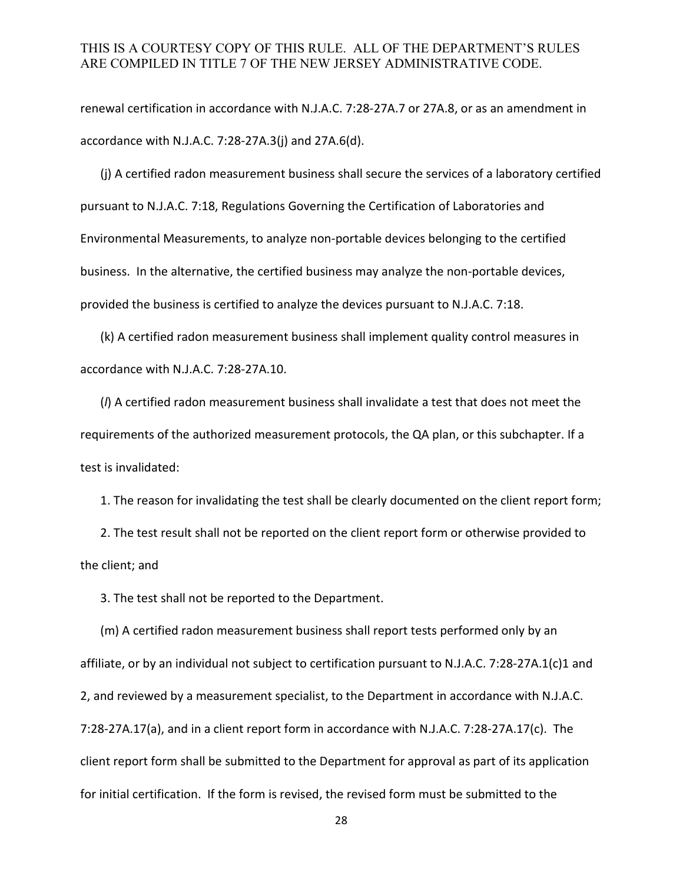renewal certification in accordance with N.J.A.C. 7:28-27A.7 or 27A.8, or as an amendment in accordance with N.J.A.C. 7:28-27A.3(j) and 27A.6(d).

(j) A certified radon measurement business shall secure the services of a laboratory certified pursuant to N.J.A.C. 7:18, Regulations Governing the Certification of Laboratories and Environmental Measurements, to analyze non-portable devices belonging to the certified business. In the alternative, the certified business may analyze the non-portable devices, provided the business is certified to analyze the devices pursuant to N.J.A.C. 7:18.

(k) A certified radon measurement business shall implement quality control measures in accordance with N.J.A.C. 7:28-27A.10.

(*l*) A certified radon measurement business shall invalidate a test that does not meet the requirements of the authorized measurement protocols, the QA plan, or this subchapter. If a test is invalidated:

1. The reason for invalidating the test shall be clearly documented on the client report form;

2. The test result shall not be reported on the client report form or otherwise provided to the client; and

3. The test shall not be reported to the Department.

(m) A certified radon measurement business shall report tests performed only by an affiliate, or by an individual not subject to certification pursuant to N.J.A.C. 7:28-27A.1(c)1 and 2, and reviewed by a measurement specialist, to the Department in accordance with N.J.A.C. 7:28-27A.17(a), and in a client report form in accordance with N.J.A.C. 7:28-27A.17(c). The client report form shall be submitted to the Department for approval as part of its application for initial certification. If the form is revised, the revised form must be submitted to the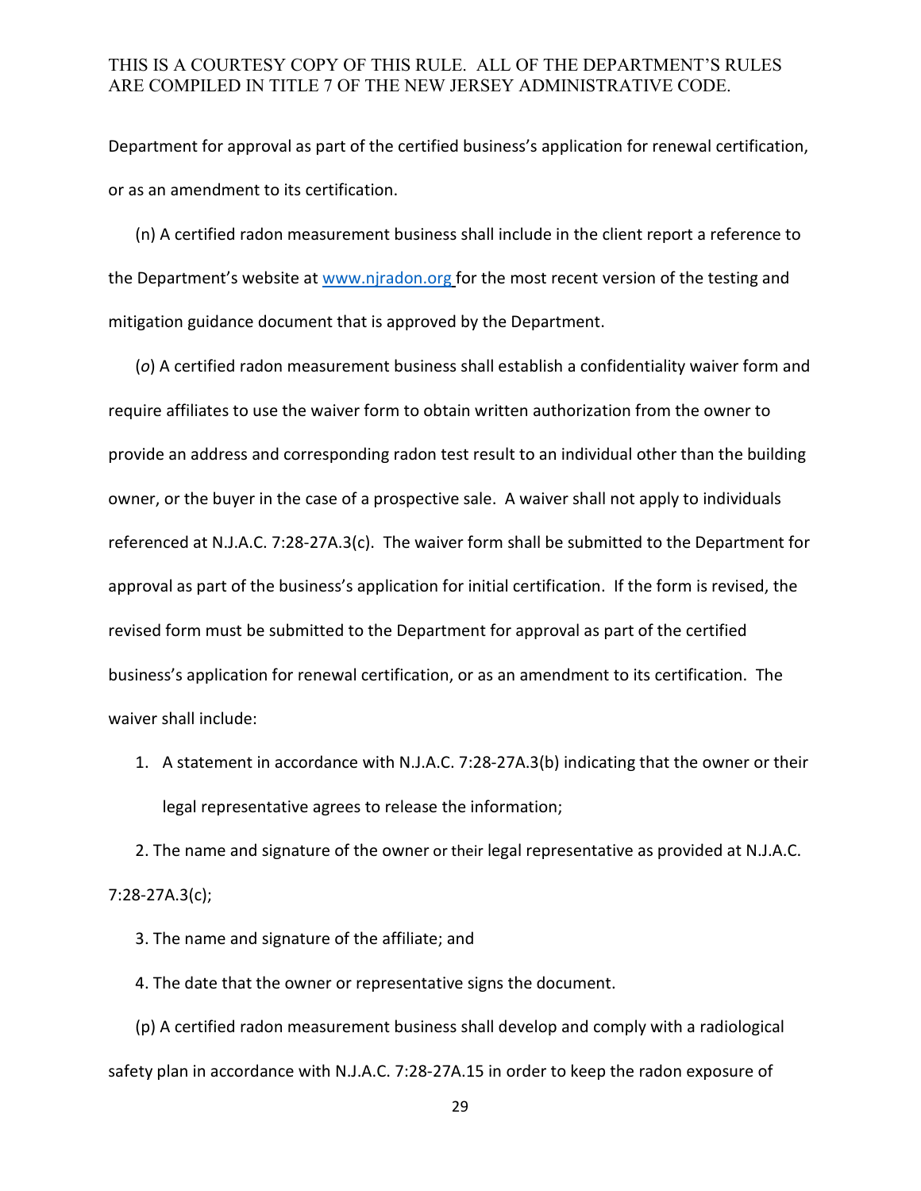Department for approval as part of the certified business's application for renewal certification, or as an amendment to its certification.

(n) A certified radon measurement business shall include in the client report a reference to the Department's website at www.njradon.org for the most recent version of the testing and mitigation guidance document that is approved by the Department.

(*o*) A certified radon measurement business shall establish a confidentiality waiver form and require affiliates to use the waiver form to obtain written authorization from the owner to provide an address and corresponding radon test result to an individual other than the building owner, or the buyer in the case of a prospective sale. A waiver shall not apply to individuals referenced at N.J.A.C. 7:28-27A.3(c). The waiver form shall be submitted to the Department for approval as part of the business's application for initial certification. If the form is revised, the revised form must be submitted to the Department for approval as part of the certified business's application for renewal certification, or as an amendment to its certification. The waiver shall include:

1. A statement in accordance with N.J.A.C. 7:28-27A.3(b) indicating that the owner or their legal representative agrees to release the information;

2. The name and signature of the owner or their legal representative as provided at N.J.A.C. 7:28-27A.3(c);

3. The name and signature of the affiliate; and

4. The date that the owner or representative signs the document.

(p) A certified radon measurement business shall develop and comply with a radiological safety plan in accordance with N.J.A.C. 7:28-27A.15 in order to keep the radon exposure of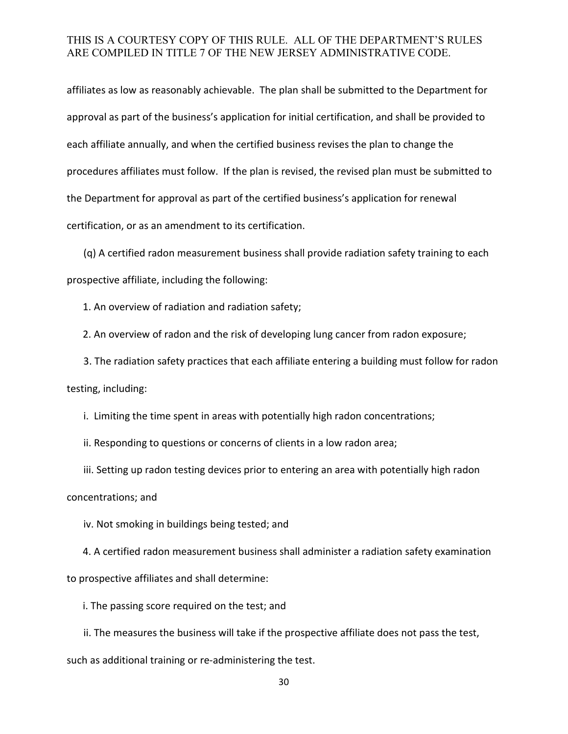affiliates as low as reasonably achievable. The plan shall be submitted to the Department for approval as part of the business's application for initial certification, and shall be provided to each affiliate annually, and when the certified business revises the plan to change the procedures affiliates must follow. If the plan is revised, the revised plan must be submitted to the Department for approval as part of the certified business's application for renewal certification, or as an amendment to its certification.

(q) A certified radon measurement business shall provide radiation safety training to each prospective affiliate, including the following:

1. An overview of radiation and radiation safety;

2. An overview of radon and the risk of developing lung cancer from radon exposure;

3. The radiation safety practices that each affiliate entering a building must follow for radon testing, including:

i. Limiting the time spent in areas with potentially high radon concentrations;

ii. Responding to questions or concerns of clients in a low radon area;

iii. Setting up radon testing devices prior to entering an area with potentially high radon concentrations; and

iv. Not smoking in buildings being tested; and

4. A certified radon measurement business shall administer a radiation safety examination to prospective affiliates and shall determine:

i. The passing score required on the test; and

ii. The measures the business will take if the prospective affiliate does not pass the test, such as additional training or re-administering the test.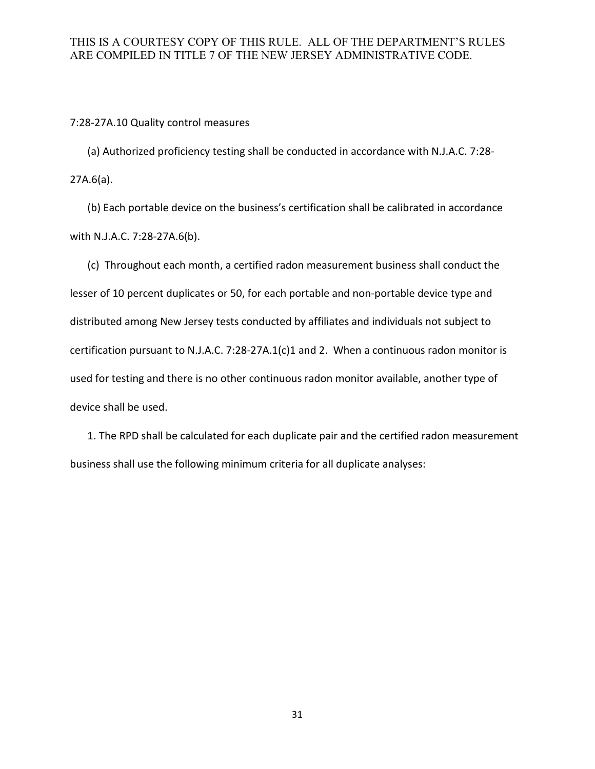7:28-27A.10 Quality control measures

(a) Authorized proficiency testing shall be conducted in accordance with N.J.A.C. 7:28-27A.6(a).

(b) Each portable device on the business's certification shall be calibrated in accordance with N.J.A.C. 7:28-27A.6(b).

(c) Throughout each month, a certified radon measurement business shall conduct the lesser of 10 percent duplicates or 50, for each portable and non-portable device type and distributed among New Jersey tests conducted by affiliates and individuals not subject to certification pursuant to N.J.A.C. 7:28-27A.1(c)1 and 2. When a continuous radon monitor is used for testing and there is no other continuous radon monitor available, another type of device shall be used.

1. The RPD shall be calculated for each duplicate pair and the certified radon measurement business shall use the following minimum criteria for all duplicate analyses: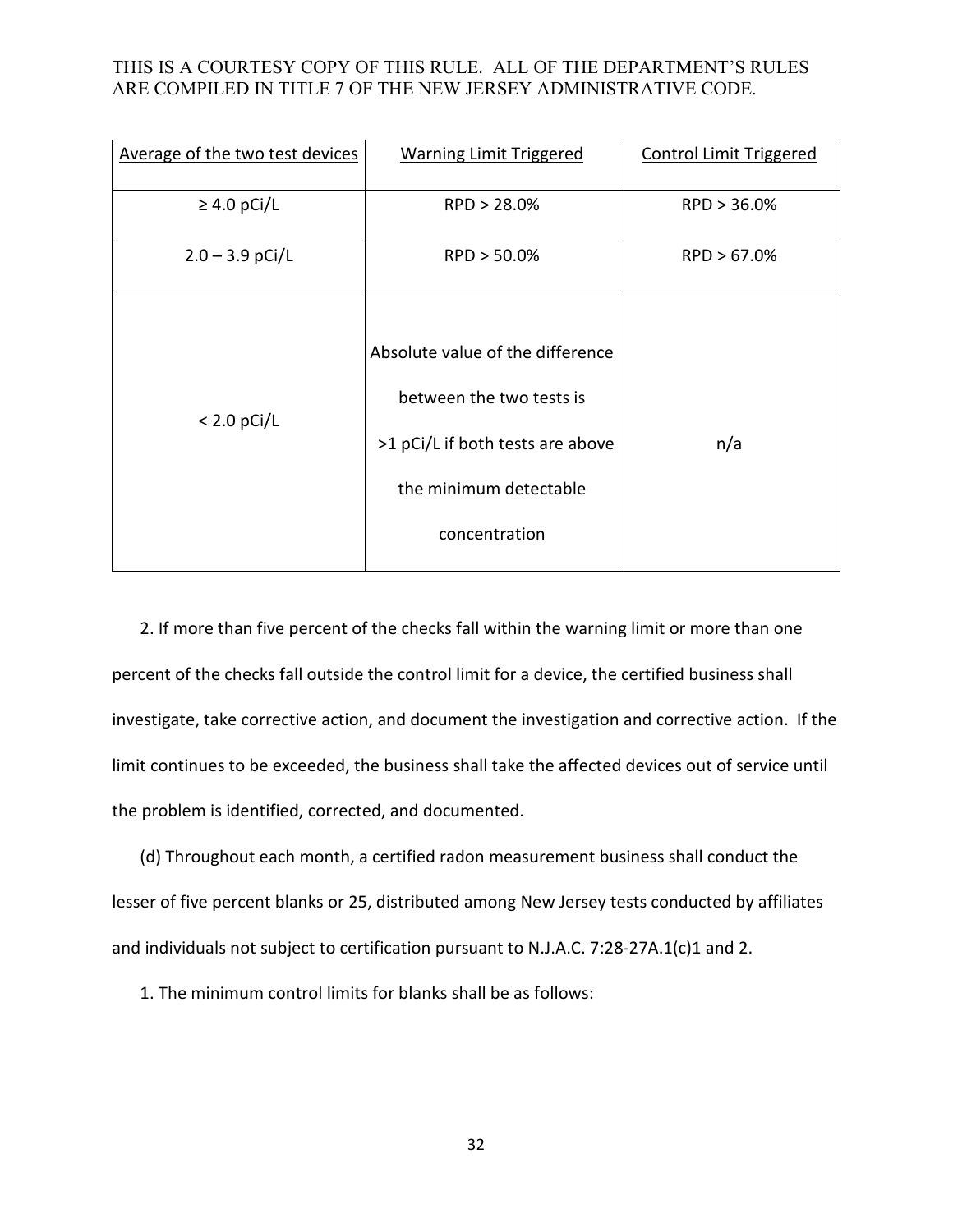| Average of the two test devices | Warning Limit Triggered | Control Limit Triggered |
|---|---|---|
| ≥ 4.0 pCi/L | RPD > 28.0% | RPD > 36.0% |
| 2.0 – 3.9 pCi/L | RPD > 50.0% | RPD > 67.0% |
| < 2.0 pCi/L | Absolute value of the difference between the two tests is >1 pCi/L if both tests are above the minimum detectable concentration | n/a |

2. If more than five percent of the checks fall within the warning limit or more than one percent of the checks fall outside the control limit for a device, the certified business shall investigate, take corrective action, and document the investigation and corrective action. If the limit continues to be exceeded, the business shall take the affected devices out of service until the problem is identified, corrected, and documented.

(d) Throughout each month, a certified radon measurement business shall conduct the lesser of five percent blanks or 25, distributed among New Jersey tests conducted by affiliates and individuals not subject to certification pursuant to N.J.A.C. 7:28-27A.1(c)1 and 2.

1. The minimum control limits for blanks shall be as follows: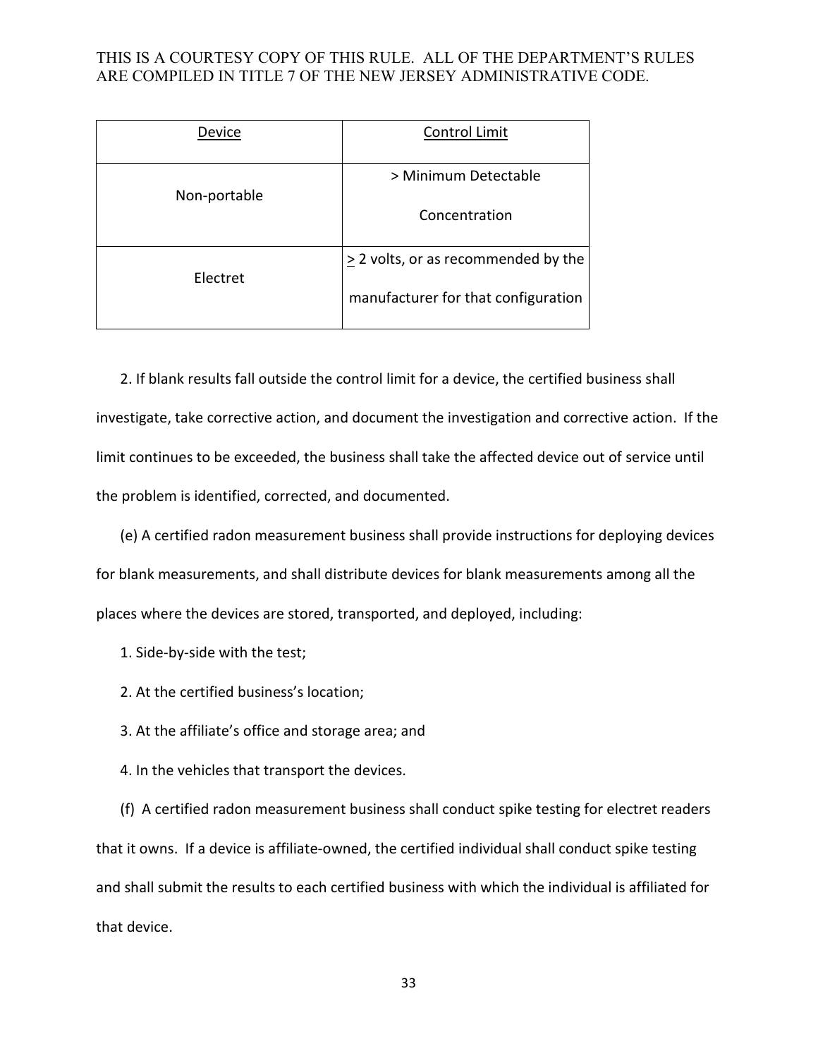| Device | Control Limit |
| --- | --- |
| Non-portable | > Minimum Detectable Concentration |
| Electret | ≥ 2 volts, or as recommended by the manufacturer for that configuration |

2. If blank results fall outside the control limit for a device, the certified business shall investigate, take corrective action, and document the investigation and corrective action. If the limit continues to be exceeded, the business shall take the affected device out of service until the problem is identified, corrected, and documented.

(e) A certified radon measurement business shall provide instructions for deploying devices for blank measurements, and shall distribute devices for blank measurements among all the places where the devices are stored, transported, and deployed, including:

1. Side-by-side with the test;

2. At the certified business's location;

3. At the affiliate's office and storage area; and

4. In the vehicles that transport the devices.

(f) A certified radon measurement business shall conduct spike testing for electret readers that it owns. If a device is affiliate-owned, the certified individual shall conduct spike testing and shall submit the results to each certified business with which the individual is affiliated for that device.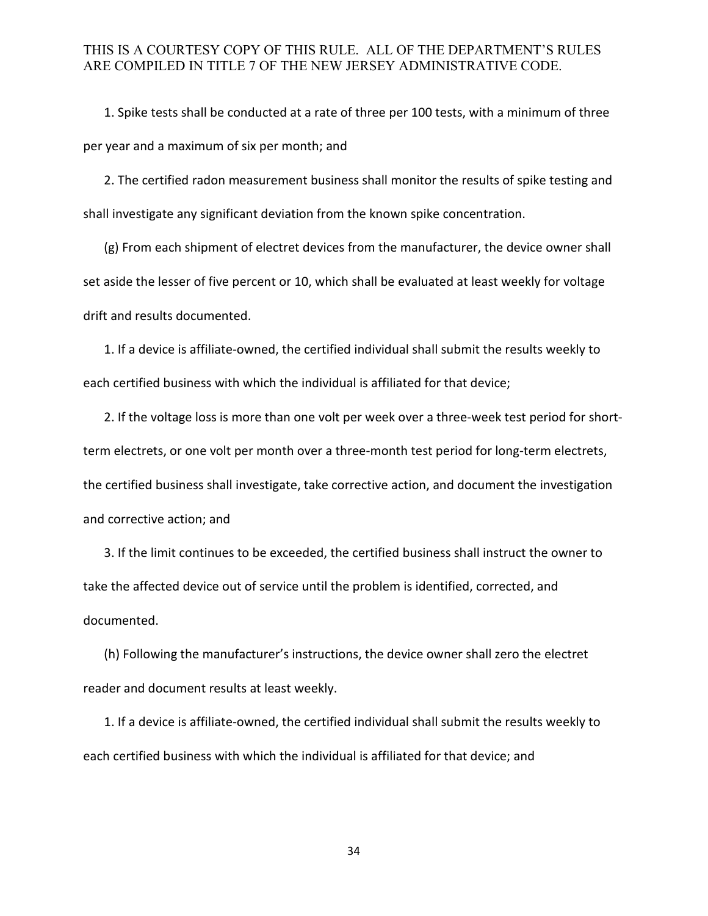1. Spike tests shall be conducted at a rate of three per 100 tests, with a minimum of three per year and a maximum of six per month; and

2. The certified radon measurement business shall monitor the results of spike testing and shall investigate any significant deviation from the known spike concentration.

(g) From each shipment of electret devices from the manufacturer, the device owner shall set aside the lesser of five percent or 10, which shall be evaluated at least weekly for voltage drift and results documented.

1. If a device is affiliate-owned, the certified individual shall submit the results weekly to each certified business with which the individual is affiliated for that device;

2. If the voltage loss is more than one volt per week over a three-week test period for short-term electrets, or one volt per month over a three-month test period for long-term electrets, the certified business shall investigate, take corrective action, and document the investigation and corrective action; and

3. If the limit continues to be exceeded, the certified business shall instruct the owner to take the affected device out of service until the problem is identified, corrected, and documented.

(h) Following the manufacturer's instructions, the device owner shall zero the electret reader and document results at least weekly.

1. If a device is affiliate-owned, the certified individual shall submit the results weekly to each certified business with which the individual is affiliated for that device; and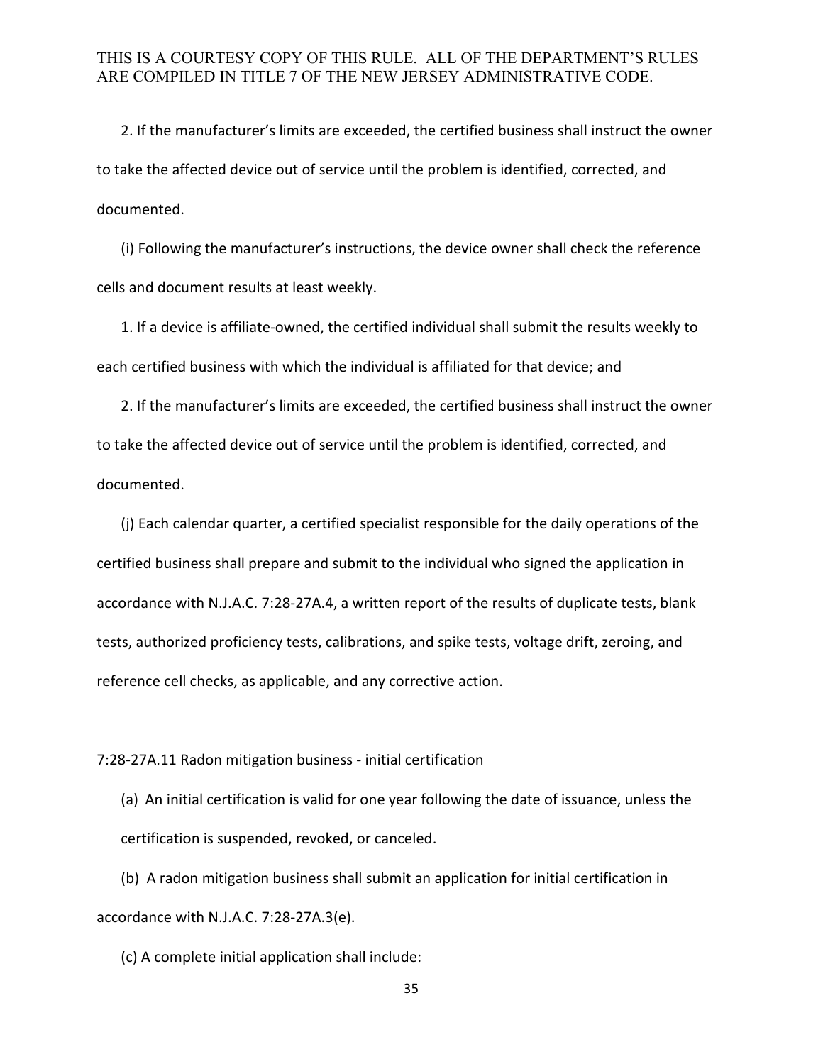2. If the manufacturer's limits are exceeded, the certified business shall instruct the owner to take the affected device out of service until the problem is identified, corrected, and documented.

(i) Following the manufacturer's instructions, the device owner shall check the reference cells and document results at least weekly.

1. If a device is affiliate-owned, the certified individual shall submit the results weekly to each certified business with which the individual is affiliated for that device; and

2. If the manufacturer's limits are exceeded, the certified business shall instruct the owner to take the affected device out of service until the problem is identified, corrected, and documented.

(j) Each calendar quarter, a certified specialist responsible for the daily operations of the certified business shall prepare and submit to the individual who signed the application in accordance with N.J.A.C. 7:28-27A.4, a written report of the results of duplicate tests, blank tests, authorized proficiency tests, calibrations, and spike tests, voltage drift, zeroing, and reference cell checks, as applicable, and any corrective action.

7:28-27A.11 Radon mitigation business - initial certification

(a) An initial certification is valid for one year following the date of issuance, unless the certification is suspended, revoked, or canceled.

(b) A radon mitigation business shall submit an application for initial certification in accordance with N.J.A.C. 7:28-27A.3(e).

(c) A complete initial application shall include: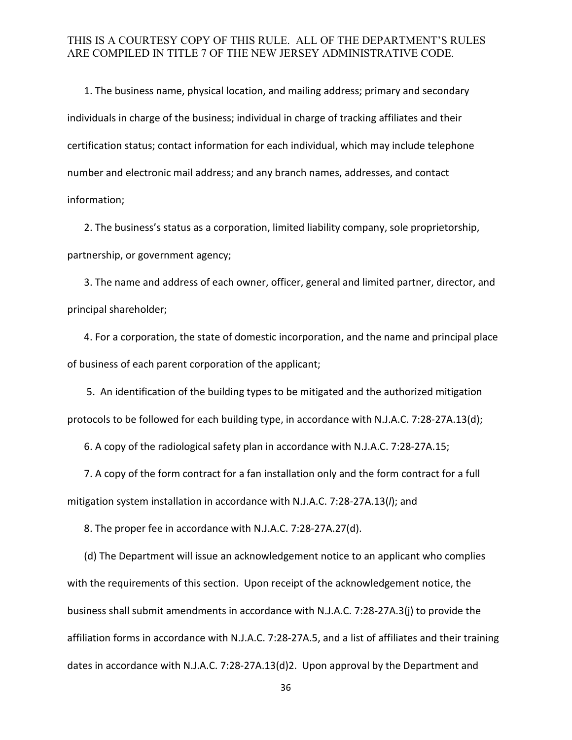1. The business name, physical location, and mailing address; primary and secondary individuals in charge of the business; individual in charge of tracking affiliates and their certification status; contact information for each individual, which may include telephone number and electronic mail address; and any branch names, addresses, and contact information;

2. The business's status as a corporation, limited liability company, sole proprietorship, partnership, or government agency;

3. The name and address of each owner, officer, general and limited partner, director, and principal shareholder;

4. For a corporation, the state of domestic incorporation, and the name and principal place of business of each parent corporation of the applicant;

5. An identification of the building types to be mitigated and the authorized mitigation protocols to be followed for each building type, in accordance with N.J.A.C. 7:28-27A.13(d);

6. A copy of the radiological safety plan in accordance with N.J.A.C. 7:28-27A.15;

7. A copy of the form contract for a fan installation only and the form contract for a full mitigation system installation in accordance with N.J.A.C. 7:28-27A.13(*l*); and

8. The proper fee in accordance with N.J.A.C. 7:28-27A.27(d).

(d) The Department will issue an acknowledgement notice to an applicant who complies with the requirements of this section. Upon receipt of the acknowledgement notice, the business shall submit amendments in accordance with N.J.A.C. 7:28-27A.3(j) to provide the affiliation forms in accordance with N.J.A.C. 7:28-27A.5, and a list of affiliates and their training dates in accordance with N.J.A.C. 7:28-27A.13(d)2. Upon approval by the Department and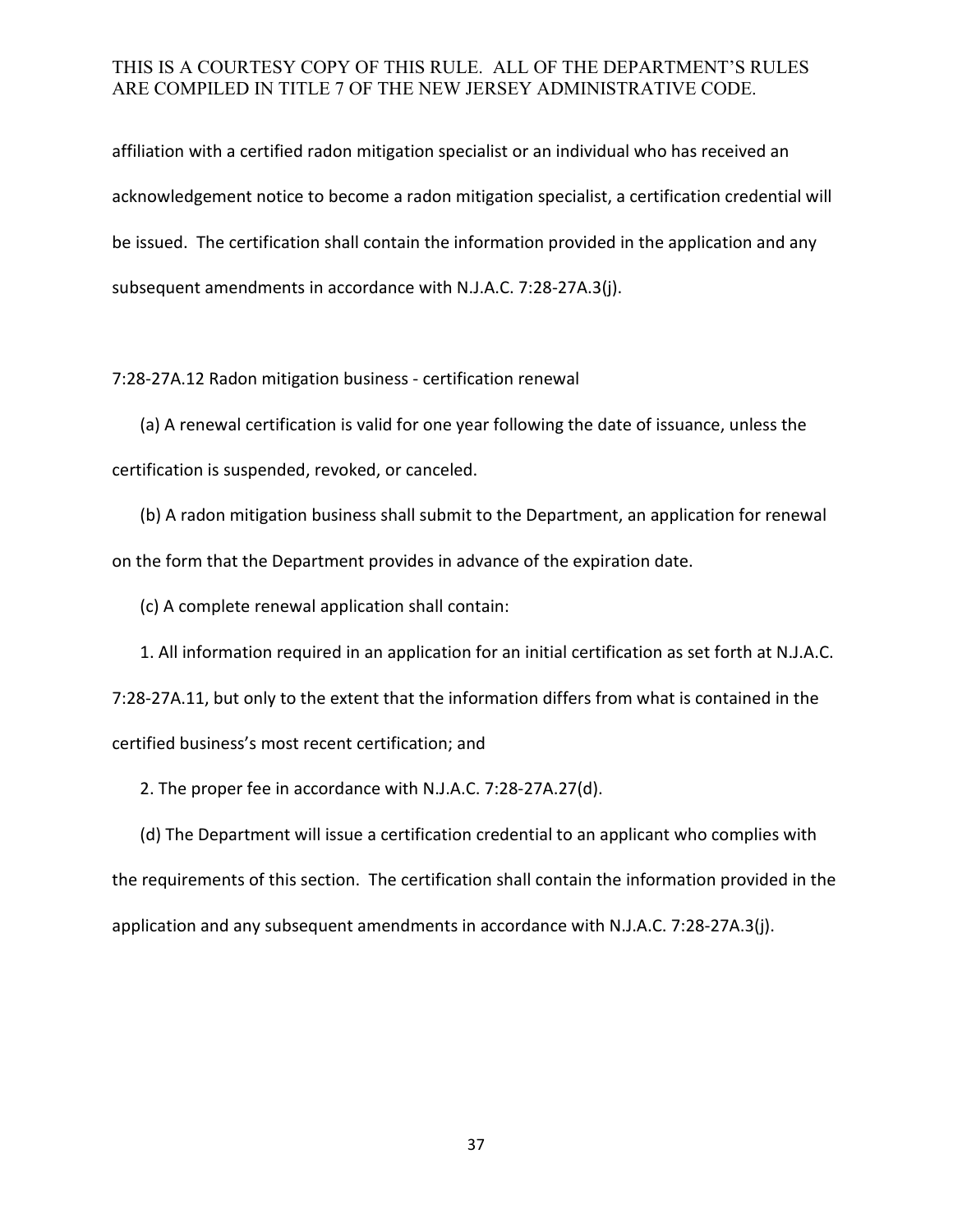affiliation with a certified radon mitigation specialist or an individual who has received an acknowledgement notice to become a radon mitigation specialist, a certification credential will be issued. The certification shall contain the information provided in the application and any subsequent amendments in accordance with N.J.A.C. 7:28-27A.3(j).

7:28-27A.12 Radon mitigation business - certification renewal

(a) A renewal certification is valid for one year following the date of issuance, unless the certification is suspended, revoked, or canceled.

(b) A radon mitigation business shall submit to the Department, an application for renewal on the form that the Department provides in advance of the expiration date.

(c) A complete renewal application shall contain:

1. All information required in an application for an initial certification as set forth at N.J.A.C. 7:28-27A.11, but only to the extent that the information differs from what is contained in the certified business's most recent certification; and

2. The proper fee in accordance with N.J.A.C. 7:28-27A.27(d).

(d) The Department will issue a certification credential to an applicant who complies with the requirements of this section. The certification shall contain the information provided in the application and any subsequent amendments in accordance with N.J.A.C. 7:28-27A.3(j).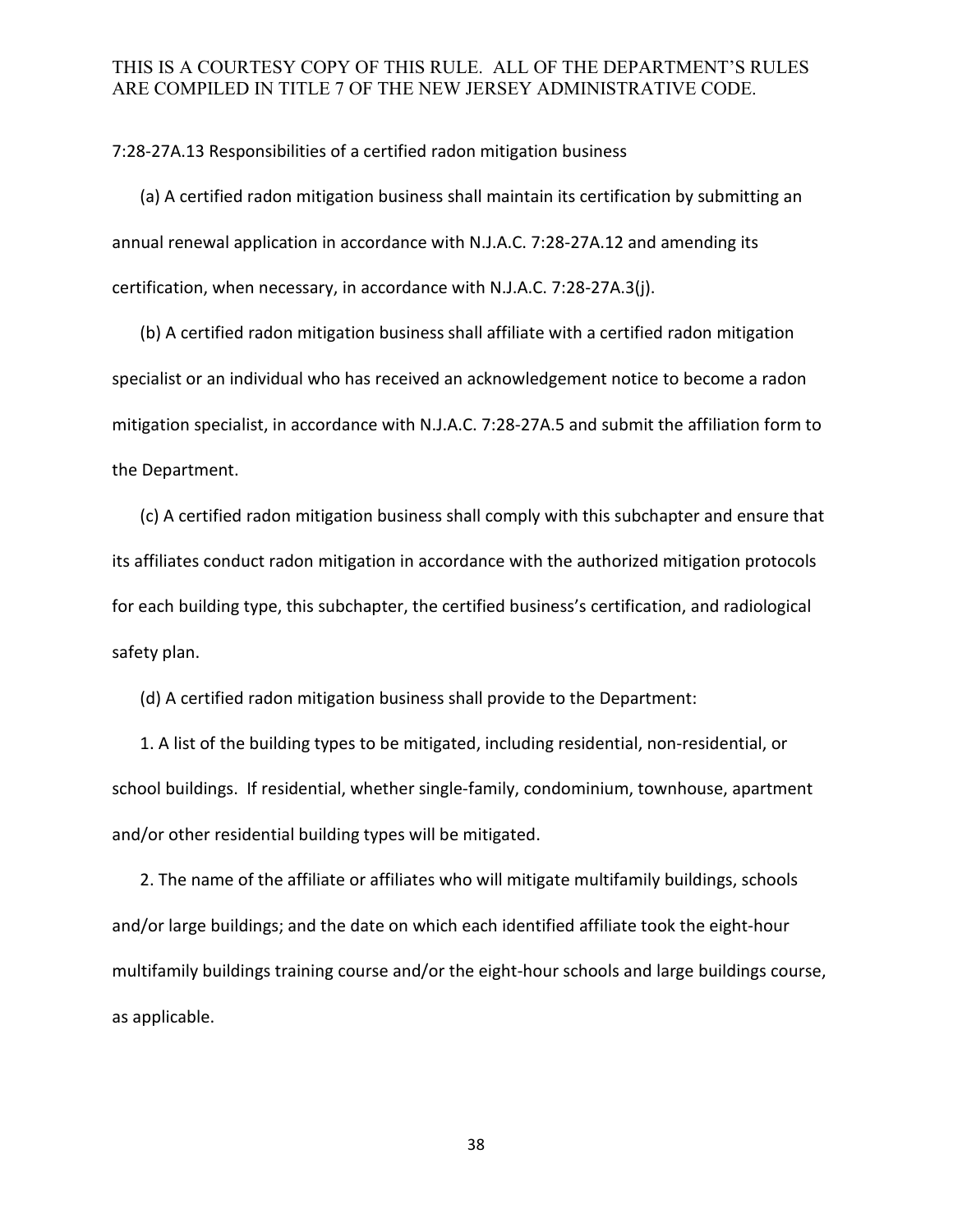7:28-27A.13 Responsibilities of a certified radon mitigation business

(a) A certified radon mitigation business shall maintain its certification by submitting an annual renewal application in accordance with N.J.A.C. 7:28-27A.12 and amending its certification, when necessary, in accordance with N.J.A.C. 7:28-27A.3(j).

(b) A certified radon mitigation business shall affiliate with a certified radon mitigation specialist or an individual who has received an acknowledgement notice to become a radon mitigation specialist, in accordance with N.J.A.C. 7:28-27A.5 and submit the affiliation form to the Department.

(c) A certified radon mitigation business shall comply with this subchapter and ensure that its affiliates conduct radon mitigation in accordance with the authorized mitigation protocols for each building type, this subchapter, the certified business's certification, and radiological safety plan.

(d) A certified radon mitigation business shall provide to the Department:

1. A list of the building types to be mitigated, including residential, non-residential, or school buildings. If residential, whether single-family, condominium, townhouse, apartment and/or other residential building types will be mitigated.

2. The name of the affiliate or affiliates who will mitigate multifamily buildings, schools and/or large buildings; and the date on which each identified affiliate took the eight-hour multifamily buildings training course and/or the eight-hour schools and large buildings course, as applicable.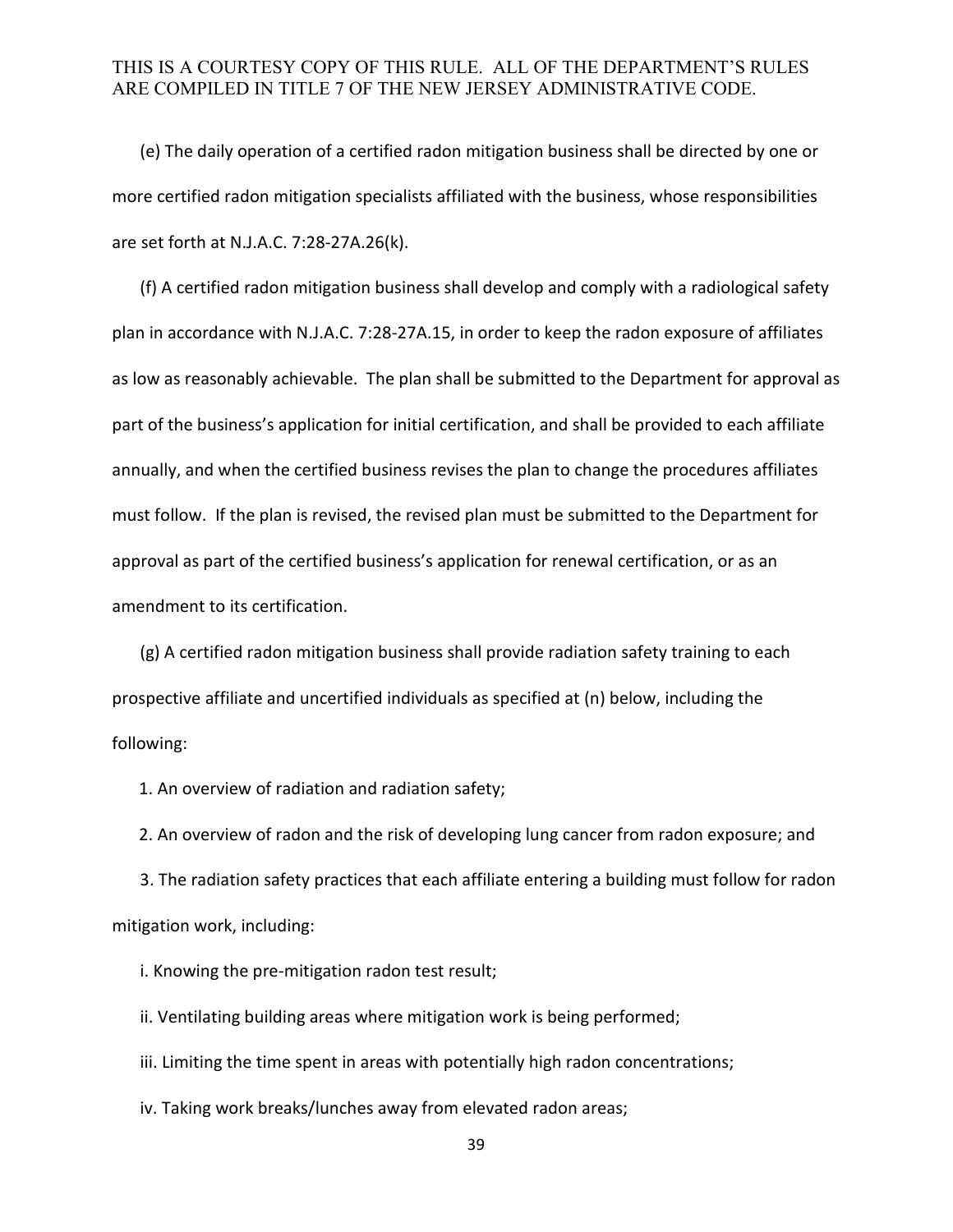(e) The daily operation of a certified radon mitigation business shall be directed by one or more certified radon mitigation specialists affiliated with the business, whose responsibilities are set forth at N.J.A.C. 7:28-27A.26(k).

(f) A certified radon mitigation business shall develop and comply with a radiological safety plan in accordance with N.J.A.C. 7:28-27A.15, in order to keep the radon exposure of affiliates as low as reasonably achievable. The plan shall be submitted to the Department for approval as part of the business's application for initial certification, and shall be provided to each affiliate annually, and when the certified business revises the plan to change the procedures affiliates must follow. If the plan is revised, the revised plan must be submitted to the Department for approval as part of the certified business's application for renewal certification, or as an amendment to its certification.

(g) A certified radon mitigation business shall provide radiation safety training to each prospective affiliate and uncertified individuals as specified at (n) below, including the following:

1. An overview of radiation and radiation safety;

2. An overview of radon and the risk of developing lung cancer from radon exposure; and

3. The radiation safety practices that each affiliate entering a building must follow for radon mitigation work, including:

i. Knowing the pre-mitigation radon test result;

ii. Ventilating building areas where mitigation work is being performed;

iii. Limiting the time spent in areas with potentially high radon concentrations;

iv. Taking work breaks/lunches away from elevated radon areas;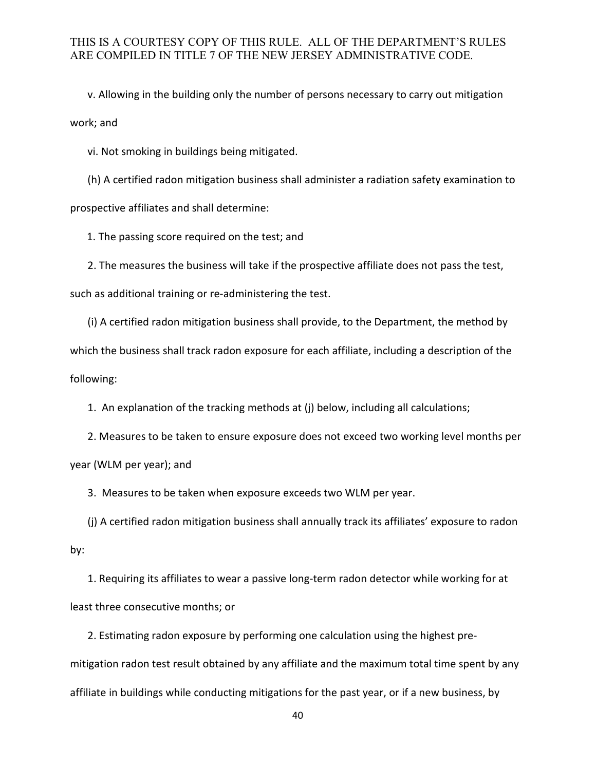v. Allowing in the building only the number of persons necessary to carry out mitigation work; and

vi. Not smoking in buildings being mitigated.

(h) A certified radon mitigation business shall administer a radiation safety examination to prospective affiliates and shall determine:

1. The passing score required on the test; and

2. The measures the business will take if the prospective affiliate does not pass the test, such as additional training or re-administering the test.

(i) A certified radon mitigation business shall provide, to the Department, the method by which the business shall track radon exposure for each affiliate, including a description of the following:

1. An explanation of the tracking methods at (j) below, including all calculations;

2. Measures to be taken to ensure exposure does not exceed two working level months per year (WLM per year); and

3. Measures to be taken when exposure exceeds two WLM per year.

(j) A certified radon mitigation business shall annually track its affiliates' exposure to radon by:

1. Requiring its affiliates to wear a passive long-term radon detector while working for at least three consecutive months; or

2. Estimating radon exposure by performing one calculation using the highest pre-mitigation radon test result obtained by any affiliate and the maximum total time spent by any affiliate in buildings while conducting mitigations for the past year, or if a new business, by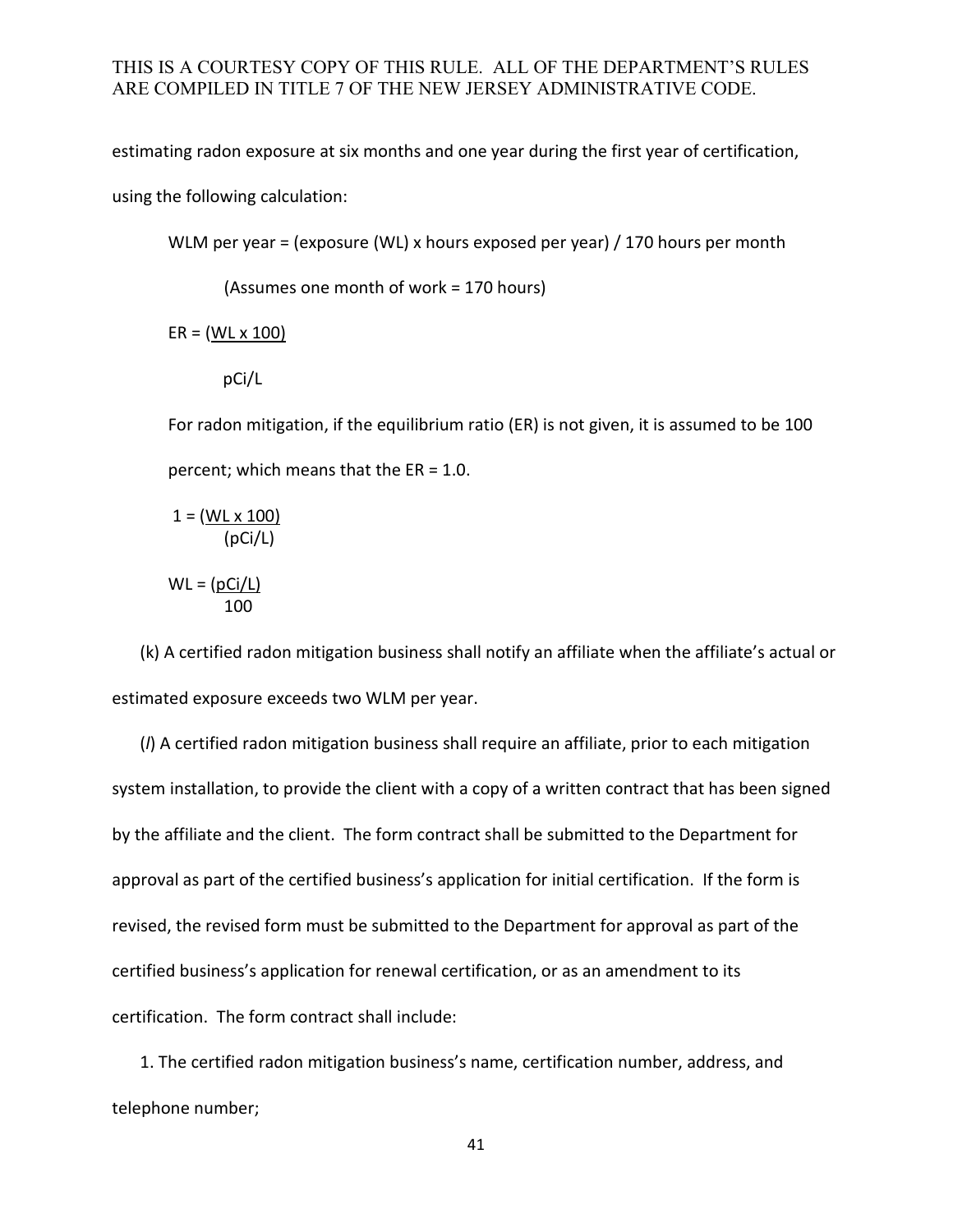estimating radon exposure at six months and one year during the first year of certification, using the following calculation:

WLM per year = (exposure (WL) x hours exposed per year) / 170 hours per month

(Assumes one month of work = 170 hours)

$$ER = \frac{WL \times 100}{pCi/L}$$

For radon mitigation, if the equilibrium ratio (ER) is not given, it is assumed to be 100 percent; which means that the ER = 1.0.

$$1 = \frac{(WL \times 100)}{(pCi/L)}$$

$$WL = \frac{(pCi/L)}{100}$$

(k) A certified radon mitigation business shall notify an affiliate when the affiliate's actual or estimated exposure exceeds two WLM per year.

(*l*) A certified radon mitigation business shall require an affiliate, prior to each mitigation system installation, to provide the client with a copy of a written contract that has been signed by the affiliate and the client. The form contract shall be submitted to the Department for approval as part of the certified business's application for initial certification. If the form is revised, the revised form must be submitted to the Department for approval as part of the certified business's application for renewal certification, or as an amendment to its certification. The form contract shall include:

1. The certified radon mitigation business's name, certification number, address, and telephone number;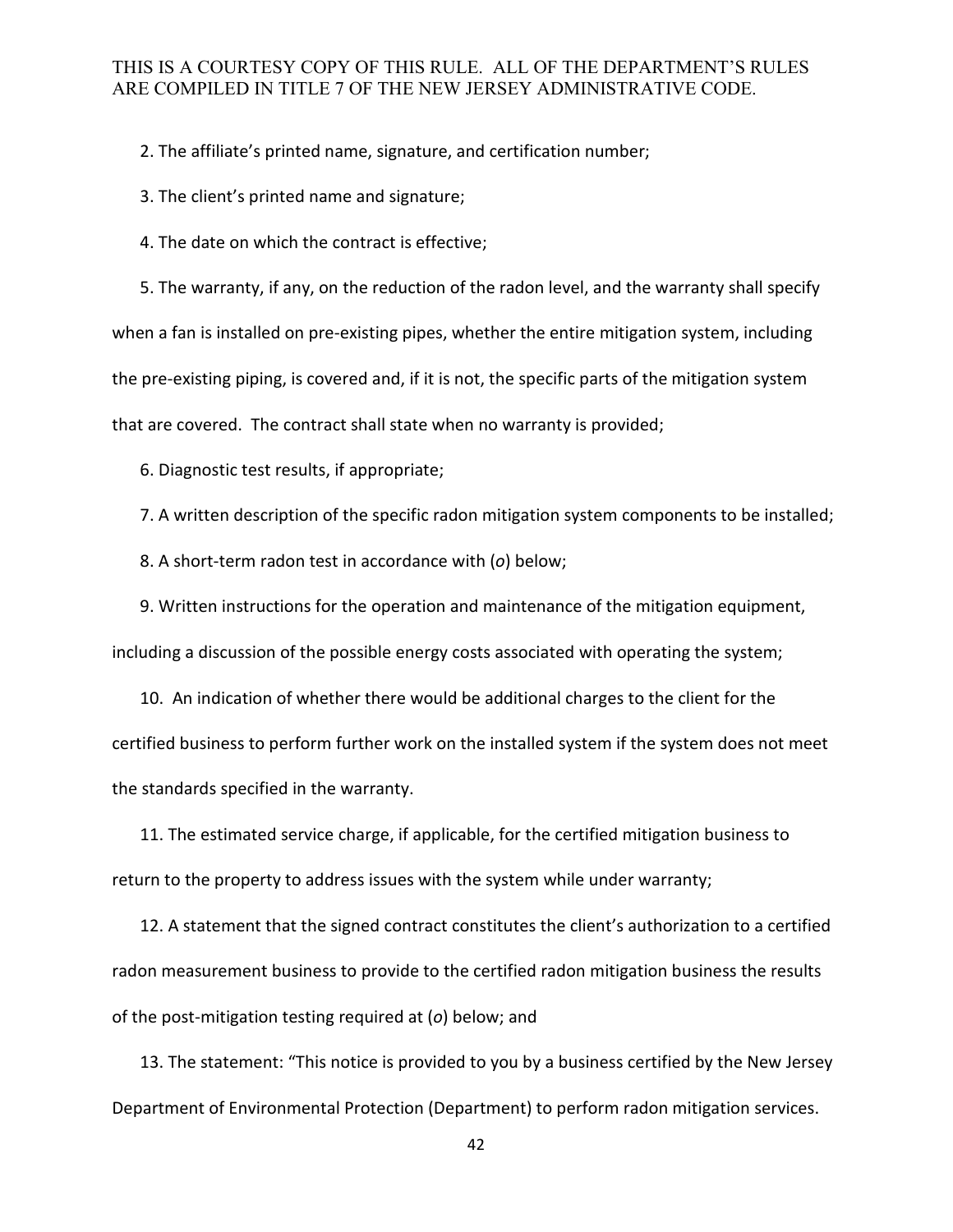2. The affiliate's printed name, signature, and certification number;

3. The client's printed name and signature;

4. The date on which the contract is effective;

5. The warranty, if any, on the reduction of the radon level, and the warranty shall specify when a fan is installed on pre-existing pipes, whether the entire mitigation system, including the pre-existing piping, is covered and, if it is not, the specific parts of the mitigation system that are covered. The contract shall state when no warranty is provided;

6. Diagnostic test results, if appropriate;

7. A written description of the specific radon mitigation system components to be installed;

8. A short-term radon test in accordance with (*o*) below;

9. Written instructions for the operation and maintenance of the mitigation equipment, including a discussion of the possible energy costs associated with operating the system;

10. An indication of whether there would be additional charges to the client for the certified business to perform further work on the installed system if the system does not meet the standards specified in the warranty.

11. The estimated service charge, if applicable, for the certified mitigation business to return to the property to address issues with the system while under warranty;

12. A statement that the signed contract constitutes the client's authorization to a certified radon measurement business to provide to the certified radon mitigation business the results of the post-mitigation testing required at (*o*) below; and

13. The statement: "This notice is provided to you by a business certified by the New Jersey Department of Environmental Protection (Department) to perform radon mitigation services.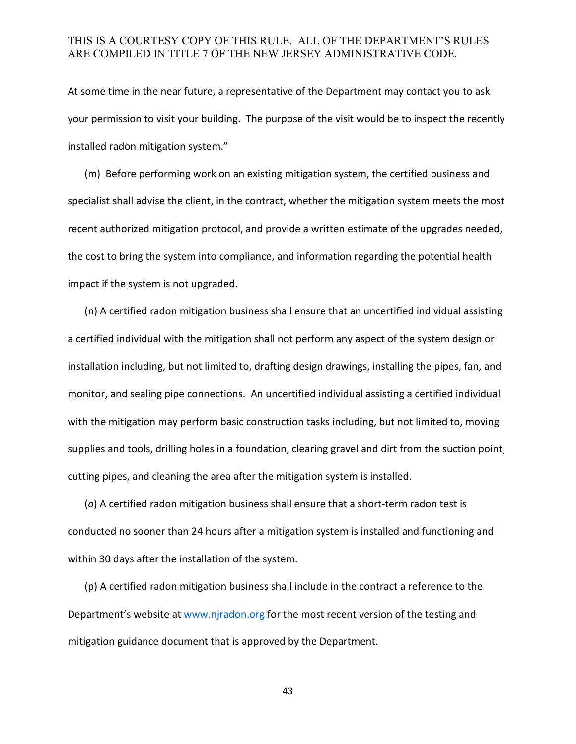At some time in the near future, a representative of the Department may contact you to ask your permission to visit your building. The purpose of the visit would be to inspect the recently installed radon mitigation system."

(m) Before performing work on an existing mitigation system, the certified business and specialist shall advise the client, in the contract, whether the mitigation system meets the most recent authorized mitigation protocol, and provide a written estimate of the upgrades needed, the cost to bring the system into compliance, and information regarding the potential health impact if the system is not upgraded.

(n) A certified radon mitigation business shall ensure that an uncertified individual assisting a certified individual with the mitigation shall not perform any aspect of the system design or installation including, but not limited to, drafting design drawings, installing the pipes, fan, and monitor, and sealing pipe connections. An uncertified individual assisting a certified individual with the mitigation may perform basic construction tasks including, but not limited to, moving supplies and tools, drilling holes in a foundation, clearing gravel and dirt from the suction point, cutting pipes, and cleaning the area after the mitigation system is installed.

(*o*) A certified radon mitigation business shall ensure that a short-term radon test is conducted no sooner than 24 hours after a mitigation system is installed and functioning and within 30 days after the installation of the system.

(p) A certified radon mitigation business shall include in the contract a reference to the Department's website at www.njradon.org for the most recent version of the testing and mitigation guidance document that is approved by the Department.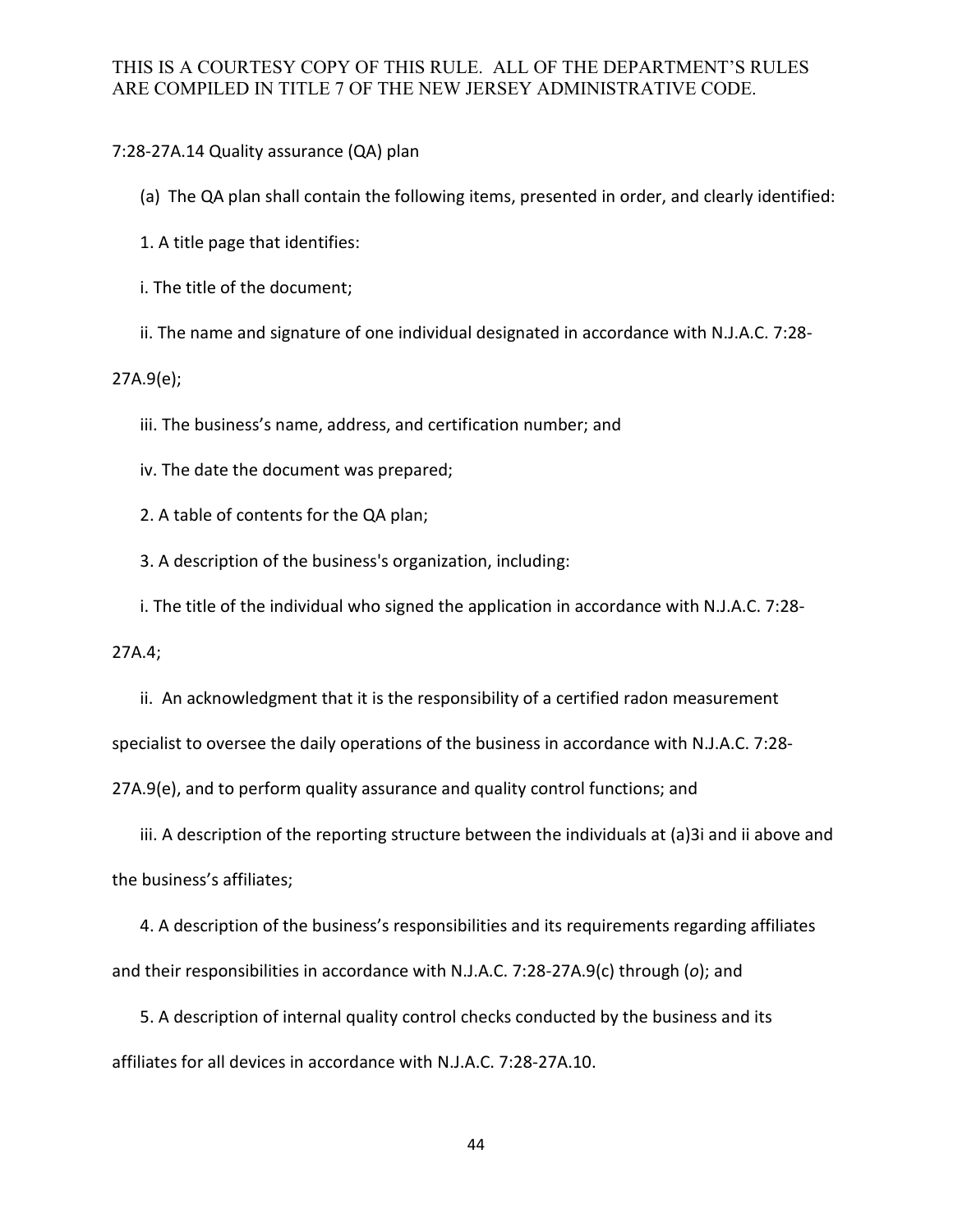THIS IS A COURTESY COPY OF THIS RULE. ALL OF THE DEPARTMENT'S RULES ARE COMPILED IN TITLE 7 OF THE NEW JERSEY ADMINISTRATIVE CODE.

7:28-27A.14 Quality assurance (QA) plan

(a) The QA plan shall contain the following items, presented in order, and clearly identified:

1. A title page that identifies:

i. The title of the document;

ii. The name and signature of one individual designated in accordance with N.J.A.C. 7:28-27A.9(e);

iii. The business's name, address, and certification number; and

iv. The date the document was prepared;

2. A table of contents for the QA plan;

3. A description of the business's organization, including:

i. The title of the individual who signed the application in accordance with N.J.A.C. 7:28-27A.4;

ii. An acknowledgment that it is the responsibility of a certified radon measurement specialist to oversee the daily operations of the business in accordance with N.J.A.C. 7:28-27A.9(e), and to perform quality assurance and quality control functions; and

iii. A description of the reporting structure between the individuals at (a)3i and ii above and the business's affiliates;

4. A description of the business's responsibilities and its requirements regarding affiliates and their responsibilities in accordance with N.J.A.C. 7:28-27A.9(c) through (*o*); and

5. A description of internal quality control checks conducted by the business and its affiliates for all devices in accordance with N.J.A.C. 7:28-27A.10.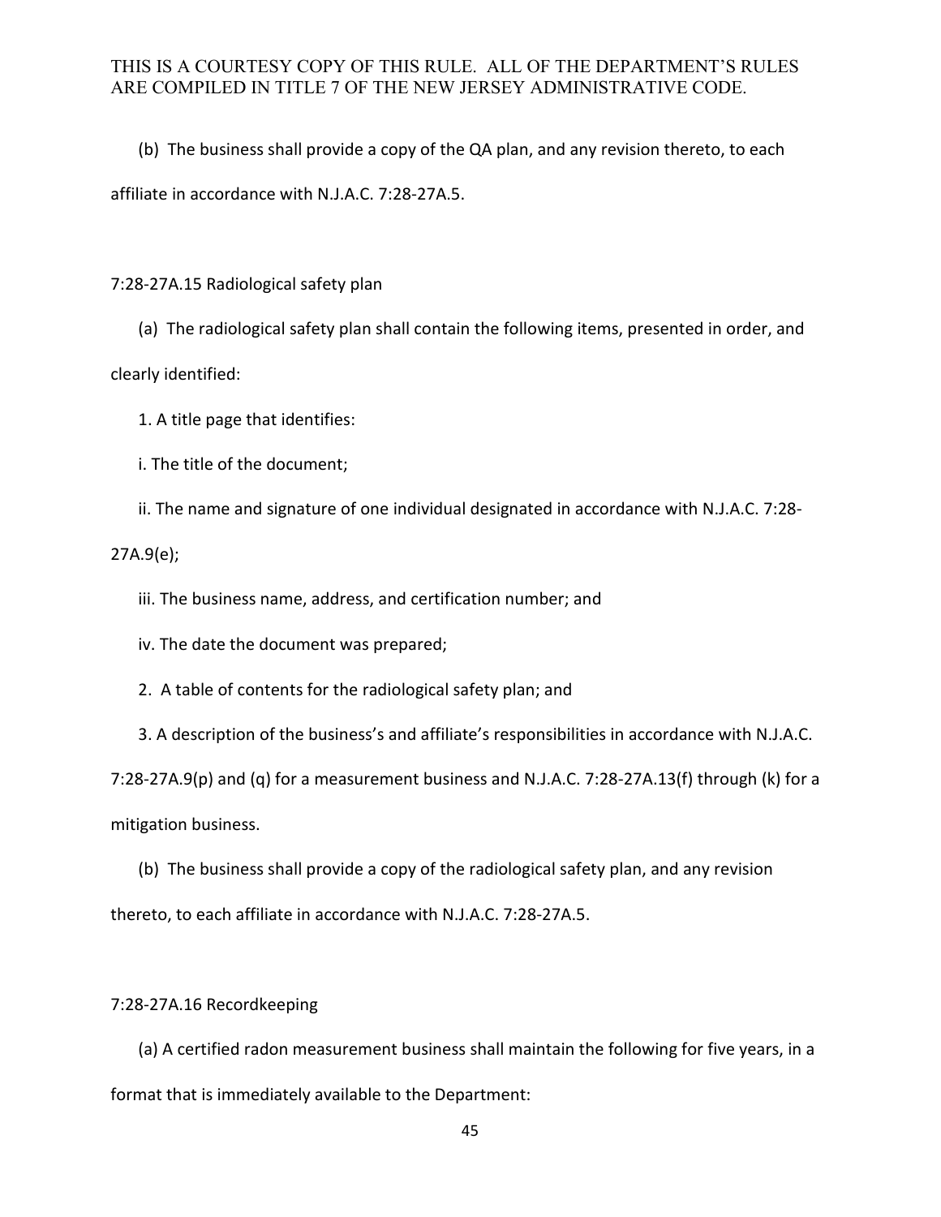(b) The business shall provide a copy of the QA plan, and any revision thereto, to each affiliate in accordance with N.J.A.C. 7:28-27A.5.

## 7:28-27A.15 Radiological safety plan

(a) The radiological safety plan shall contain the following items, presented in order, and clearly identified:

1. A title page that identifies:

i. The title of the document;

ii. The name and signature of one individual designated in accordance with N.J.A.C. 7:28-27A.9(e);

iii. The business name, address, and certification number; and

iv. The date the document was prepared;

2. A table of contents for the radiological safety plan; and

3. A description of the business's and affiliate's responsibilities in accordance with N.J.A.C. 7:28-27A.9(p) and (q) for a measurement business and N.J.A.C. 7:28-27A.13(f) through (k) for a mitigation business.

(b) The business shall provide a copy of the radiological safety plan, and any revision thereto, to each affiliate in accordance with N.J.A.C. 7:28-27A.5.

## 7:28-27A.16 Recordkeeping

(a) A certified radon measurement business shall maintain the following for five years, in a format that is immediately available to the Department: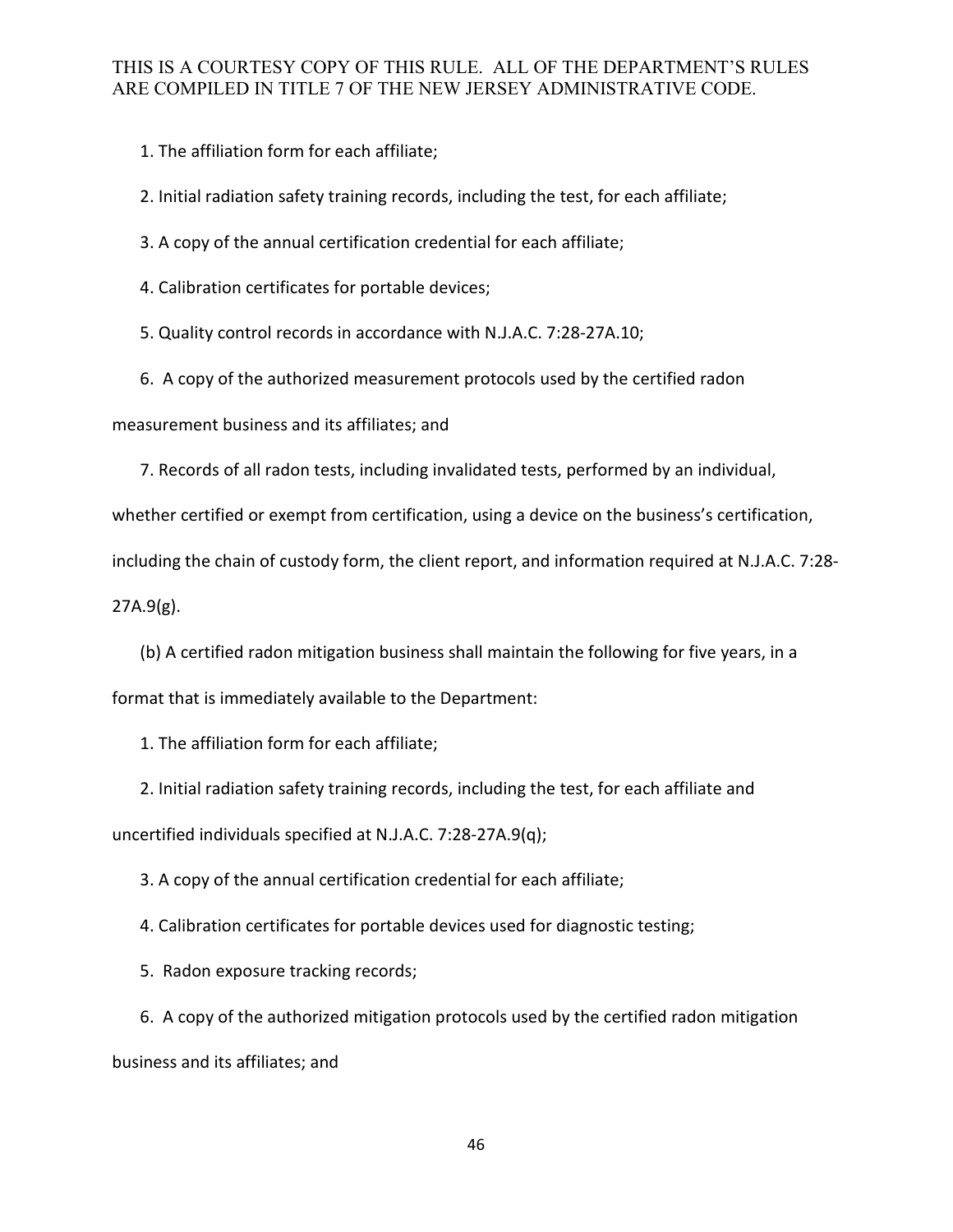1. The affiliation form for each affiliate;

2. Initial radiation safety training records, including the test, for each affiliate;

3. A copy of the annual certification credential for each affiliate;

4. Calibration certificates for portable devices;

5. Quality control records in accordance with N.J.A.C. 7:28-27A.10;

6. A copy of the authorized measurement protocols used by the certified radon measurement business and its affiliates; and

7. Records of all radon tests, including invalidated tests, performed by an individual, whether certified or exempt from certification, using a device on the business's certification, including the chain of custody form, the client report, and information required at N.J.A.C. 7:28-27A.9(g).

(b) A certified radon mitigation business shall maintain the following for five years, in a format that is immediately available to the Department:

1. The affiliation form for each affiliate;

2. Initial radiation safety training records, including the test, for each affiliate and uncertified individuals specified at N.J.A.C. 7:28-27A.9(q);

3. A copy of the annual certification credential for each affiliate;

4. Calibration certificates for portable devices used for diagnostic testing;

5. Radon exposure tracking records;

6. A copy of the authorized mitigation protocols used by the certified radon mitigation business and its affiliates; and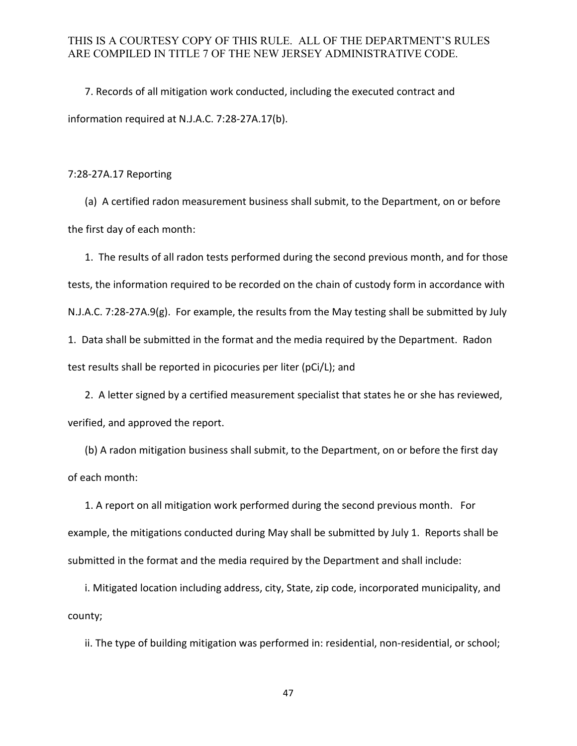7. Records of all mitigation work conducted, including the executed contract and information required at N.J.A.C. 7:28-27A.17(b).

7:28-27A.17 Reporting

(a) A certified radon measurement business shall submit, to the Department, on or before the first day of each month:

1. The results of all radon tests performed during the second previous month, and for those tests, the information required to be recorded on the chain of custody form in accordance with N.J.A.C. 7:28-27A.9(g). For example, the results from the May testing shall be submitted by July 1. Data shall be submitted in the format and the media required by the Department. Radon test results shall be reported in picocuries per liter (pCi/L); and

2. A letter signed by a certified measurement specialist that states he or she has reviewed, verified, and approved the report.

(b) A radon mitigation business shall submit, to the Department, on or before the first day of each month:

1. A report on all mitigation work performed during the second previous month. For example, the mitigations conducted during May shall be submitted by July 1. Reports shall be submitted in the format and the media required by the Department and shall include:

i. Mitigated location including address, city, State, zip code, incorporated municipality, and county;

ii. The type of building mitigation was performed in: residential, non-residential, or school;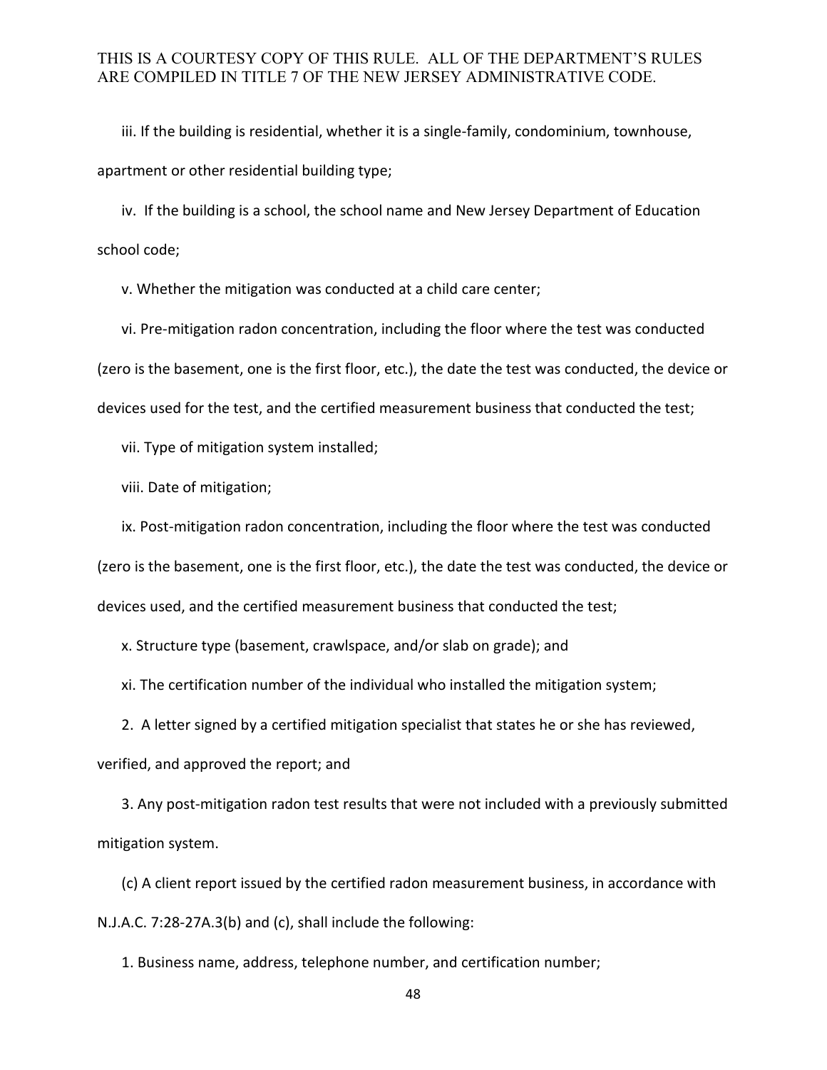iii. If the building is residential, whether it is a single-family, condominium, townhouse, apartment or other residential building type;

iv. If the building is a school, the school name and New Jersey Department of Education school code;

v. Whether the mitigation was conducted at a child care center;

vi. Pre-mitigation radon concentration, including the floor where the test was conducted (zero is the basement, one is the first floor, etc.), the date the test was conducted, the device or devices used for the test, and the certified measurement business that conducted the test;

vii. Type of mitigation system installed;

viii. Date of mitigation;

ix. Post-mitigation radon concentration, including the floor where the test was conducted (zero is the basement, one is the first floor, etc.), the date the test was conducted, the device or devices used, and the certified measurement business that conducted the test;

x. Structure type (basement, crawlspace, and/or slab on grade); and

xi. The certification number of the individual who installed the mitigation system;

2. A letter signed by a certified mitigation specialist that states he or she has reviewed, verified, and approved the report; and

3. Any post-mitigation radon test results that were not included with a previously submitted mitigation system.

(c) A client report issued by the certified radon measurement business, in accordance with N.J.A.C. 7:28-27A.3(b) and (c), shall include the following:

1. Business name, address, telephone number, and certification number;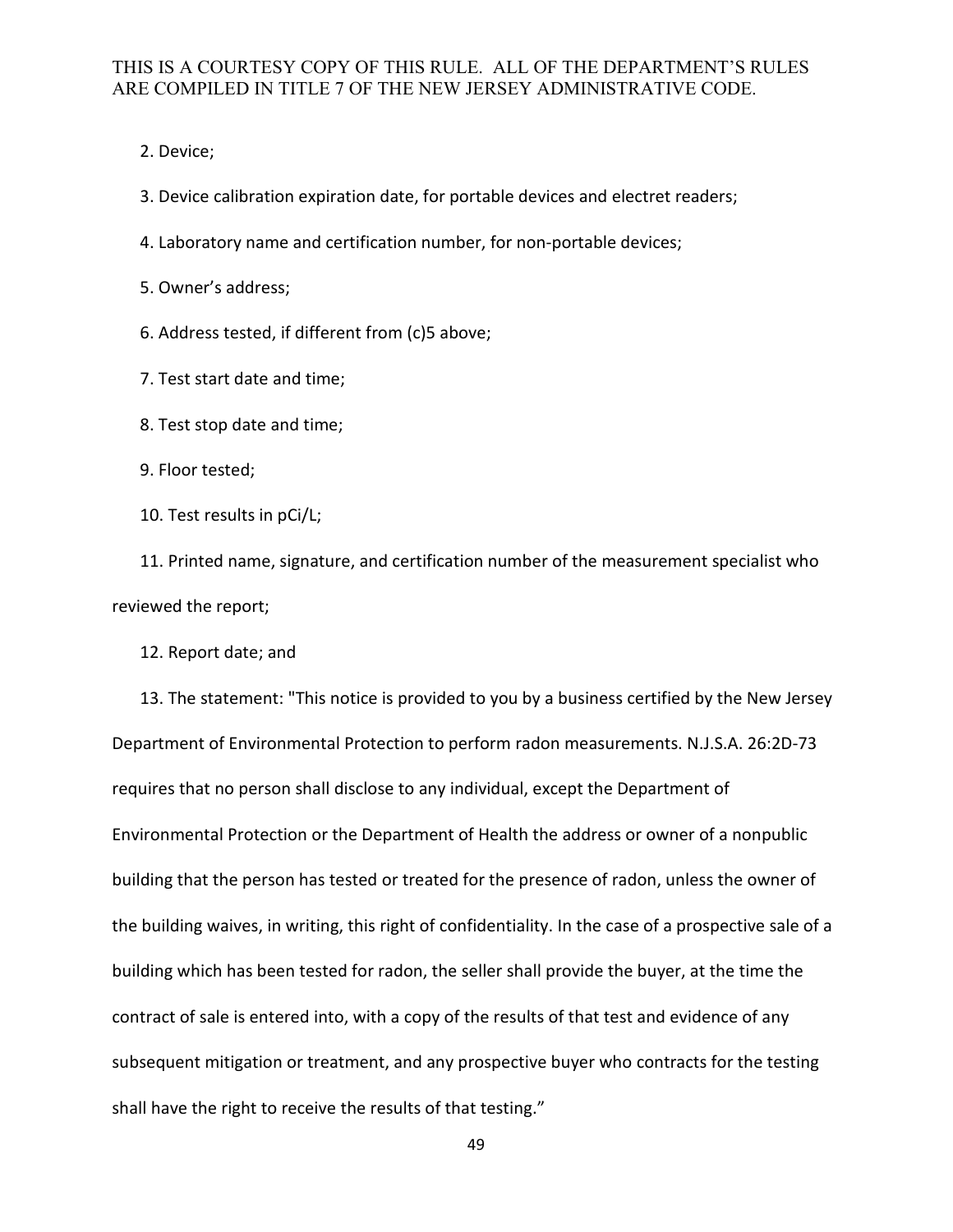2. Device;

3. Device calibration expiration date, for portable devices and electret readers;

4. Laboratory name and certification number, for non-portable devices;

5. Owner's address;

6. Address tested, if different from (c)5 above;

7. Test start date and time;

8. Test stop date and time;

9. Floor tested;

10. Test results in pCi/L;

11. Printed name, signature, and certification number of the measurement specialist who reviewed the report;

12. Report date; and

13. The statement: "This notice is provided to you by a business certified by the New Jersey Department of Environmental Protection to perform radon measurements. N.J.S.A. 26:2D-73 requires that no person shall disclose to any individual, except the Department of Environmental Protection or the Department of Health the address or owner of a nonpublic building that the person has tested or treated for the presence of radon, unless the owner of the building waives, in writing, this right of confidentiality. In the case of a prospective sale of a building which has been tested for radon, the seller shall provide the buyer, at the time the contract of sale is entered into, with a copy of the results of that test and evidence of any subsequent mitigation or treatment, and any prospective buyer who contracts for the testing shall have the right to receive the results of that testing."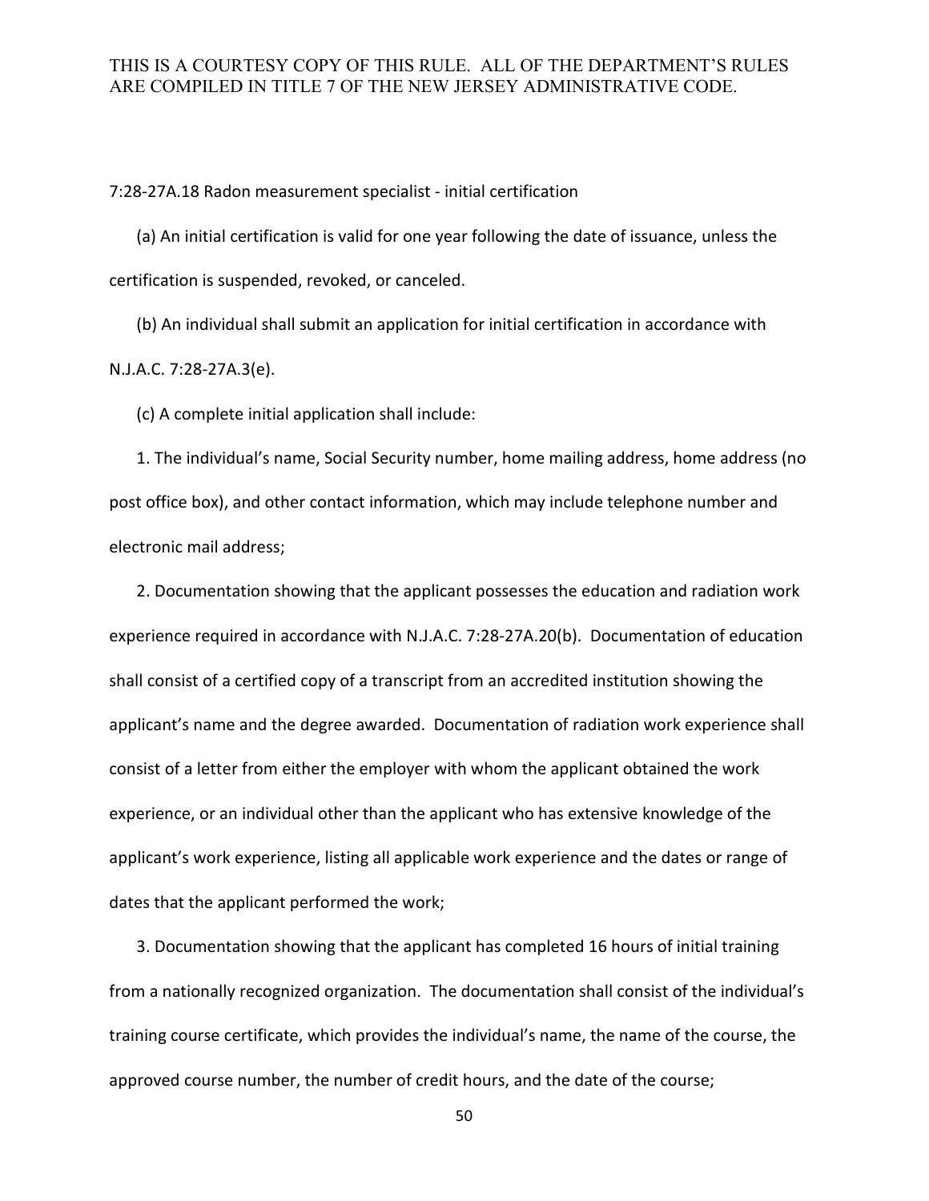7:28-27A.18 Radon measurement specialist - initial certification

(a) An initial certification is valid for one year following the date of issuance, unless the certification is suspended, revoked, or canceled.

(b) An individual shall submit an application for initial certification in accordance with N.J.A.C. 7:28-27A.3(e).

(c) A complete initial application shall include:

1. The individual's name, Social Security number, home mailing address, home address (no post office box), and other contact information, which may include telephone number and electronic mail address;

2. Documentation showing that the applicant possesses the education and radiation work experience required in accordance with N.J.A.C. 7:28-27A.20(b). Documentation of education shall consist of a certified copy of a transcript from an accredited institution showing the applicant's name and the degree awarded. Documentation of radiation work experience shall consist of a letter from either the employer with whom the applicant obtained the work experience, or an individual other than the applicant who has extensive knowledge of the applicant's work experience, listing all applicable work experience and the dates or range of dates that the applicant performed the work;

3. Documentation showing that the applicant has completed 16 hours of initial training from a nationally recognized organization. The documentation shall consist of the individual's training course certificate, which provides the individual's name, the name of the course, the approved course number, the number of credit hours, and the date of the course;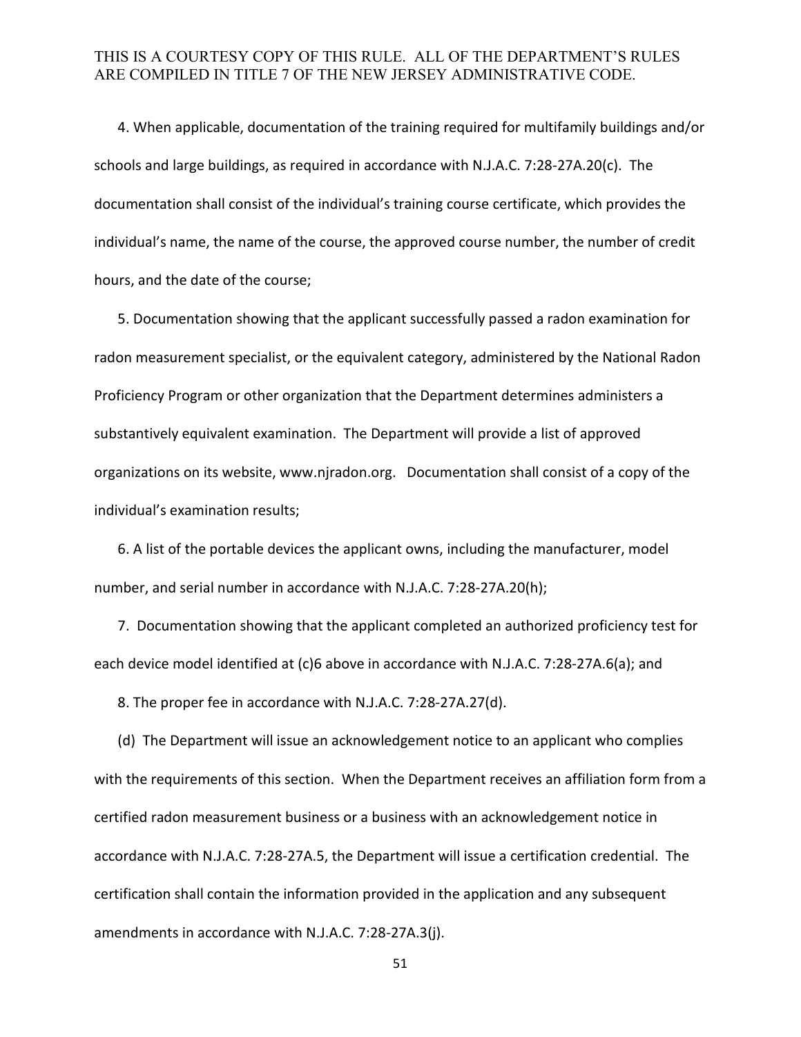4. When applicable, documentation of the training required for multifamily buildings and/or schools and large buildings, as required in accordance with N.J.A.C. 7:28-27A.20(c). The documentation shall consist of the individual's training course certificate, which provides the individual's name, the name of the course, the approved course number, the number of credit hours, and the date of the course;

5. Documentation showing that the applicant successfully passed a radon examination for radon measurement specialist, or the equivalent category, administered by the National Radon Proficiency Program or other organization that the Department determines administers a substantively equivalent examination. The Department will provide a list of approved organizations on its website, www.njradon.org. Documentation shall consist of a copy of the individual's examination results;

6. A list of the portable devices the applicant owns, including the manufacturer, model number, and serial number in accordance with N.J.A.C. 7:28-27A.20(h);

7. Documentation showing that the applicant completed an authorized proficiency test for each device model identified at (c)6 above in accordance with N.J.A.C. 7:28-27A.6(a); and

8. The proper fee in accordance with N.J.A.C. 7:28-27A.27(d).

(d) The Department will issue an acknowledgement notice to an applicant who complies with the requirements of this section. When the Department receives an affiliation form from a certified radon measurement business or a business with an acknowledgement notice in accordance with N.J.A.C. 7:28-27A.5, the Department will issue a certification credential. The certification shall contain the information provided in the application and any subsequent amendments in accordance with N.J.A.C. 7:28-27A.3(j).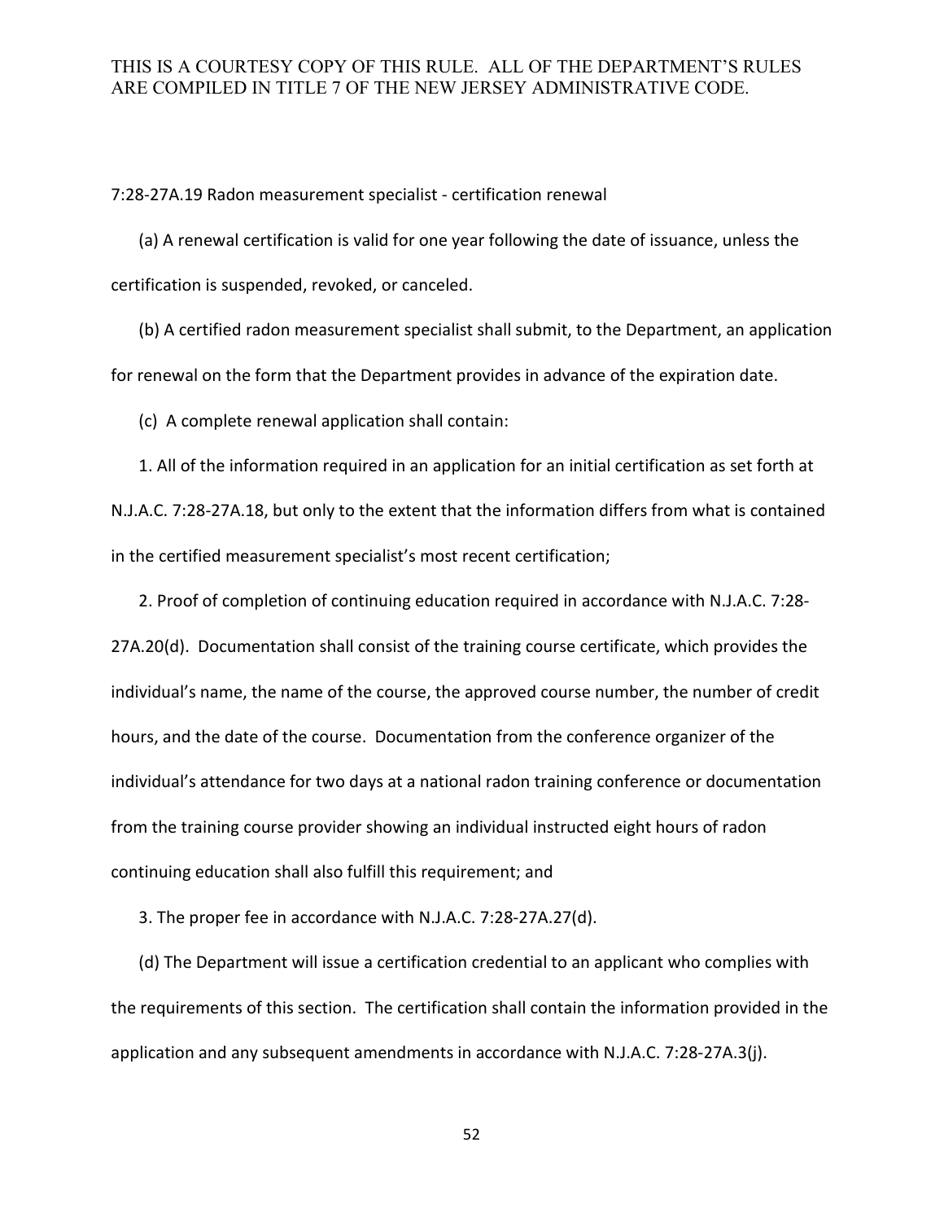THIS IS A COURTESY COPY OF THIS RULE. ALL OF THE DEPARTMENT'S RULES ARE COMPILED IN TITLE 7 OF THE NEW JERSEY ADMINISTRATIVE CODE.

7:28-27A.19 Radon measurement specialist - certification renewal

(a) A renewal certification is valid for one year following the date of issuance, unless the certification is suspended, revoked, or canceled.

(b) A certified radon measurement specialist shall submit, to the Department, an application for renewal on the form that the Department provides in advance of the expiration date.

(c) A complete renewal application shall contain:

1. All of the information required in an application for an initial certification as set forth at N.J.A.C. 7:28-27A.18, but only to the extent that the information differs from what is contained in the certified measurement specialist's most recent certification;

2. Proof of completion of continuing education required in accordance with N.J.A.C. 7:28-27A.20(d). Documentation shall consist of the training course certificate, which provides the individual's name, the name of the course, the approved course number, the number of credit hours, and the date of the course. Documentation from the conference organizer of the individual's attendance for two days at a national radon training conference or documentation from the training course provider showing an individual instructed eight hours of radon continuing education shall also fulfill this requirement; and

3. The proper fee in accordance with N.J.A.C. 7:28-27A.27(d).

(d) The Department will issue a certification credential to an applicant who complies with the requirements of this section. The certification shall contain the information provided in the application and any subsequent amendments in accordance with N.J.A.C. 7:28-27A.3(j).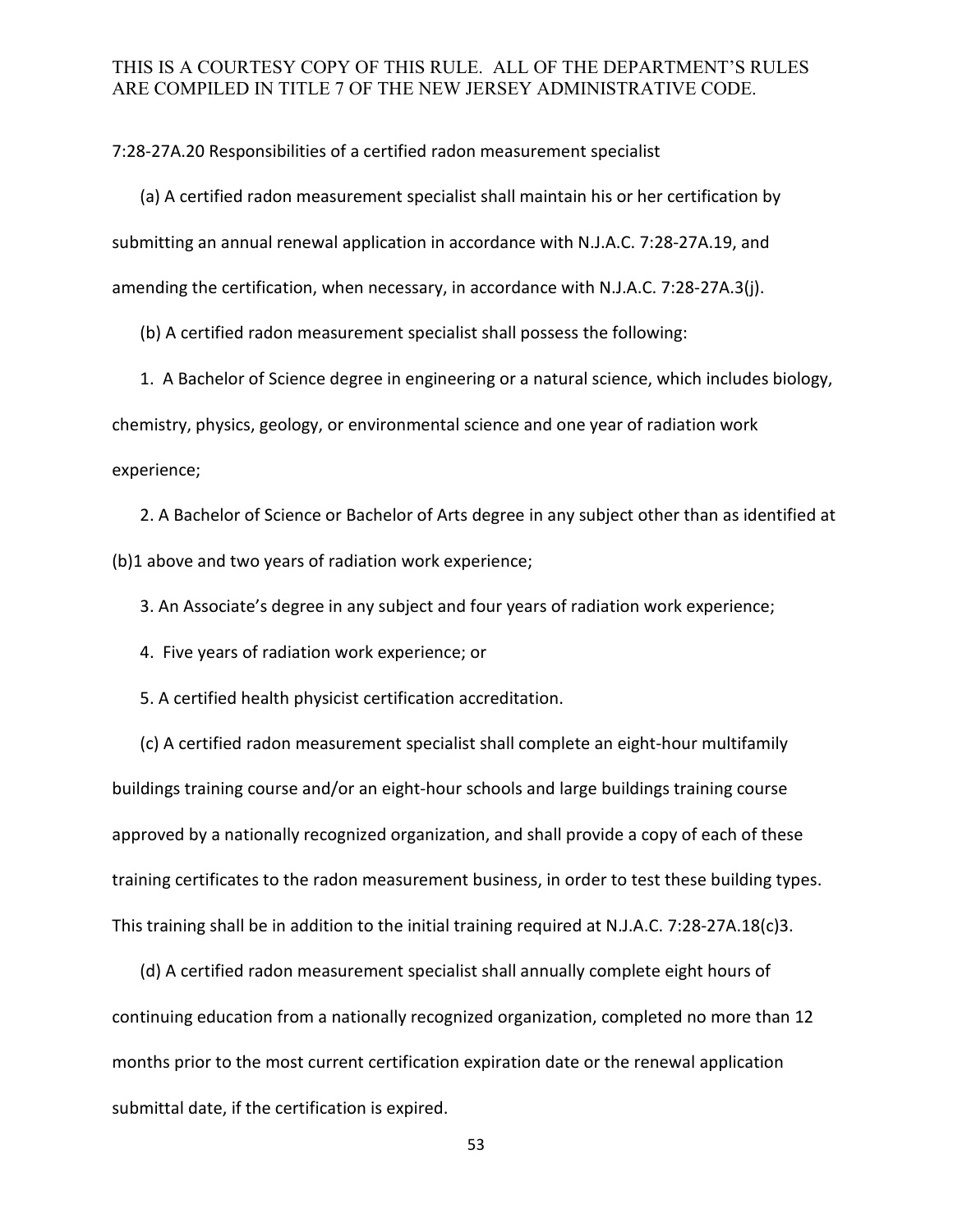THIS IS A COURTESY COPY OF THIS RULE. ALL OF THE DEPARTMENT'S RULES ARE COMPILED IN TITLE 7 OF THE NEW JERSEY ADMINISTRATIVE CODE.

7:28-27A.20 Responsibilities of a certified radon measurement specialist

(a) A certified radon measurement specialist shall maintain his or her certification by submitting an annual renewal application in accordance with N.J.A.C. 7:28-27A.19, and amending the certification, when necessary, in accordance with N.J.A.C. 7:28-27A.3(j).

(b) A certified radon measurement specialist shall possess the following:

1. A Bachelor of Science degree in engineering or a natural science, which includes biology, chemistry, physics, geology, or environmental science and one year of radiation work experience;

2. A Bachelor of Science or Bachelor of Arts degree in any subject other than as identified at (b)1 above and two years of radiation work experience;

3. An Associate's degree in any subject and four years of radiation work experience;

4. Five years of radiation work experience; or

5. A certified health physicist certification accreditation.

(c) A certified radon measurement specialist shall complete an eight-hour multifamily buildings training course and/or an eight-hour schools and large buildings training course approved by a nationally recognized organization, and shall provide a copy of each of these training certificates to the radon measurement business, in order to test these building types. This training shall be in addition to the initial training required at N.J.A.C. 7:28-27A.18(c)3.

(d) A certified radon measurement specialist shall annually complete eight hours of continuing education from a nationally recognized organization, completed no more than 12 months prior to the most current certification expiration date or the renewal application submittal date, if the certification is expired.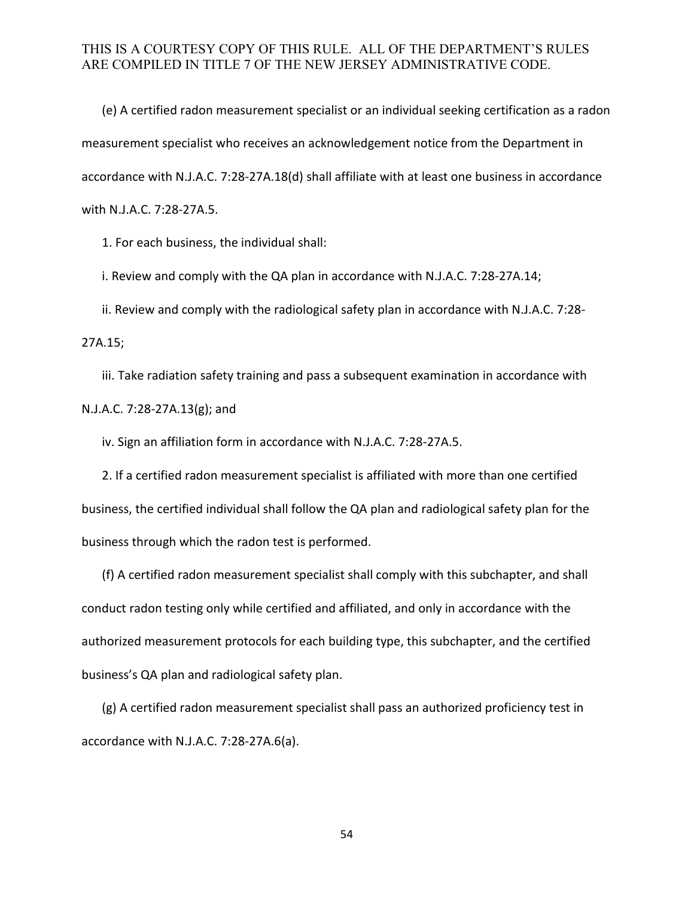(e) A certified radon measurement specialist or an individual seeking certification as a radon measurement specialist who receives an acknowledgement notice from the Department in accordance with N.J.A.C. 7:28-27A.18(d) shall affiliate with at least one business in accordance with N.J.A.C. 7:28-27A.5.

1. For each business, the individual shall:

i. Review and comply with the QA plan in accordance with N.J.A.C. 7:28-27A.14;

ii. Review and comply with the radiological safety plan in accordance with N.J.A.C. 7:28-27A.15;

iii. Take radiation safety training and pass a subsequent examination in accordance with N.J.A.C. 7:28-27A.13(g); and

iv. Sign an affiliation form in accordance with N.J.A.C. 7:28-27A.5.

2. If a certified radon measurement specialist is affiliated with more than one certified business, the certified individual shall follow the QA plan and radiological safety plan for the business through which the radon test is performed.

(f) A certified radon measurement specialist shall comply with this subchapter, and shall conduct radon testing only while certified and affiliated, and only in accordance with the authorized measurement protocols for each building type, this subchapter, and the certified business's QA plan and radiological safety plan.

(g) A certified radon measurement specialist shall pass an authorized proficiency test in accordance with N.J.A.C. 7:28-27A.6(a).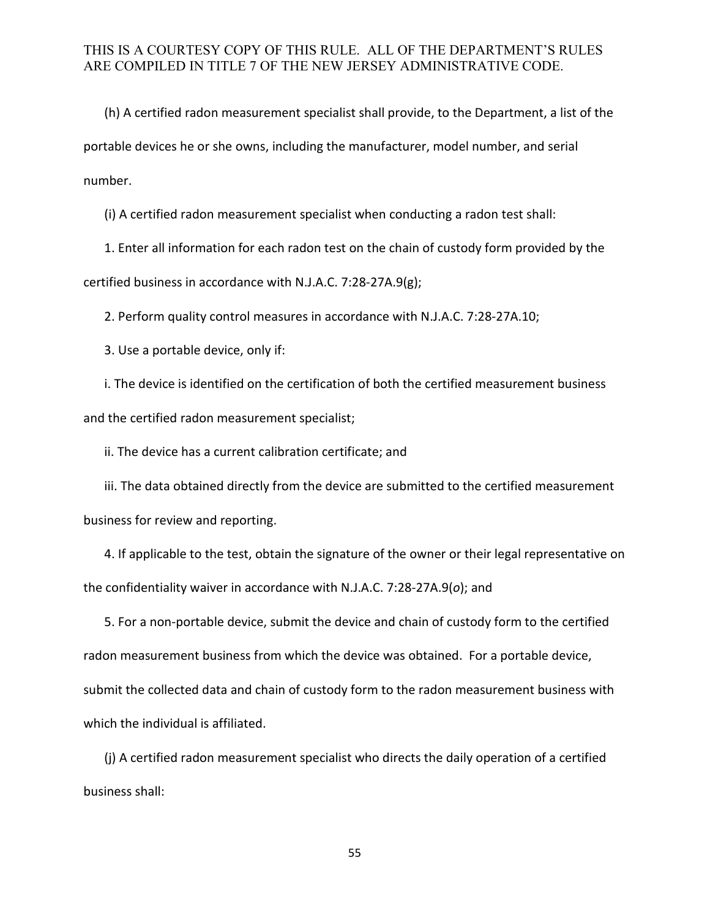(h) A certified radon measurement specialist shall provide, to the Department, a list of the portable devices he or she owns, including the manufacturer, model number, and serial number.

(i) A certified radon measurement specialist when conducting a radon test shall:

1. Enter all information for each radon test on the chain of custody form provided by the certified business in accordance with N.J.A.C. 7:28-27A.9(g);

2. Perform quality control measures in accordance with N.J.A.C. 7:28-27A.10;

3. Use a portable device, only if:

i. The device is identified on the certification of both the certified measurement business and the certified radon measurement specialist;

ii. The device has a current calibration certificate; and

iii. The data obtained directly from the device are submitted to the certified measurement business for review and reporting.

4. If applicable to the test, obtain the signature of the owner or their legal representative on the confidentiality waiver in accordance with N.J.A.C. 7:28-27A.9(*o*); and

5. For a non-portable device, submit the device and chain of custody form to the certified radon measurement business from which the device was obtained. For a portable device, submit the collected data and chain of custody form to the radon measurement business with which the individual is affiliated.

(j) A certified radon measurement specialist who directs the daily operation of a certified business shall: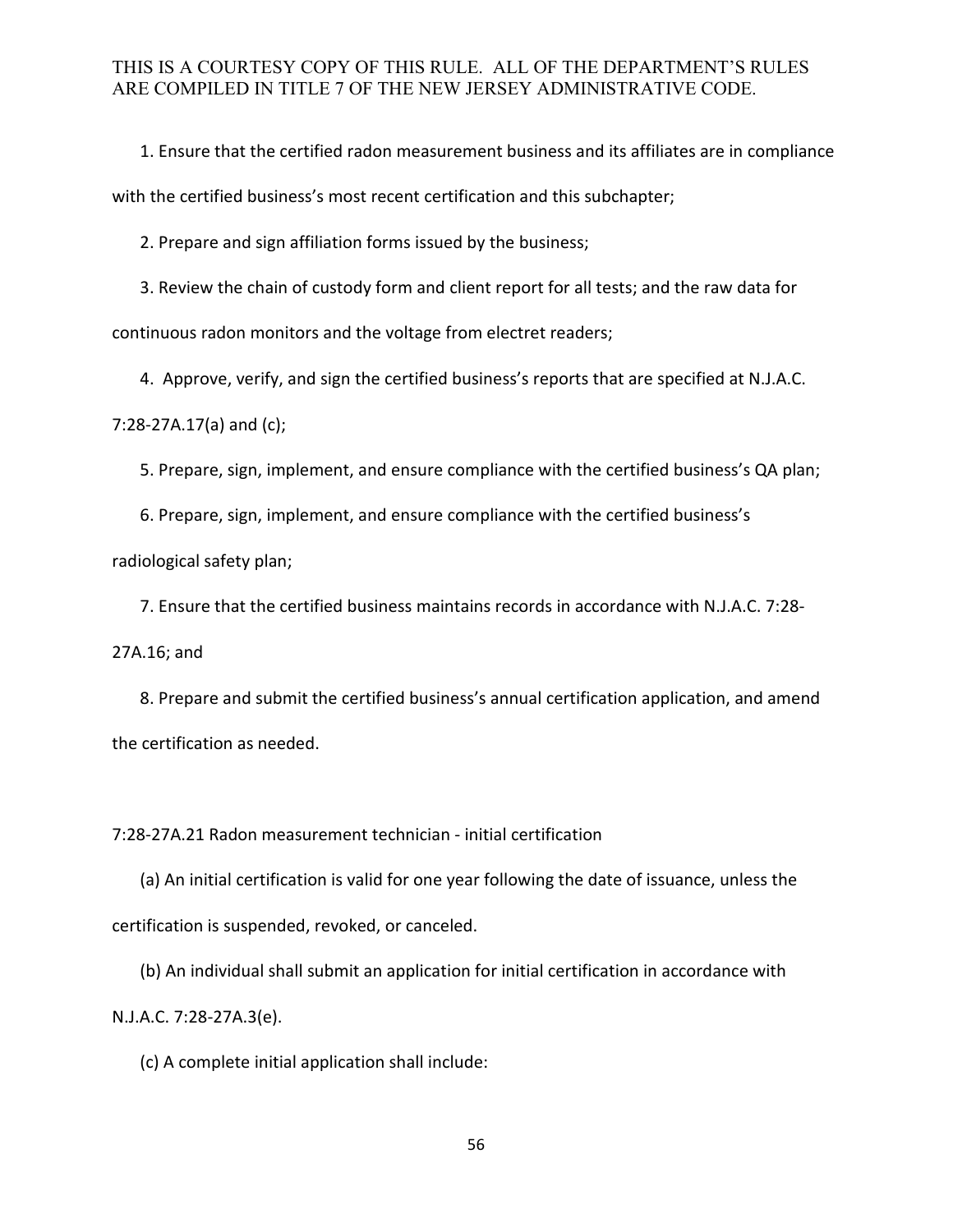1. Ensure that the certified radon measurement business and its affiliates are in compliance with the certified business's most recent certification and this subchapter;

2. Prepare and sign affiliation forms issued by the business;

3. Review the chain of custody form and client report for all tests; and the raw data for continuous radon monitors and the voltage from electret readers;

4. Approve, verify, and sign the certified business's reports that are specified at N.J.A.C. 7:28-27A.17(a) and (c);

5. Prepare, sign, implement, and ensure compliance with the certified business's QA plan;

6. Prepare, sign, implement, and ensure compliance with the certified business's radiological safety plan;

7. Ensure that the certified business maintains records in accordance with N.J.A.C. 7:28-27A.16; and

8. Prepare and submit the certified business's annual certification application, and amend the certification as needed.

7:28-27A.21 Radon measurement technician - initial certification

(a) An initial certification is valid for one year following the date of issuance, unless the certification is suspended, revoked, or canceled.

(b) An individual shall submit an application for initial certification in accordance with N.J.A.C. 7:28-27A.3(e).

(c) A complete initial application shall include: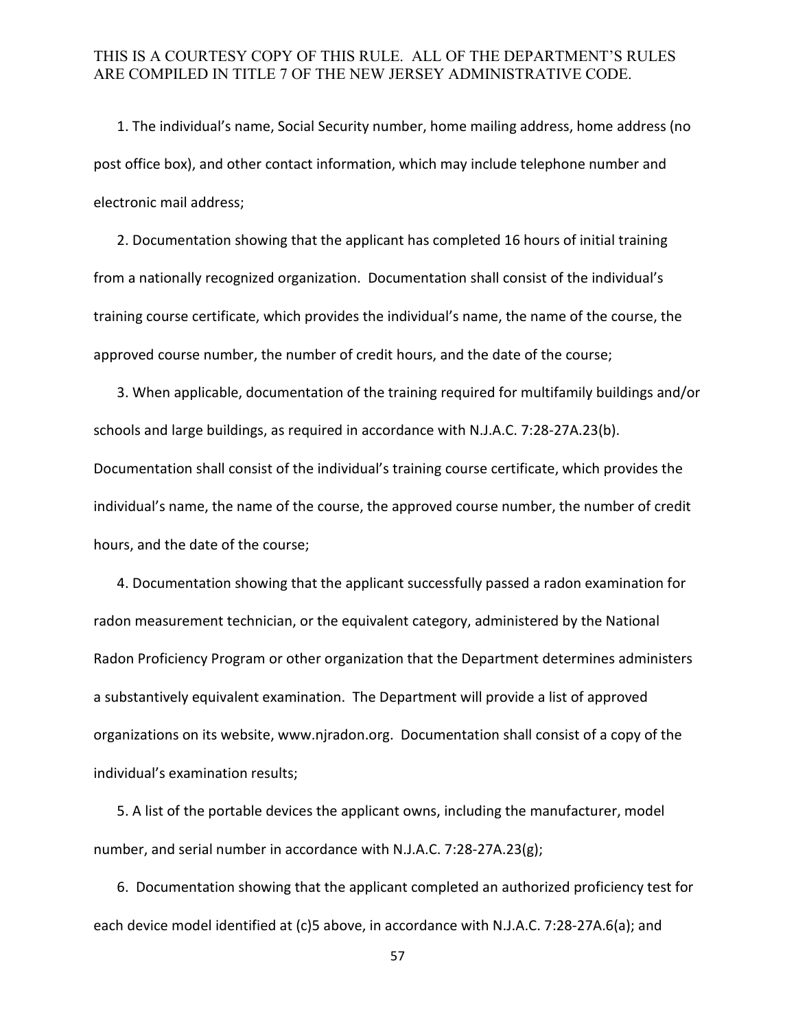THIS IS A COURTESY COPY OF THIS RULE. ALL OF THE DEPARTMENT'S RULES ARE COMPILED IN TITLE 7 OF THE NEW JERSEY ADMINISTRATIVE CODE.

1. The individual's name, Social Security number, home mailing address, home address (no post office box), and other contact information, which may include telephone number and electronic mail address;

2. Documentation showing that the applicant has completed 16 hours of initial training from a nationally recognized organization. Documentation shall consist of the individual's training course certificate, which provides the individual's name, the name of the course, the approved course number, the number of credit hours, and the date of the course;

3. When applicable, documentation of the training required for multifamily buildings and/or schools and large buildings, as required in accordance with N.J.A.C. 7:28-27A.23(b). Documentation shall consist of the individual's training course certificate, which provides the individual's name, the name of the course, the approved course number, the number of credit hours, and the date of the course;

4. Documentation showing that the applicant successfully passed a radon examination for radon measurement technician, or the equivalent category, administered by the National Radon Proficiency Program or other organization that the Department determines administers a substantively equivalent examination. The Department will provide a list of approved organizations on its website, www.njradon.org. Documentation shall consist of a copy of the individual's examination results;

5. A list of the portable devices the applicant owns, including the manufacturer, model number, and serial number in accordance with N.J.A.C. 7:28-27A.23(g);

6. Documentation showing that the applicant completed an authorized proficiency test for each device model identified at (c)5 above, in accordance with N.J.A.C. 7:28-27A.6(a); and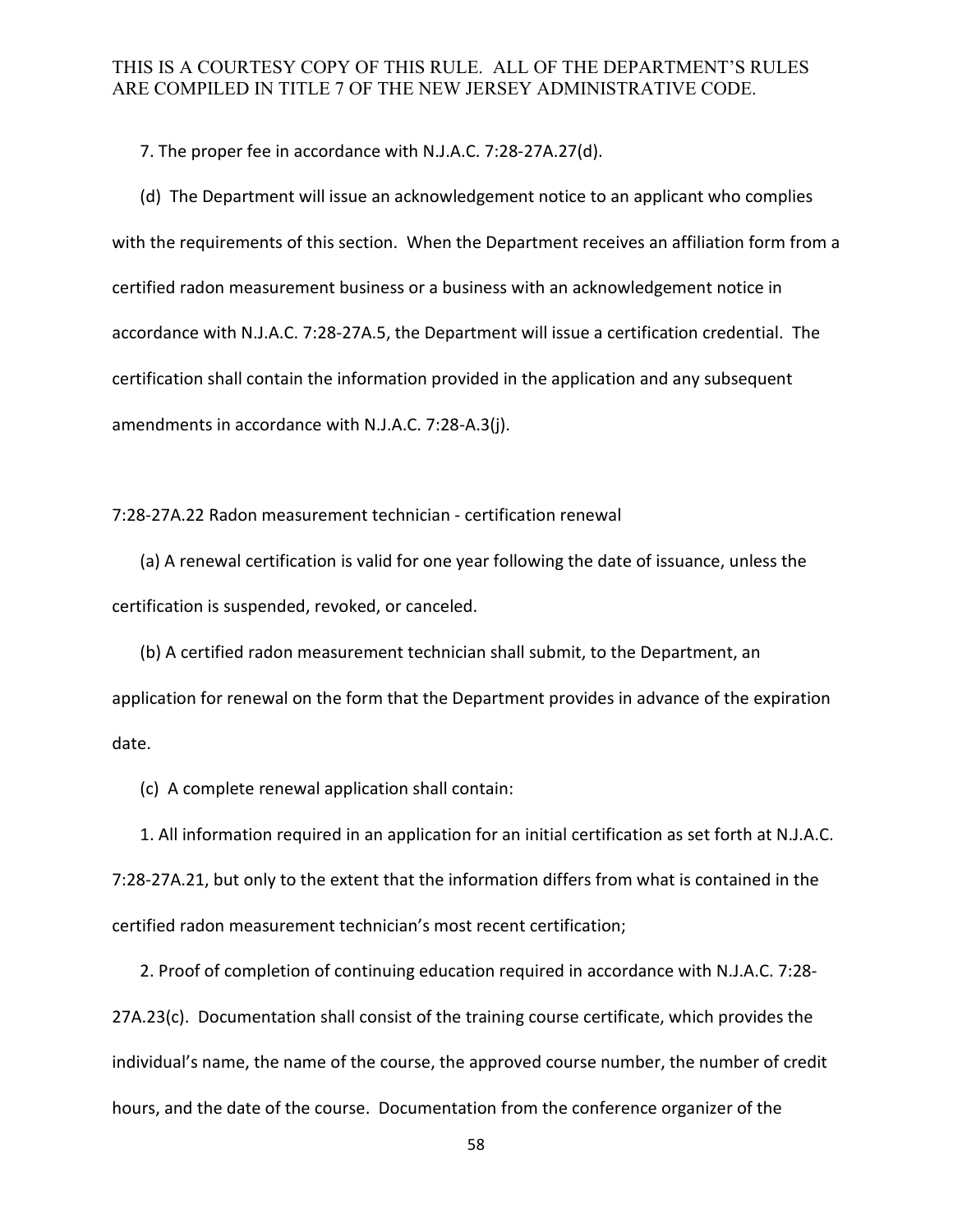7. The proper fee in accordance with N.J.A.C. 7:28-27A.27(d).

(d) The Department will issue an acknowledgement notice to an applicant who complies with the requirements of this section. When the Department receives an affiliation form from a certified radon measurement business or a business with an acknowledgement notice in accordance with N.J.A.C. 7:28-27A.5, the Department will issue a certification credential. The certification shall contain the information provided in the application and any subsequent amendments in accordance with N.J.A.C. 7:28-A.3(j).

7:28-27A.22 Radon measurement technician - certification renewal

(a) A renewal certification is valid for one year following the date of issuance, unless the certification is suspended, revoked, or canceled.

(b) A certified radon measurement technician shall submit, to the Department, an application for renewal on the form that the Department provides in advance of the expiration date.

(c) A complete renewal application shall contain:

1. All information required in an application for an initial certification as set forth at N.J.A.C. 7:28-27A.21, but only to the extent that the information differs from what is contained in the certified radon measurement technician's most recent certification;

2. Proof of completion of continuing education required in accordance with N.J.A.C. 7:28-27A.23(c). Documentation shall consist of the training course certificate, which provides the individual's name, the name of the course, the approved course number, the number of credit hours, and the date of the course. Documentation from the conference organizer of the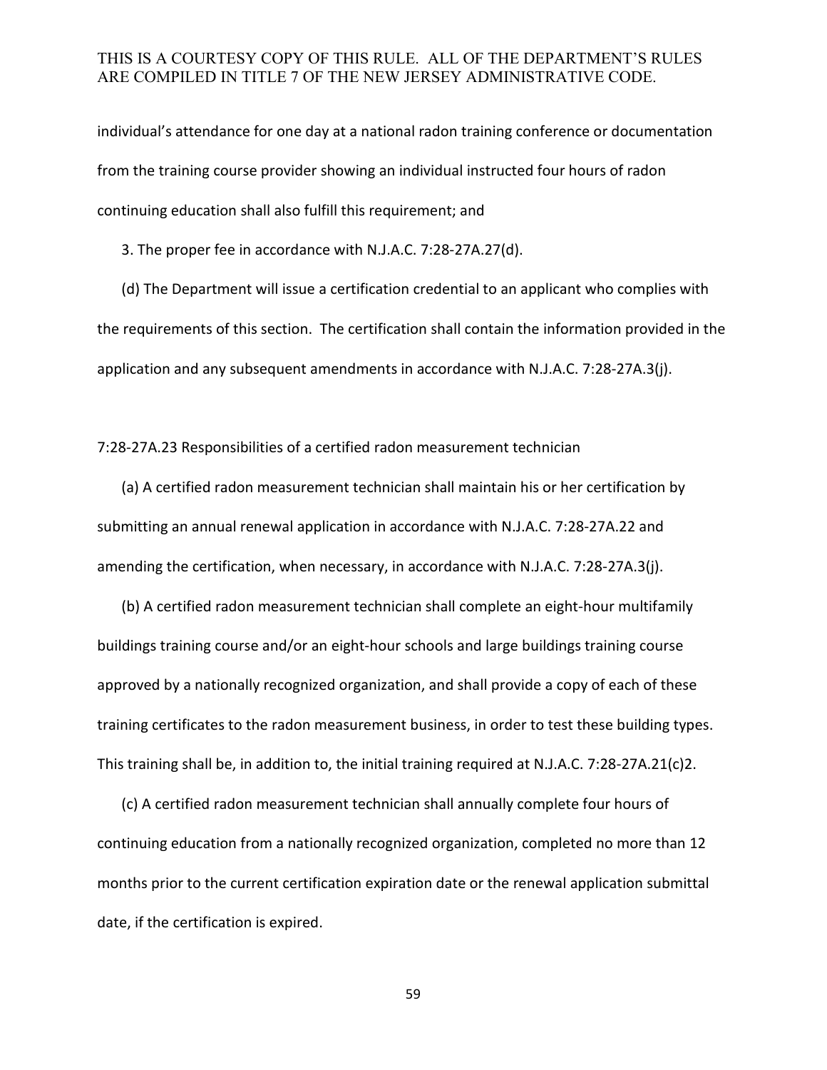individual's attendance for one day at a national radon training conference or documentation from the training course provider showing an individual instructed four hours of radon continuing education shall also fulfill this requirement; and

3. The proper fee in accordance with N.J.A.C. 7:28-27A.27(d).

(d) The Department will issue a certification credential to an applicant who complies with the requirements of this section. The certification shall contain the information provided in the application and any subsequent amendments in accordance with N.J.A.C. 7:28-27A.3(j).

7:28-27A.23 Responsibilities of a certified radon measurement technician

(a) A certified radon measurement technician shall maintain his or her certification by submitting an annual renewal application in accordance with N.J.A.C. 7:28-27A.22 and amending the certification, when necessary, in accordance with N.J.A.C. 7:28-27A.3(j).

(b) A certified radon measurement technician shall complete an eight-hour multifamily buildings training course and/or an eight-hour schools and large buildings training course approved by a nationally recognized organization, and shall provide a copy of each of these training certificates to the radon measurement business, in order to test these building types. This training shall be, in addition to, the initial training required at N.J.A.C. 7:28-27A.21(c)2.

(c) A certified radon measurement technician shall annually complete four hours of continuing education from a nationally recognized organization, completed no more than 12 months prior to the current certification expiration date or the renewal application submittal date, if the certification is expired.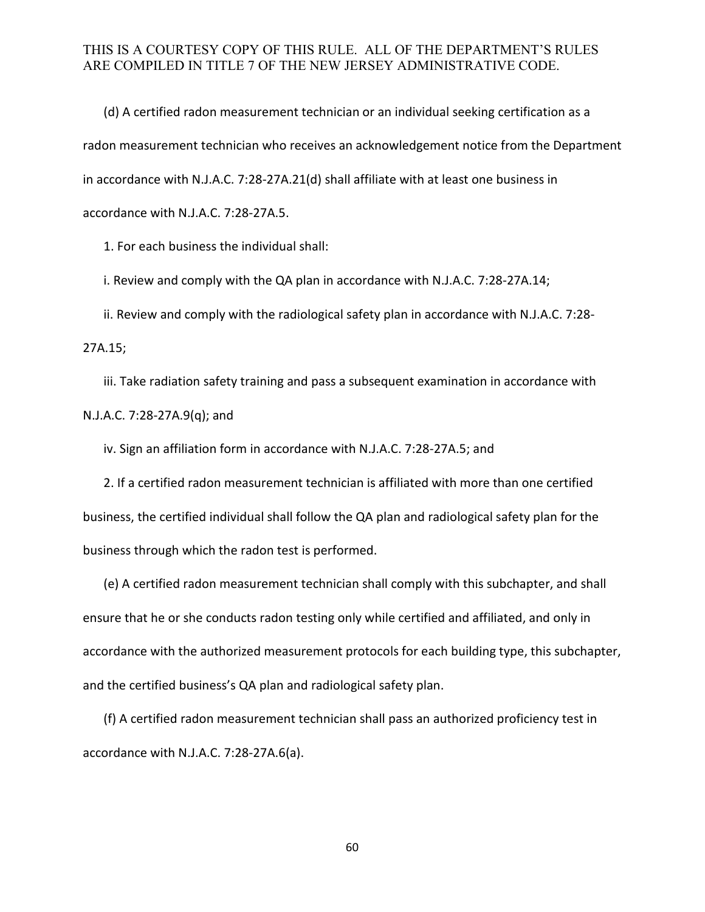(d) A certified radon measurement technician or an individual seeking certification as a radon measurement technician who receives an acknowledgement notice from the Department in accordance with N.J.A.C. 7:28-27A.21(d) shall affiliate with at least one business in accordance with N.J.A.C. 7:28-27A.5.

1. For each business the individual shall:

i. Review and comply with the QA plan in accordance with N.J.A.C. 7:28-27A.14;

ii. Review and comply with the radiological safety plan in accordance with N.J.A.C. 7:28-27A.15;

iii. Take radiation safety training and pass a subsequent examination in accordance with N.J.A.C. 7:28-27A.9(q); and

iv. Sign an affiliation form in accordance with N.J.A.C. 7:28-27A.5; and

2. If a certified radon measurement technician is affiliated with more than one certified business, the certified individual shall follow the QA plan and radiological safety plan for the business through which the radon test is performed.

(e) A certified radon measurement technician shall comply with this subchapter, and shall ensure that he or she conducts radon testing only while certified and affiliated, and only in accordance with the authorized measurement protocols for each building type, this subchapter, and the certified business's QA plan and radiological safety plan.

(f) A certified radon measurement technician shall pass an authorized proficiency test in accordance with N.J.A.C. 7:28-27A.6(a).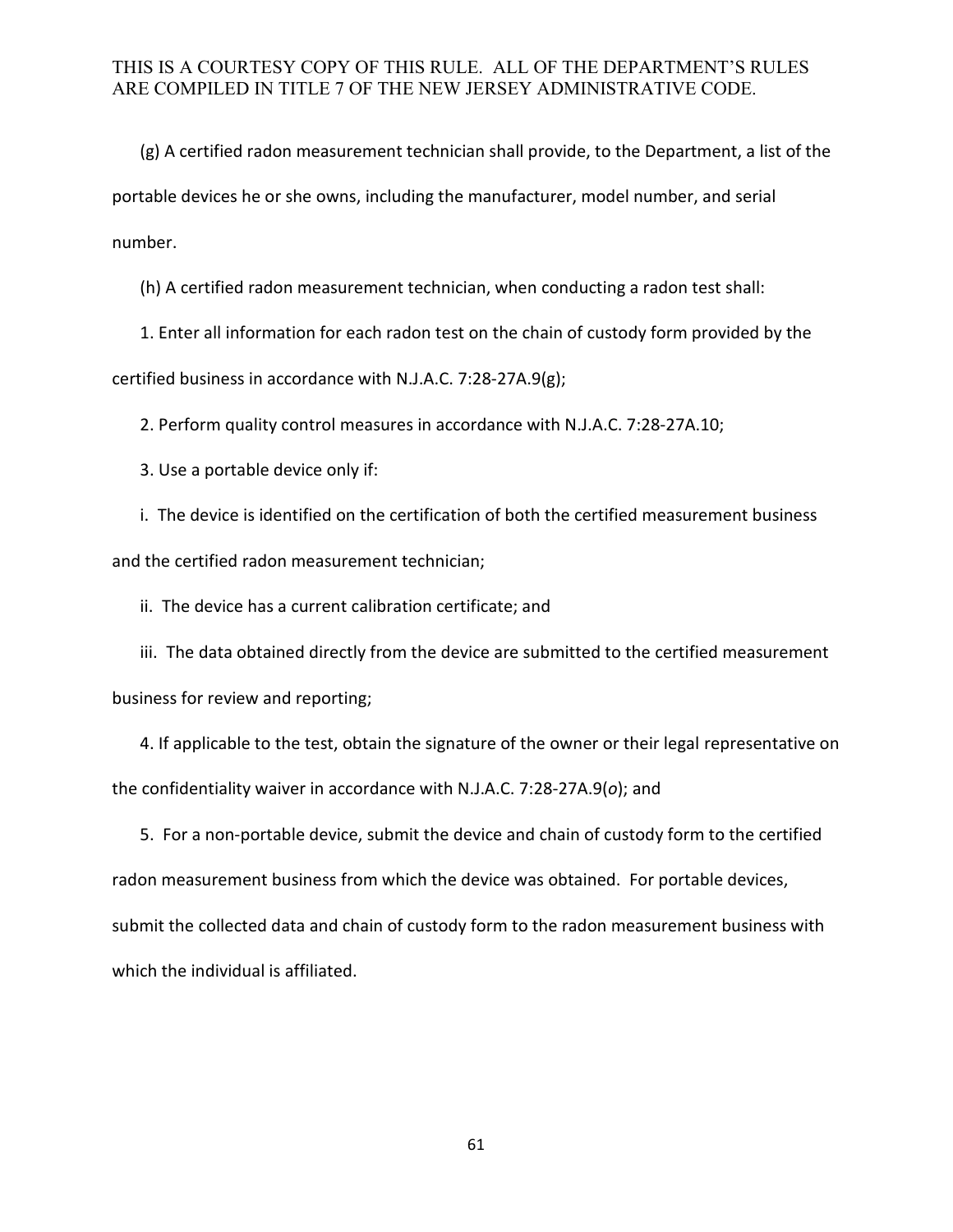(g) A certified radon measurement technician shall provide, to the Department, a list of the portable devices he or she owns, including the manufacturer, model number, and serial number.

(h) A certified radon measurement technician, when conducting a radon test shall:

1. Enter all information for each radon test on the chain of custody form provided by the certified business in accordance with N.J.A.C. 7:28-27A.9(g);

2. Perform quality control measures in accordance with N.J.A.C. 7:28-27A.10;

3. Use a portable device only if:

i. The device is identified on the certification of both the certified measurement business and the certified radon measurement technician;

ii. The device has a current calibration certificate; and

iii. The data obtained directly from the device are submitted to the certified measurement business for review and reporting;

4. If applicable to the test, obtain the signature of the owner or their legal representative on the confidentiality waiver in accordance with N.J.A.C. 7:28-27A.9(*o*); and

5. For a non-portable device, submit the device and chain of custody form to the certified radon measurement business from which the device was obtained. For portable devices, submit the collected data and chain of custody form to the radon measurement business with which the individual is affiliated.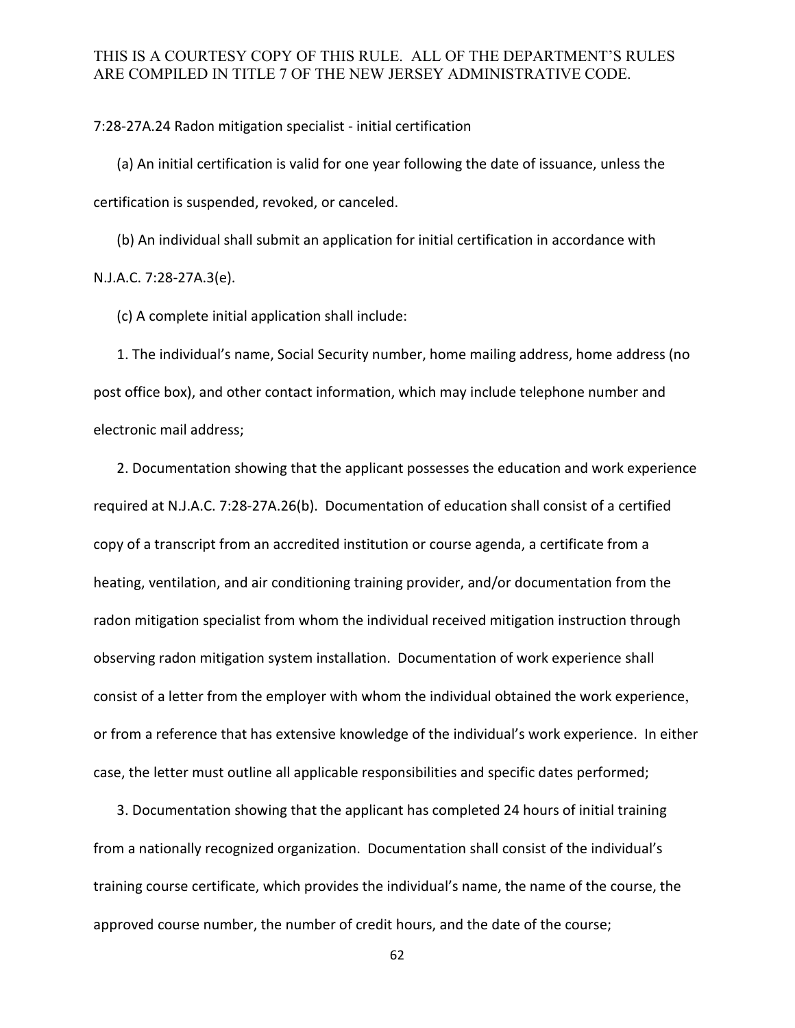7:28-27A.24 Radon mitigation specialist - initial certification

(a) An initial certification is valid for one year following the date of issuance, unless the certification is suspended, revoked, or canceled.

(b) An individual shall submit an application for initial certification in accordance with N.J.A.C. 7:28-27A.3(e).

(c) A complete initial application shall include:

1. The individual's name, Social Security number, home mailing address, home address (no post office box), and other contact information, which may include telephone number and electronic mail address;

2. Documentation showing that the applicant possesses the education and work experience required at N.J.A.C. 7:28-27A.26(b). Documentation of education shall consist of a certified copy of a transcript from an accredited institution or course agenda, a certificate from a heating, ventilation, and air conditioning training provider, and/or documentation from the radon mitigation specialist from whom the individual received mitigation instruction through observing radon mitigation system installation. Documentation of work experience shall consist of a letter from the employer with whom the individual obtained the work experience, or from a reference that has extensive knowledge of the individual's work experience. In either case, the letter must outline all applicable responsibilities and specific dates performed;

3. Documentation showing that the applicant has completed 24 hours of initial training from a nationally recognized organization. Documentation shall consist of the individual's training course certificate, which provides the individual's name, the name of the course, the approved course number, the number of credit hours, and the date of the course;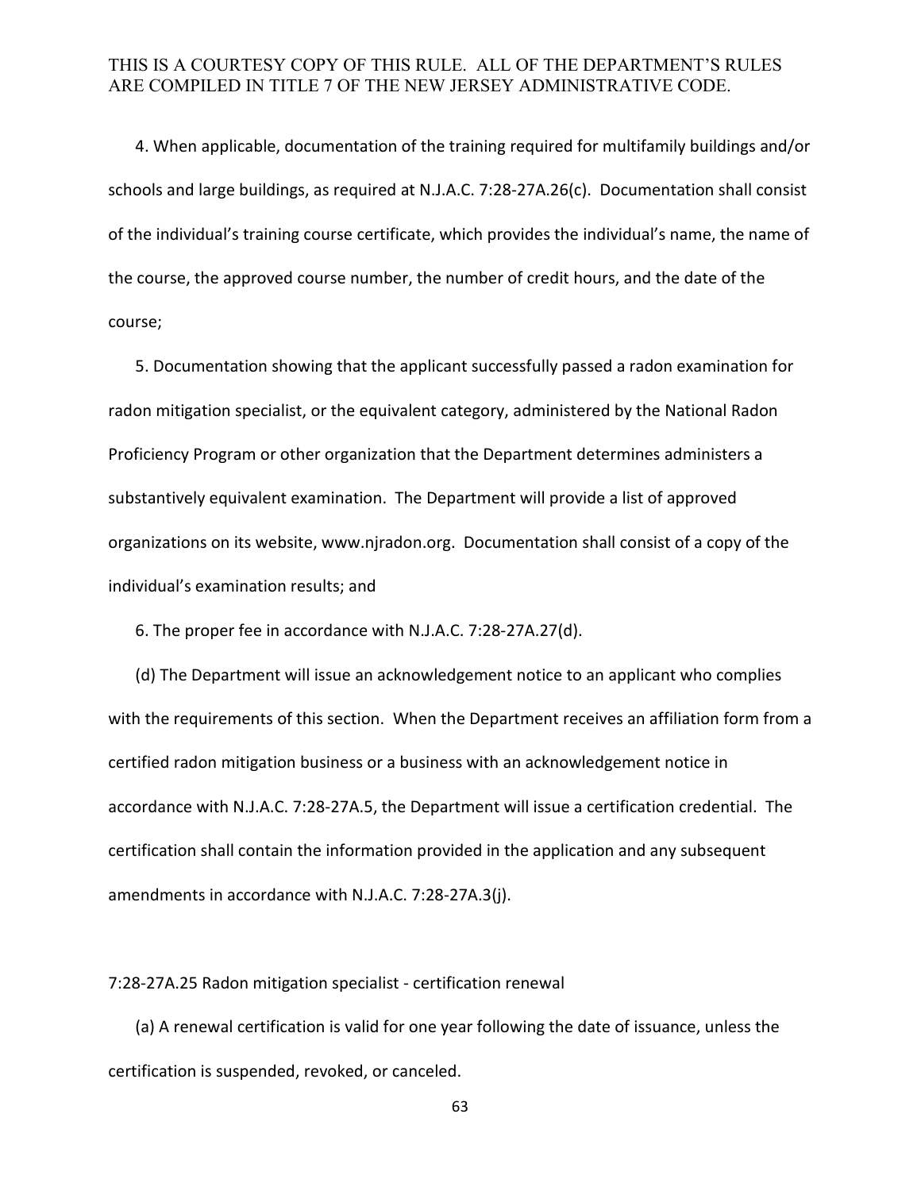4. When applicable, documentation of the training required for multifamily buildings and/or schools and large buildings, as required at N.J.A.C. 7:28-27A.26(c). Documentation shall consist of the individual's training course certificate, which provides the individual's name, the name of the course, the approved course number, the number of credit hours, and the date of the course;

5. Documentation showing that the applicant successfully passed a radon examination for radon mitigation specialist, or the equivalent category, administered by the National Radon Proficiency Program or other organization that the Department determines administers a substantively equivalent examination. The Department will provide a list of approved organizations on its website, www.njradon.org. Documentation shall consist of a copy of the individual's examination results; and

6. The proper fee in accordance with N.J.A.C. 7:28-27A.27(d).

(d) The Department will issue an acknowledgement notice to an applicant who complies with the requirements of this section. When the Department receives an affiliation form from a certified radon mitigation business or a business with an acknowledgement notice in accordance with N.J.A.C. 7:28-27A.5, the Department will issue a certification credential. The certification shall contain the information provided in the application and any subsequent amendments in accordance with N.J.A.C. 7:28-27A.3(j).

7:28-27A.25 Radon mitigation specialist - certification renewal

(a) A renewal certification is valid for one year following the date of issuance, unless the certification is suspended, revoked, or canceled.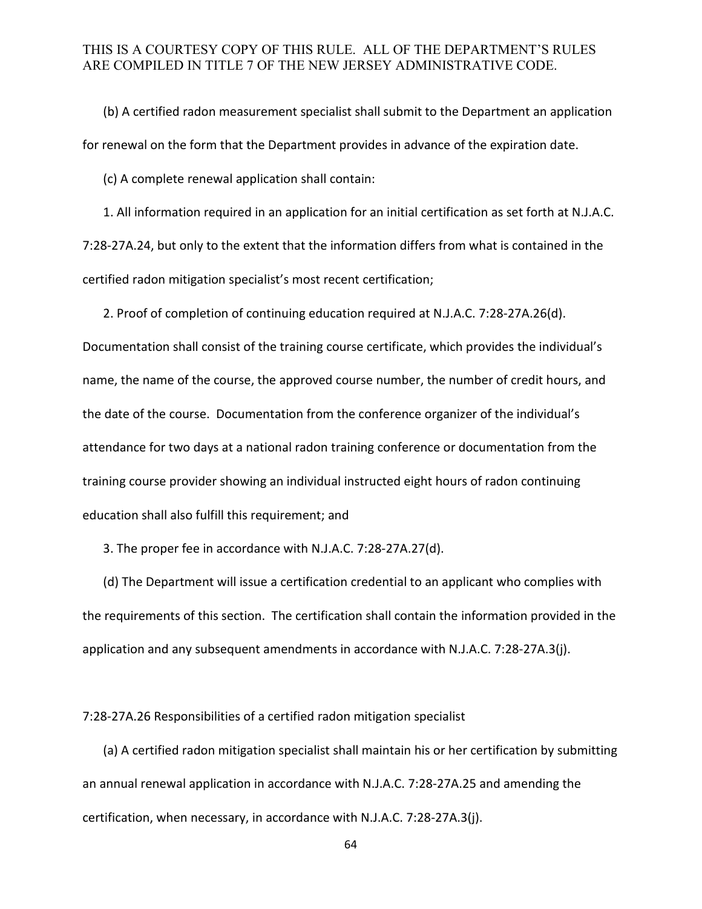(b) A certified radon measurement specialist shall submit to the Department an application for renewal on the form that the Department provides in advance of the expiration date.

(c) A complete renewal application shall contain:

1. All information required in an application for an initial certification as set forth at N.J.A.C. 7:28-27A.24, but only to the extent that the information differs from what is contained in the certified radon mitigation specialist's most recent certification;

2. Proof of completion of continuing education required at N.J.A.C. 7:28-27A.26(d). Documentation shall consist of the training course certificate, which provides the individual's name, the name of the course, the approved course number, the number of credit hours, and the date of the course. Documentation from the conference organizer of the individual's attendance for two days at a national radon training conference or documentation from the training course provider showing an individual instructed eight hours of radon continuing education shall also fulfill this requirement; and

3. The proper fee in accordance with N.J.A.C. 7:28-27A.27(d).

(d) The Department will issue a certification credential to an applicant who complies with the requirements of this section. The certification shall contain the information provided in the application and any subsequent amendments in accordance with N.J.A.C. 7:28-27A.3(j).

7:28-27A.26 Responsibilities of a certified radon mitigation specialist

(a) A certified radon mitigation specialist shall maintain his or her certification by submitting an annual renewal application in accordance with N.J.A.C. 7:28-27A.25 and amending the certification, when necessary, in accordance with N.J.A.C. 7:28-27A.3(j).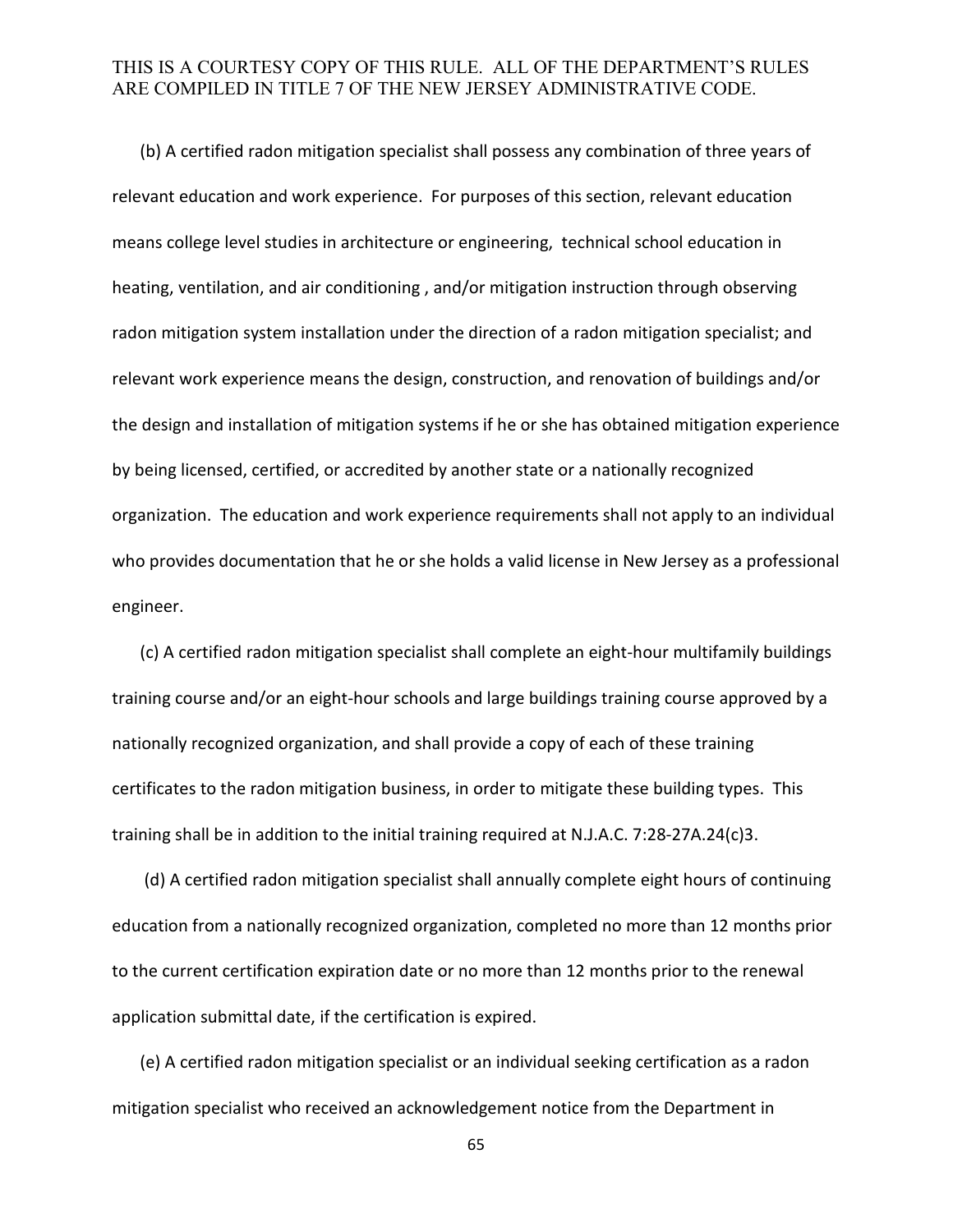(b) A certified radon mitigation specialist shall possess any combination of three years of relevant education and work experience. For purposes of this section, relevant education means college level studies in architecture or engineering, technical school education in heating, ventilation, and air conditioning , and/or mitigation instruction through observing radon mitigation system installation under the direction of a radon mitigation specialist; and relevant work experience means the design, construction, and renovation of buildings and/or the design and installation of mitigation systems if he or she has obtained mitigation experience by being licensed, certified, or accredited by another state or a nationally recognized organization. The education and work experience requirements shall not apply to an individual who provides documentation that he or she holds a valid license in New Jersey as a professional engineer.

(c) A certified radon mitigation specialist shall complete an eight-hour multifamily buildings training course and/or an eight-hour schools and large buildings training course approved by a nationally recognized organization, and shall provide a copy of each of these training certificates to the radon mitigation business, in order to mitigate these building types. This training shall be in addition to the initial training required at N.J.A.C. 7:28-27A.24(c)3.

(d) A certified radon mitigation specialist shall annually complete eight hours of continuing education from a nationally recognized organization, completed no more than 12 months prior to the current certification expiration date or no more than 12 months prior to the renewal application submittal date, if the certification is expired.

(e) A certified radon mitigation specialist or an individual seeking certification as a radon mitigation specialist who received an acknowledgement notice from the Department in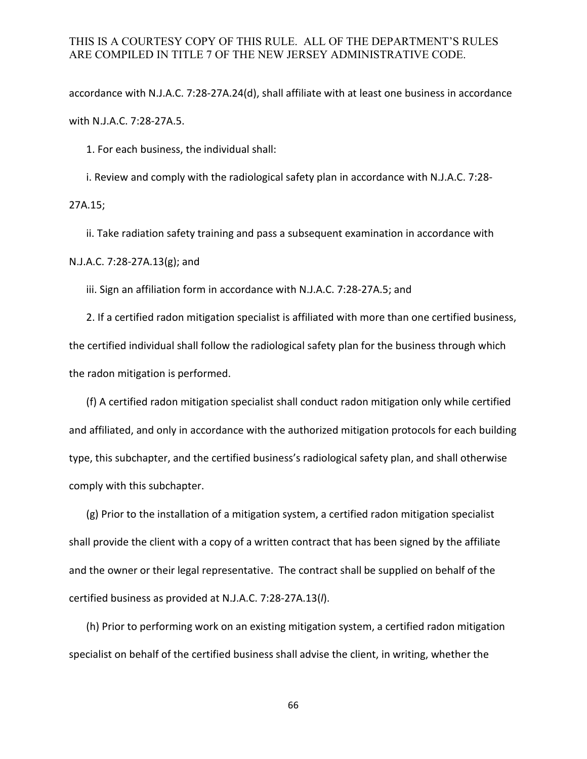accordance with N.J.A.C. 7:28-27A.24(d), shall affiliate with at least one business in accordance with N.J.A.C. 7:28-27A.5.

1. For each business, the individual shall:

i. Review and comply with the radiological safety plan in accordance with N.J.A.C. 7:28-27A.15;

ii. Take radiation safety training and pass a subsequent examination in accordance with N.J.A.C. 7:28-27A.13(g); and

iii. Sign an affiliation form in accordance with N.J.A.C. 7:28-27A.5; and

2. If a certified radon mitigation specialist is affiliated with more than one certified business, the certified individual shall follow the radiological safety plan for the business through which the radon mitigation is performed.

(f) A certified radon mitigation specialist shall conduct radon mitigation only while certified and affiliated, and only in accordance with the authorized mitigation protocols for each building type, this subchapter, and the certified business's radiological safety plan, and shall otherwise comply with this subchapter.

(g) Prior to the installation of a mitigation system, a certified radon mitigation specialist shall provide the client with a copy of a written contract that has been signed by the affiliate and the owner or their legal representative. The contract shall be supplied on behalf of the certified business as provided at N.J.A.C. 7:28-27A.13(*l*).

(h) Prior to performing work on an existing mitigation system, a certified radon mitigation specialist on behalf of the certified business shall advise the client, in writing, whether the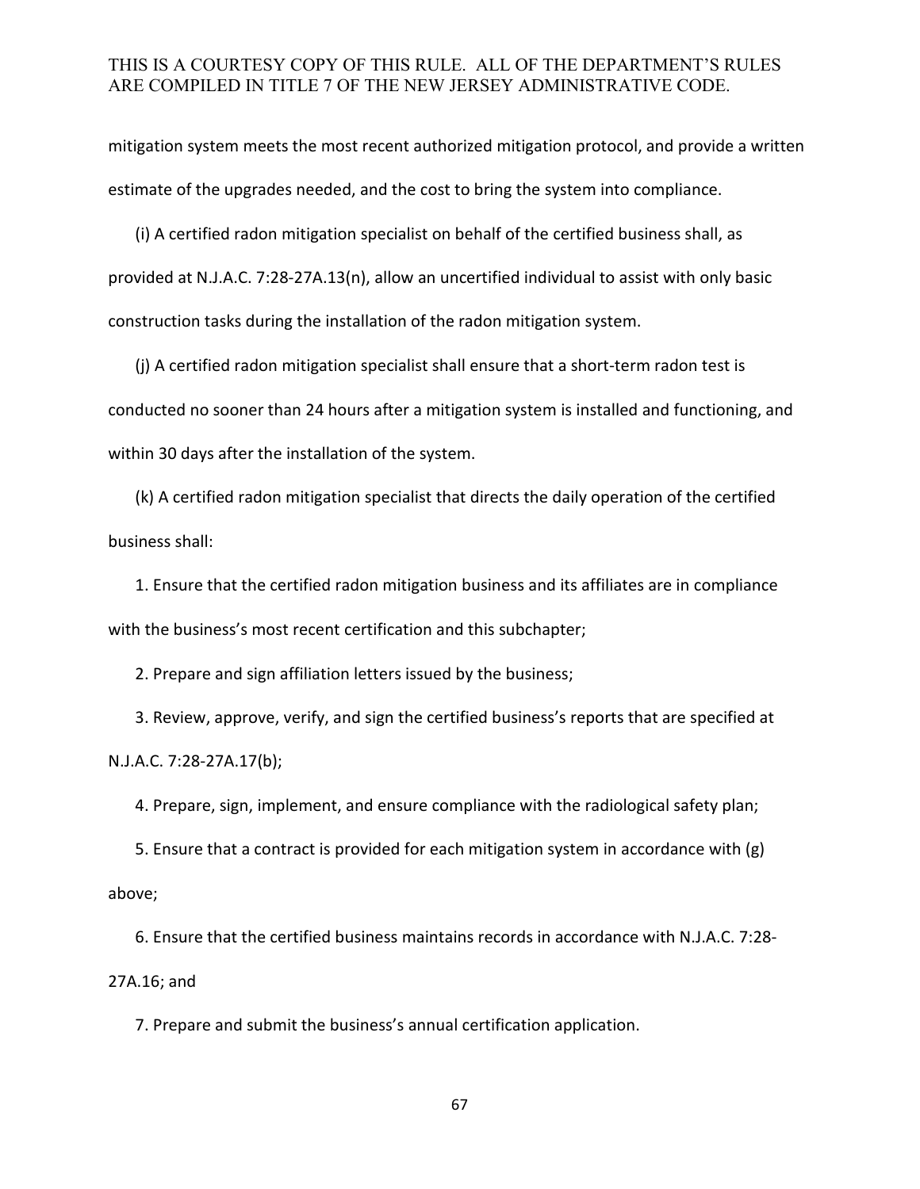mitigation system meets the most recent authorized mitigation protocol, and provide a written estimate of the upgrades needed, and the cost to bring the system into compliance.

(i) A certified radon mitigation specialist on behalf of the certified business shall, as provided at N.J.A.C. 7:28-27A.13(n), allow an uncertified individual to assist with only basic construction tasks during the installation of the radon mitigation system.

(j) A certified radon mitigation specialist shall ensure that a short-term radon test is conducted no sooner than 24 hours after a mitigation system is installed and functioning, and within 30 days after the installation of the system.

(k) A certified radon mitigation specialist that directs the daily operation of the certified business shall:

1. Ensure that the certified radon mitigation business and its affiliates are in compliance with the business's most recent certification and this subchapter;

2. Prepare and sign affiliation letters issued by the business;

3. Review, approve, verify, and sign the certified business's reports that are specified at N.J.A.C. 7:28-27A.17(b);

4. Prepare, sign, implement, and ensure compliance with the radiological safety plan;

5. Ensure that a contract is provided for each mitigation system in accordance with (g) above;

6. Ensure that the certified business maintains records in accordance with N.J.A.C. 7:28-27A.16; and

7. Prepare and submit the business's annual certification application.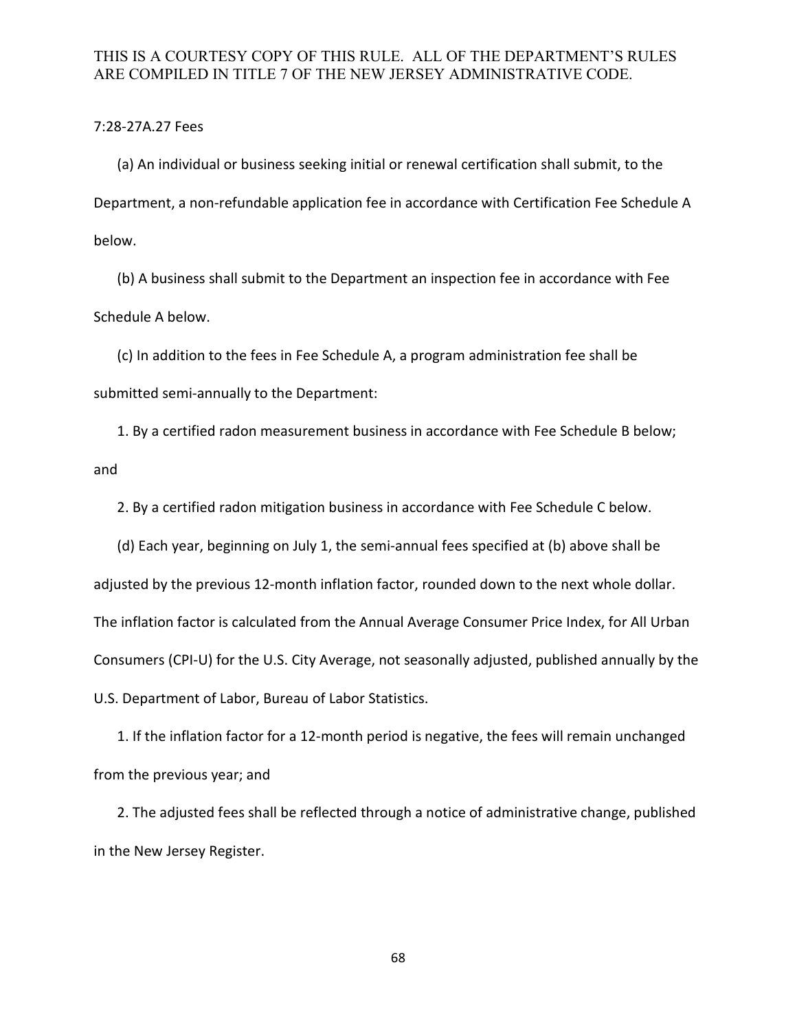THIS IS A COURTESY COPY OF THIS RULE. ALL OF THE DEPARTMENT'S RULES ARE COMPILED IN TITLE 7 OF THE NEW JERSEY ADMINISTRATIVE CODE.

7:28-27A.27 Fees

(a) An individual or business seeking initial or renewal certification shall submit, to the Department, a non-refundable application fee in accordance with Certification Fee Schedule A below.

(b) A business shall submit to the Department an inspection fee in accordance with Fee Schedule A below.

(c) In addition to the fees in Fee Schedule A, a program administration fee shall be submitted semi-annually to the Department:

1. By a certified radon measurement business in accordance with Fee Schedule B below; and

2. By a certified radon mitigation business in accordance with Fee Schedule C below.

(d) Each year, beginning on July 1, the semi-annual fees specified at (b) above shall be adjusted by the previous 12-month inflation factor, rounded down to the next whole dollar. The inflation factor is calculated from the Annual Average Consumer Price Index, for All Urban Consumers (CPI-U) for the U.S. City Average, not seasonally adjusted, published annually by the U.S. Department of Labor, Bureau of Labor Statistics.

1. If the inflation factor for a 12-month period is negative, the fees will remain unchanged from the previous year; and

2. The adjusted fees shall be reflected through a notice of administrative change, published in the New Jersey Register.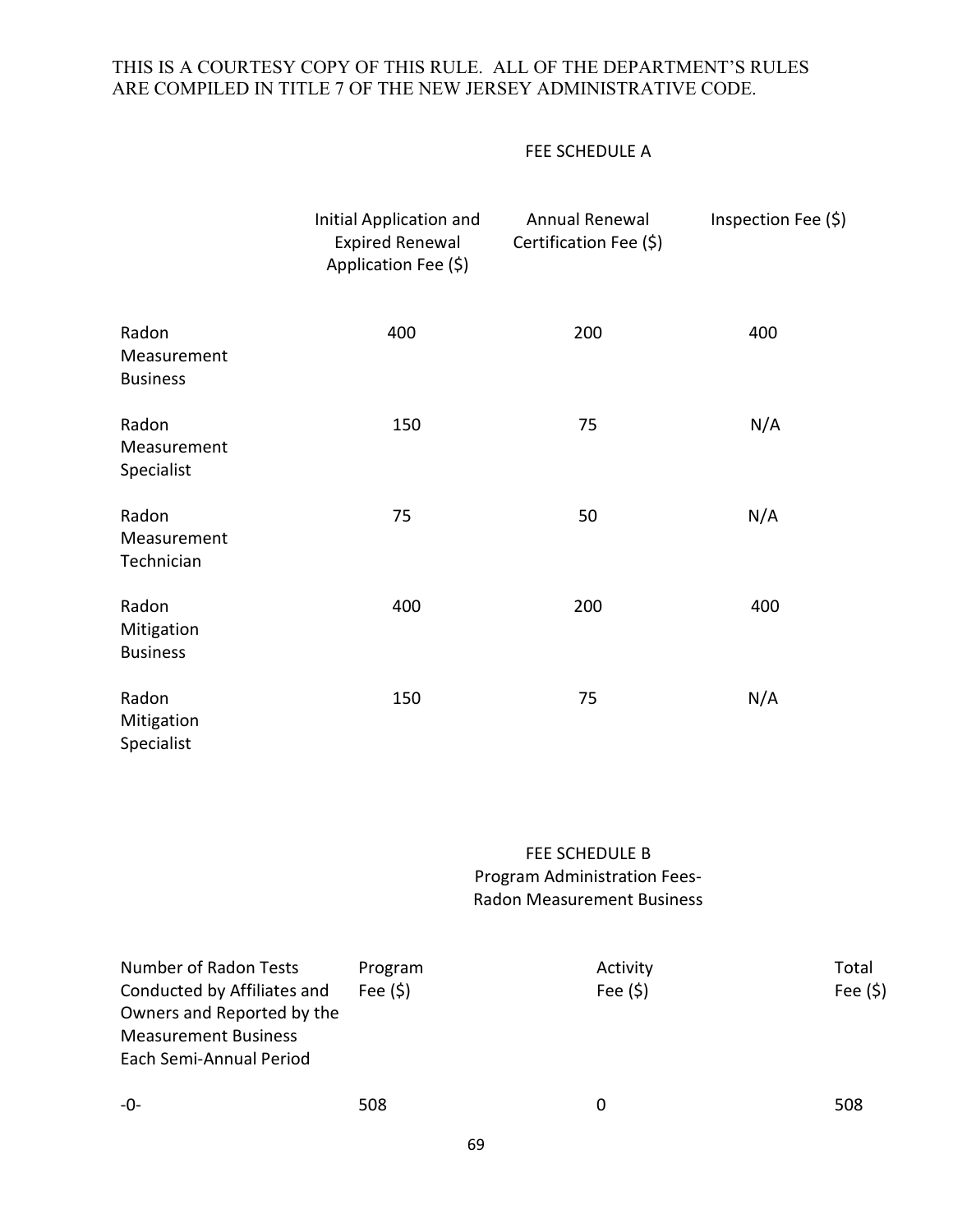THIS IS A COURTESY COPY OF THIS RULE. ALL OF THE DEPARTMENT'S RULES ARE COMPILED IN TITLE 7 OF THE NEW JERSEY ADMINISTRATIVE CODE.

FEE SCHEDULE A

| | Initial Application and Expired Renewal Application Fee ($) | Annual Renewal Certification Fee ($) | Inspection Fee ($) |
|---|---|---|---|
| Radon Measurement Business | 400 | 200 | 400 |
| Radon Measurement Specialist | 150 | 75 | N/A |
| Radon Measurement Technician | 75 | 50 | N/A |
| Radon Mitigation Business | 400 | 200 | 400 |
| Radon Mitigation Specialist | 150 | 75 | N/A |

FEE SCHEDULE B
Program Administration Fees-
Radon Measurement Business

| Number of Radon Tests Conducted by Affiliates and Owners and Reported by the Measurement Business Each Semi-Annual Period | Program Fee ($) | Activity Fee ($) | Total Fee ($) |
|---|---|---|---|
| -0- | 508 | 0 | 508 |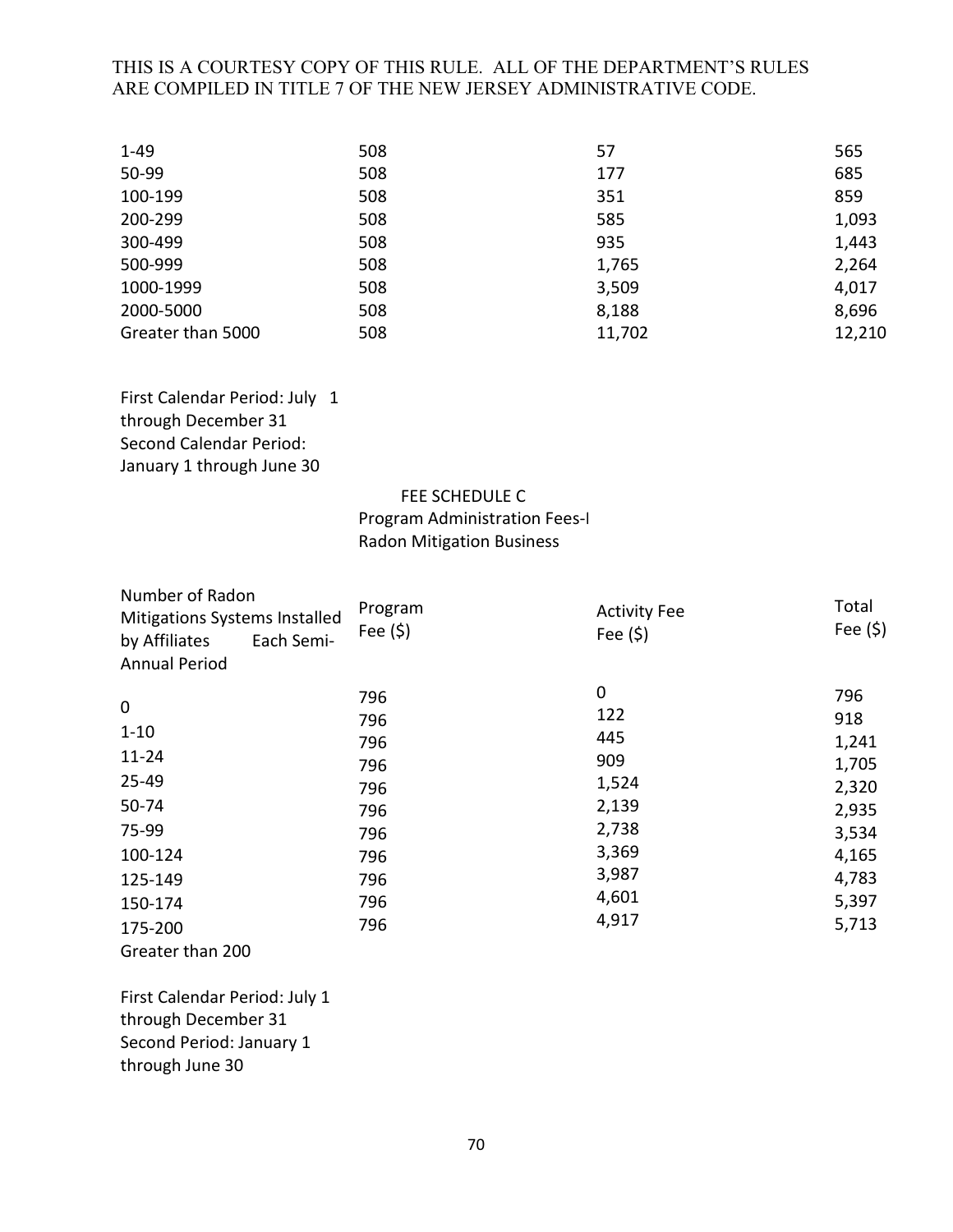| | | | |
|---|---|---|---|
| 1-49 | 508 | 57 | 565 |
| 50-99 | 508 | 177 | 685 |
| 100-199 | 508 | 351 | 859 |
| 200-299 | 508 | 585 | 1,093 |
| 300-499 | 508 | 935 | 1,443 |
| 500-999 | 508 | 1,765 | 2,264 |
| 1000-1999 | 508 | 3,509 | 4,017 |
| 2000-5000 | 508 | 8,188 | 8,696 |
| Greater than 5000 | 508 | 11,702 | 12,210 |

First Calendar Period: July 1 through December 31
Second Calendar Period: January 1 through June 30

FEE SCHEDULE C
Program Administration Fees-I
Radon Mitigation Business

| Number of Radon Mitigations Systems Installed by Affiliates Each Semi-Annual Period | Program Fee ($) | Activity Fee Fee ($) | Total Fee ($) |
|---|---|---|---|
| 0 | 796 | 0 | 796 |
| 1-10 | 796 | 122 | 918 |
| 11-24 | 796 | 445 | 1,241 |
| 25-49 | 796 | 909 | 1,705 |
| 50-74 | 796 | 1,524 | 2,320 |
| 75-99 | 796 | 2,139 | 2,935 |
| 100-124 | 796 | 2,738 | 3,534 |
| 125-149 | 796 | 3,369 | 4,165 |
| 150-174 | 796 | 3,987 | 4,783 |
| 175-200 | 796 | 4,601 | 5,397 |
| Greater than 200 | 796 | 4,917 | 5,713 |

First Calendar Period: July 1 through December 31
Second Period: January 1 through June 30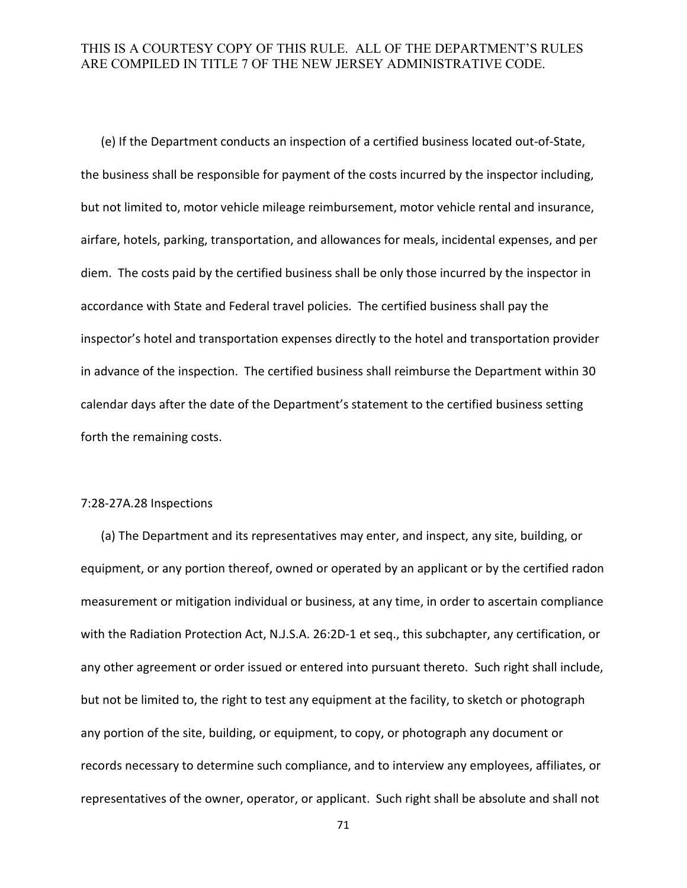(e) If the Department conducts an inspection of a certified business located out-of-State, the business shall be responsible for payment of the costs incurred by the inspector including, but not limited to, motor vehicle mileage reimbursement, motor vehicle rental and insurance, airfare, hotels, parking, transportation, and allowances for meals, incidental expenses, and per diem. The costs paid by the certified business shall be only those incurred by the inspector in accordance with State and Federal travel policies. The certified business shall pay the inspector's hotel and transportation expenses directly to the hotel and transportation provider in advance of the inspection. The certified business shall reimburse the Department within 30 calendar days after the date of the Department's statement to the certified business setting forth the remaining costs.

7:28-27A.28 Inspections

(a) The Department and its representatives may enter, and inspect, any site, building, or equipment, or any portion thereof, owned or operated by an applicant or by the certified radon measurement or mitigation individual or business, at any time, in order to ascertain compliance with the Radiation Protection Act, N.J.S.A. 26:2D-1 et seq., this subchapter, any certification, or any other agreement or order issued or entered into pursuant thereto. Such right shall include, but not be limited to, the right to test any equipment at the facility, to sketch or photograph any portion of the site, building, or equipment, to copy, or photograph any document or records necessary to determine such compliance, and to interview any employees, affiliates, or representatives of the owner, operator, or applicant. Such right shall be absolute and shall not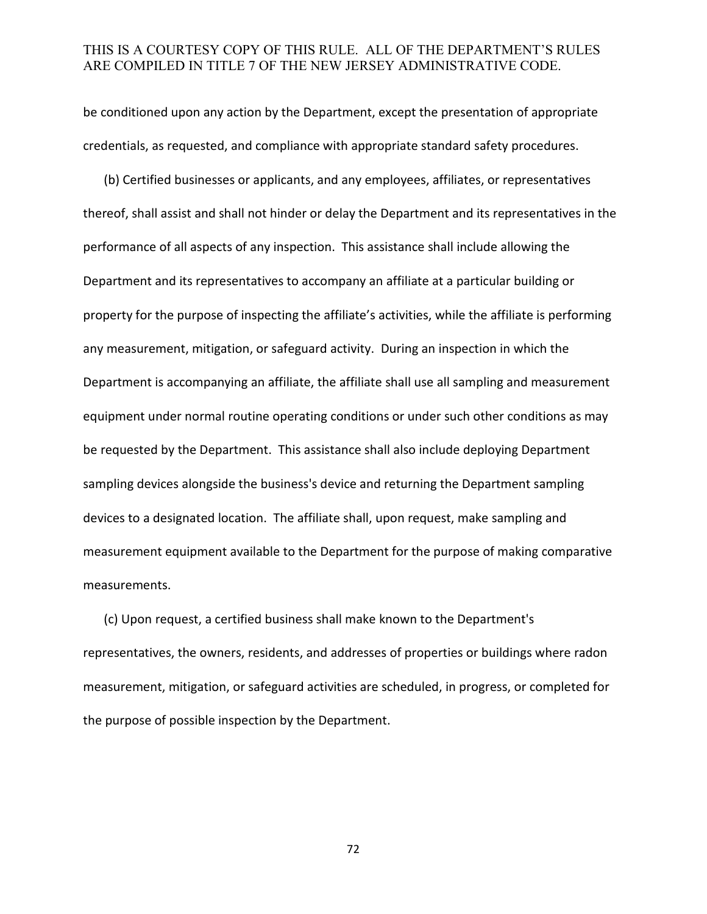be conditioned upon any action by the Department, except the presentation of appropriate credentials, as requested, and compliance with appropriate standard safety procedures.

(b) Certified businesses or applicants, and any employees, affiliates, or representatives thereof, shall assist and shall not hinder or delay the Department and its representatives in the performance of all aspects of any inspection. This assistance shall include allowing the Department and its representatives to accompany an affiliate at a particular building or property for the purpose of inspecting the affiliate's activities, while the affiliate is performing any measurement, mitigation, or safeguard activity. During an inspection in which the Department is accompanying an affiliate, the affiliate shall use all sampling and measurement equipment under normal routine operating conditions or under such other conditions as may be requested by the Department. This assistance shall also include deploying Department sampling devices alongside the business's device and returning the Department sampling devices to a designated location. The affiliate shall, upon request, make sampling and measurement equipment available to the Department for the purpose of making comparative measurements.

(c) Upon request, a certified business shall make known to the Department's representatives, the owners, residents, and addresses of properties or buildings where radon measurement, mitigation, or safeguard activities are scheduled, in progress, or completed for the purpose of possible inspection by the Department.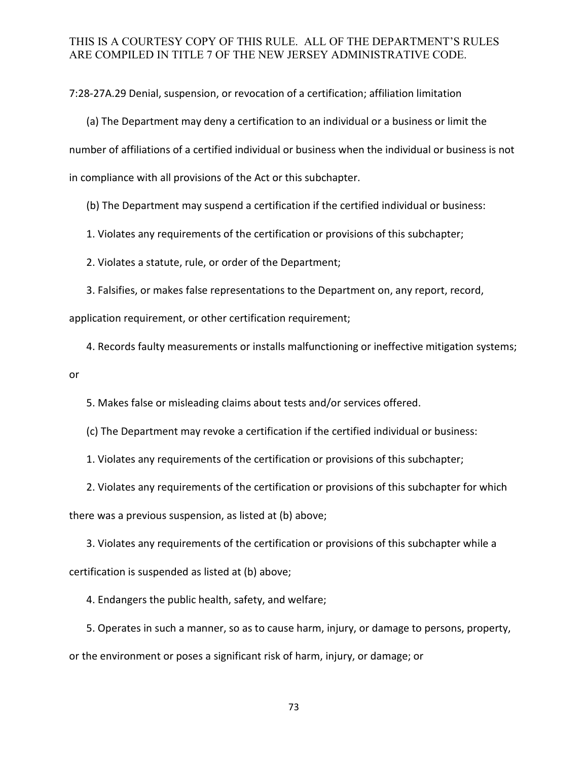7:28-27A.29 Denial, suspension, or revocation of a certification; affiliation limitation

(a) The Department may deny a certification to an individual or a business or limit the number of affiliations of a certified individual or business when the individual or business is not in compliance with all provisions of the Act or this subchapter.

(b) The Department may suspend a certification if the certified individual or business:

1. Violates any requirements of the certification or provisions of this subchapter;

2. Violates a statute, rule, or order of the Department;

3. Falsifies, or makes false representations to the Department on, any report, record, application requirement, or other certification requirement;

4. Records faulty measurements or installs malfunctioning or ineffective mitigation systems; or

5. Makes false or misleading claims about tests and/or services offered.

(c) The Department may revoke a certification if the certified individual or business:

1. Violates any requirements of the certification or provisions of this subchapter;

2. Violates any requirements of the certification or provisions of this subchapter for which there was a previous suspension, as listed at (b) above;

3. Violates any requirements of the certification or provisions of this subchapter while a certification is suspended as listed at (b) above;

4. Endangers the public health, safety, and welfare;

5. Operates in such a manner, so as to cause harm, injury, or damage to persons, property, or the environment or poses a significant risk of harm, injury, or damage; or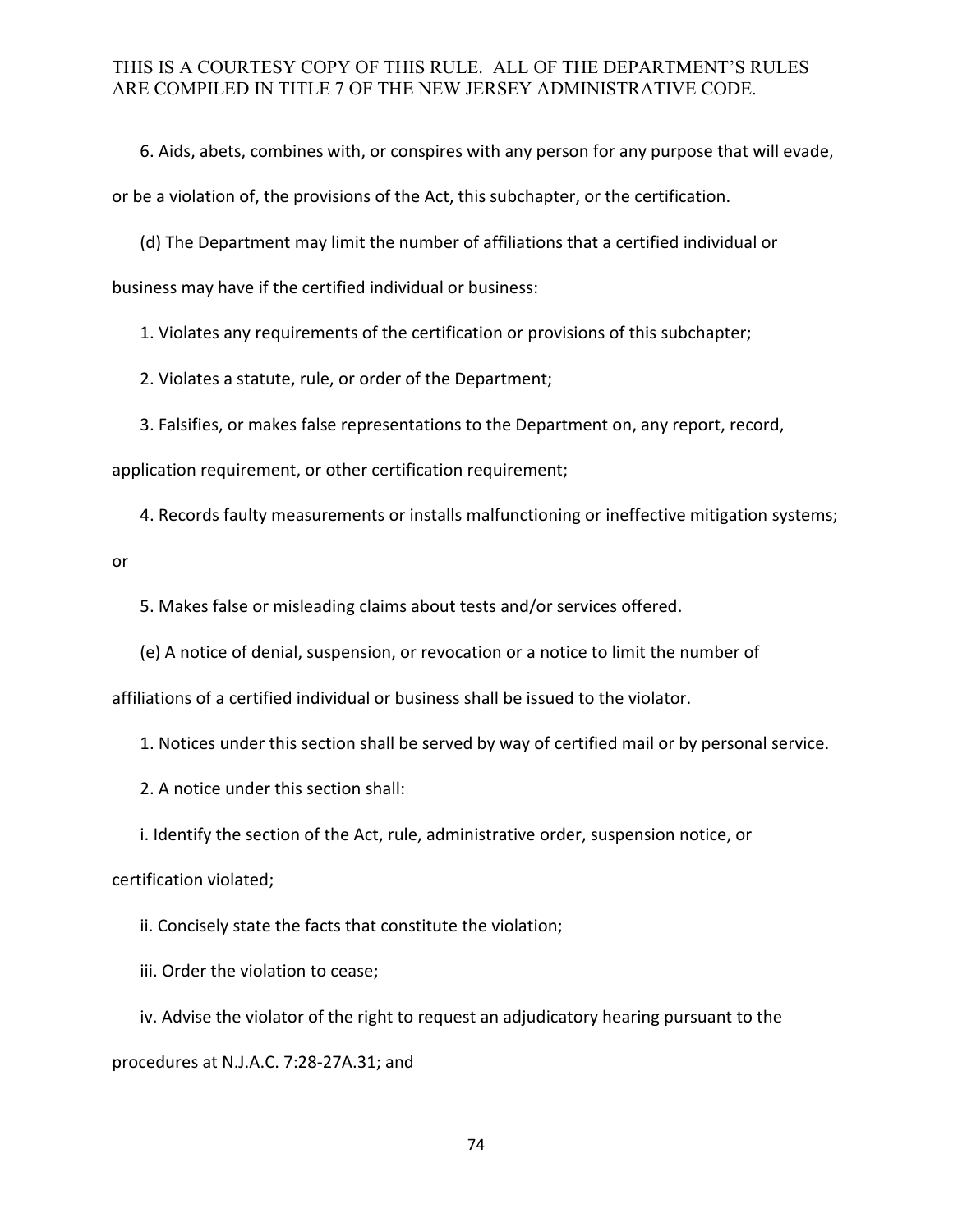6. Aids, abets, combines with, or conspires with any person for any purpose that will evade, or be a violation of, the provisions of the Act, this subchapter, or the certification.

(d) The Department may limit the number of affiliations that a certified individual or business may have if the certified individual or business:

1. Violates any requirements of the certification or provisions of this subchapter;

2. Violates a statute, rule, or order of the Department;

3. Falsifies, or makes false representations to the Department on, any report, record, application requirement, or other certification requirement;

4. Records faulty measurements or installs malfunctioning or ineffective mitigation systems; or

5. Makes false or misleading claims about tests and/or services offered.

(e) A notice of denial, suspension, or revocation or a notice to limit the number of affiliations of a certified individual or business shall be issued to the violator.

1. Notices under this section shall be served by way of certified mail or by personal service.

2. A notice under this section shall:

i. Identify the section of the Act, rule, administrative order, suspension notice, or certification violated;

ii. Concisely state the facts that constitute the violation;

iii. Order the violation to cease;

iv. Advise the violator of the right to request an adjudicatory hearing pursuant to the procedures at N.J.A.C. 7:28-27A.31; and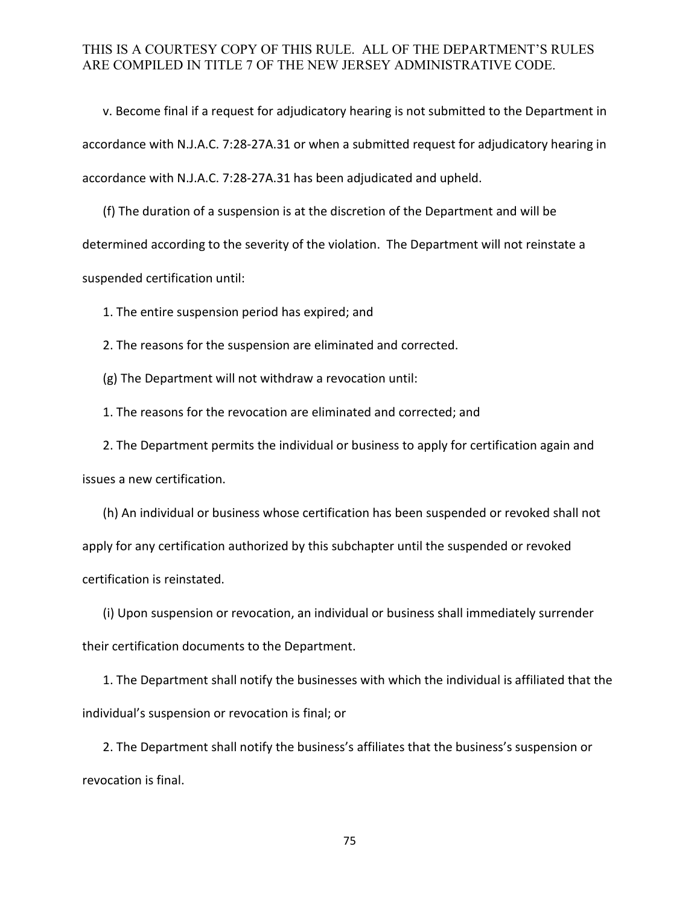v. Become final if a request for adjudicatory hearing is not submitted to the Department in accordance with N.J.A.C. 7:28-27A.31 or when a submitted request for adjudicatory hearing in accordance with N.J.A.C. 7:28-27A.31 has been adjudicated and upheld.

(f) The duration of a suspension is at the discretion of the Department and will be determined according to the severity of the violation. The Department will not reinstate a suspended certification until:

1. The entire suspension period has expired; and

2. The reasons for the suspension are eliminated and corrected.

(g) The Department will not withdraw a revocation until:

1. The reasons for the revocation are eliminated and corrected; and

2. The Department permits the individual or business to apply for certification again and issues a new certification.

(h) An individual or business whose certification has been suspended or revoked shall not apply for any certification authorized by this subchapter until the suspended or revoked certification is reinstated.

(i) Upon suspension or revocation, an individual or business shall immediately surrender their certification documents to the Department.

1. The Department shall notify the businesses with which the individual is affiliated that the individual's suspension or revocation is final; or

2. The Department shall notify the business's affiliates that the business's suspension or revocation is final.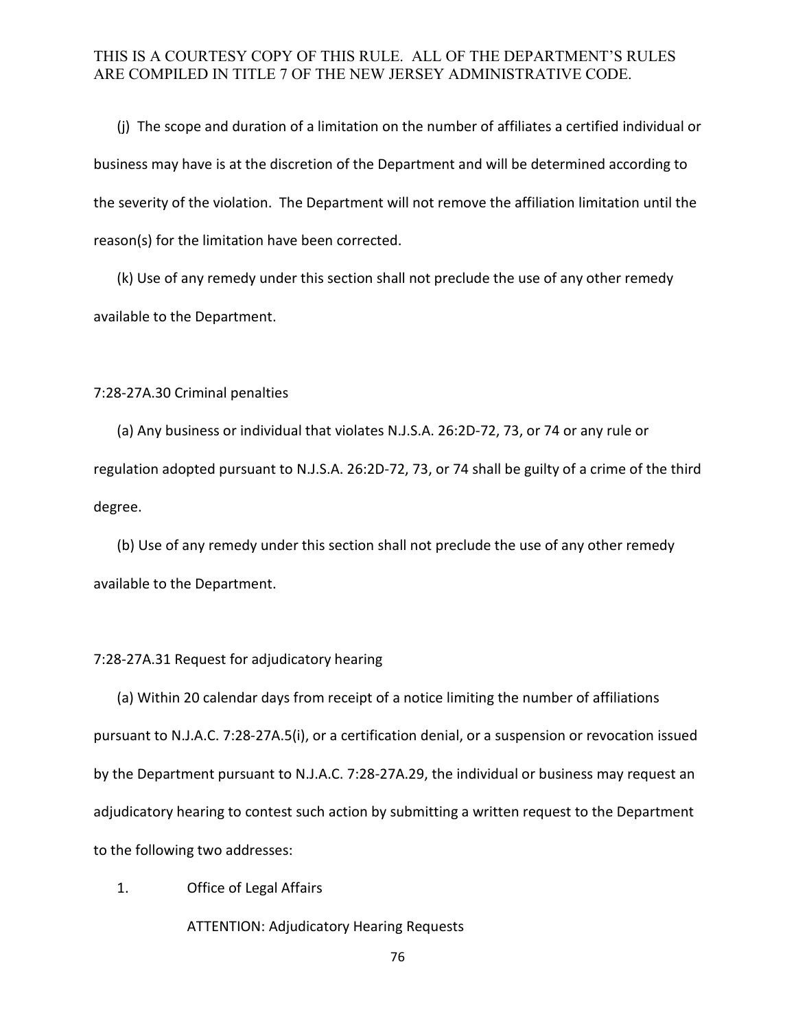(j) The scope and duration of a limitation on the number of affiliates a certified individual or business may have is at the discretion of the Department and will be determined according to the severity of the violation. The Department will not remove the affiliation limitation until the reason(s) for the limitation have been corrected.

(k) Use of any remedy under this section shall not preclude the use of any other remedy available to the Department.

7:28-27A.30 Criminal penalties

(a) Any business or individual that violates N.J.S.A. 26:2D-72, 73, or 74 or any rule or regulation adopted pursuant to N.J.S.A. 26:2D-72, 73, or 74 shall be guilty of a crime of the third degree.

(b) Use of any remedy under this section shall not preclude the use of any other remedy available to the Department.

7:28-27A.31 Request for adjudicatory hearing

(a) Within 20 calendar days from receipt of a notice limiting the number of affiliations pursuant to N.J.A.C. 7:28-27A.5(i), or a certification denial, or a suspension or revocation issued by the Department pursuant to N.J.A.C. 7:28-27A.29, the individual or business may request an adjudicatory hearing to contest such action by submitting a written request to the Department to the following two addresses:

1. Office of Legal Affairs

   ATTENTION: Adjudicatory Hearing Requests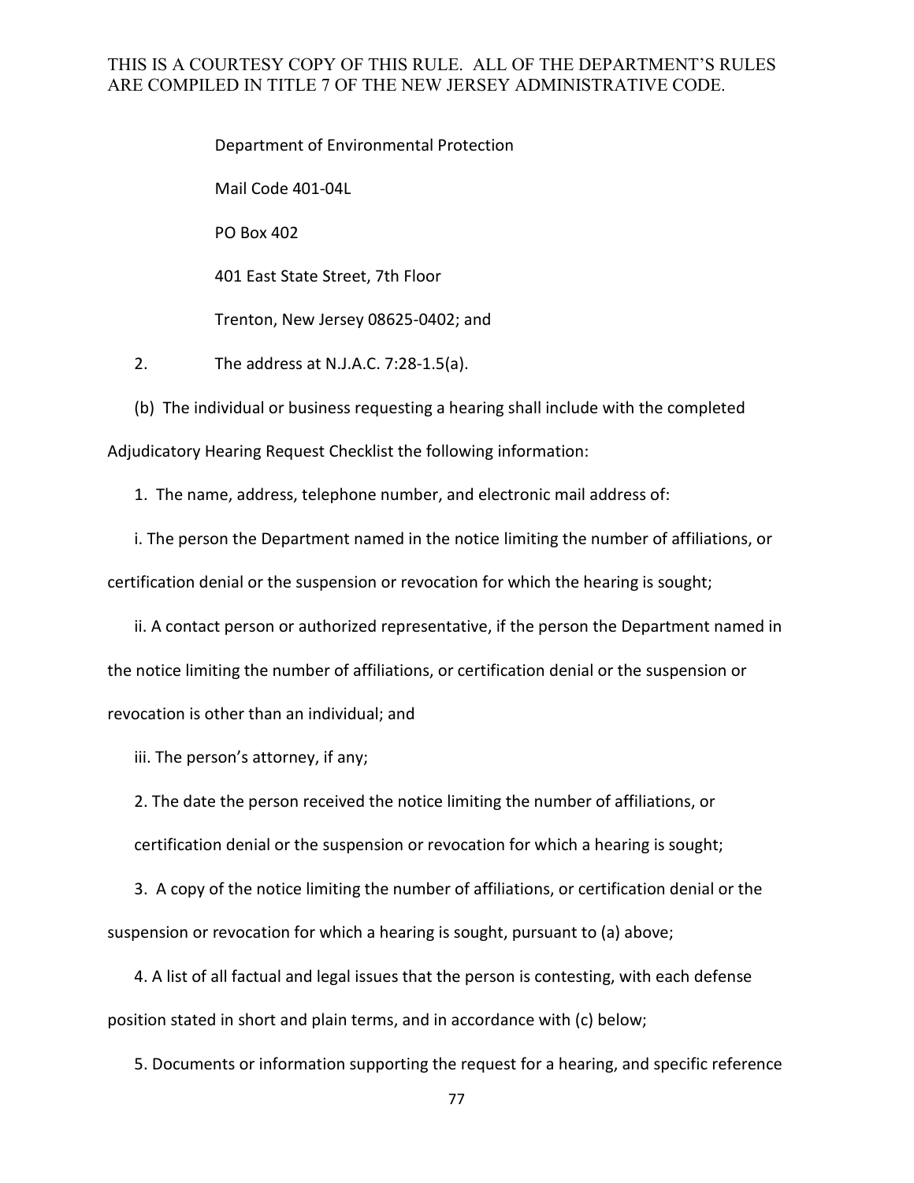Department of Environmental Protection

Mail Code 401-04L

PO Box 402

401 East State Street, 7th Floor

Trenton, New Jersey 08625-0402; and

2. The address at N.J.A.C. 7:28-1.5(a).

(b) The individual or business requesting a hearing shall include with the completed Adjudicatory Hearing Request Checklist the following information:

1. The name, address, telephone number, and electronic mail address of:

i. The person the Department named in the notice limiting the number of affiliations, or certification denial or the suspension or revocation for which the hearing is sought;

ii. A contact person or authorized representative, if the person the Department named in the notice limiting the number of affiliations, or certification denial or the suspension or revocation is other than an individual; and

iii. The person's attorney, if any;

2. The date the person received the notice limiting the number of affiliations, or certification denial or the suspension or revocation for which a hearing is sought;

3. A copy of the notice limiting the number of affiliations, or certification denial or the suspension or revocation for which a hearing is sought, pursuant to (a) above;

4. A list of all factual and legal issues that the person is contesting, with each defense position stated in short and plain terms, and in accordance with (c) below;

5. Documents or information supporting the request for a hearing, and specific reference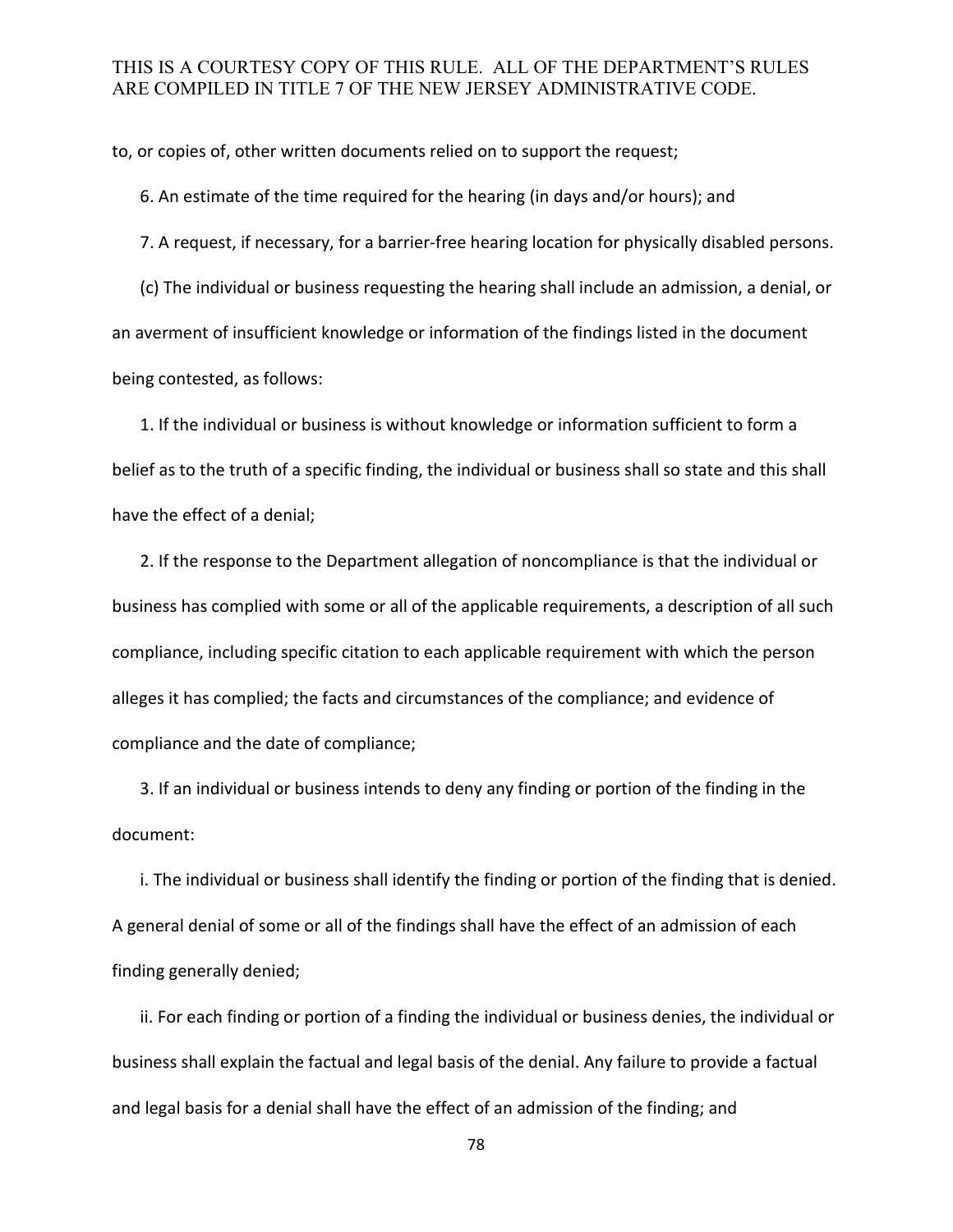to, or copies of, other written documents relied on to support the request;

6. An estimate of the time required for the hearing (in days and/or hours); and

7. A request, if necessary, for a barrier-free hearing location for physically disabled persons.

(c) The individual or business requesting the hearing shall include an admission, a denial, or an averment of insufficient knowledge or information of the findings listed in the document being contested, as follows:

1. If the individual or business is without knowledge or information sufficient to form a belief as to the truth of a specific finding, the individual or business shall so state and this shall have the effect of a denial;

2. If the response to the Department allegation of noncompliance is that the individual or business has complied with some or all of the applicable requirements, a description of all such compliance, including specific citation to each applicable requirement with which the person alleges it has complied; the facts and circumstances of the compliance; and evidence of compliance and the date of compliance;

3. If an individual or business intends to deny any finding or portion of the finding in the document:

i. The individual or business shall identify the finding or portion of the finding that is denied. A general denial of some or all of the findings shall have the effect of an admission of each finding generally denied;

ii. For each finding or portion of a finding the individual or business denies, the individual or business shall explain the factual and legal basis of the denial. Any failure to provide a factual and legal basis for a denial shall have the effect of an admission of the finding; and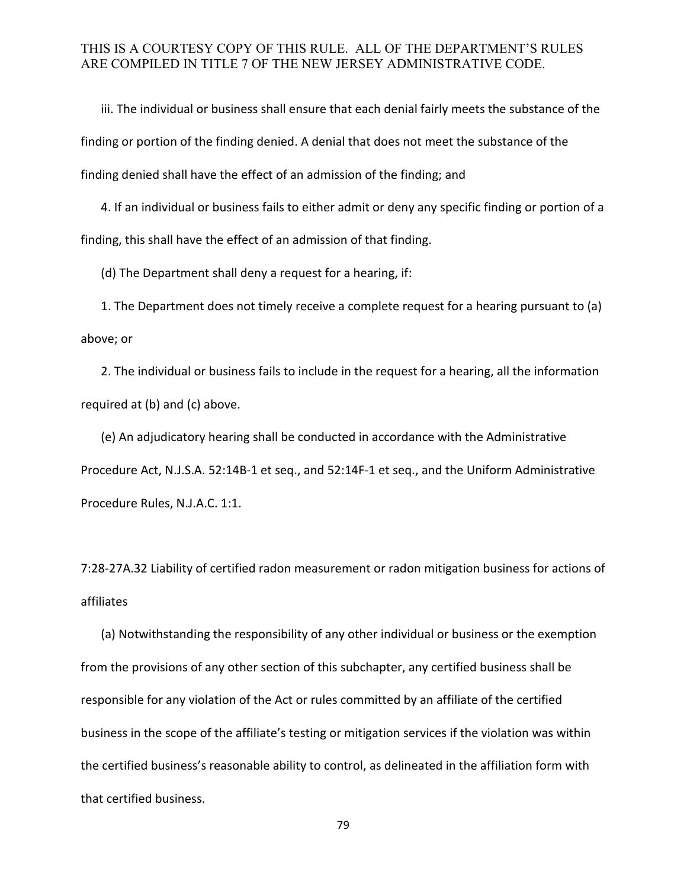iii. The individual or business shall ensure that each denial fairly meets the substance of the finding or portion of the finding denied. A denial that does not meet the substance of the finding denied shall have the effect of an admission of the finding; and

4. If an individual or business fails to either admit or deny any specific finding or portion of a finding, this shall have the effect of an admission of that finding.

(d) The Department shall deny a request for a hearing, if:

1. The Department does not timely receive a complete request for a hearing pursuant to (a) above; or

2. The individual or business fails to include in the request for a hearing, all the information required at (b) and (c) above.

(e) An adjudicatory hearing shall be conducted in accordance with the Administrative Procedure Act, N.J.S.A. 52:14B-1 et seq., and 52:14F-1 et seq., and the Uniform Administrative Procedure Rules, N.J.A.C. 1:1.

7:28-27A.32 Liability of certified radon measurement or radon mitigation business for actions of affiliates

(a) Notwithstanding the responsibility of any other individual or business or the exemption from the provisions of any other section of this subchapter, any certified business shall be responsible for any violation of the Act or rules committed by an affiliate of the certified business in the scope of the affiliate's testing or mitigation services if the violation was within the certified business's reasonable ability to control, as delineated in the affiliation form with that certified business.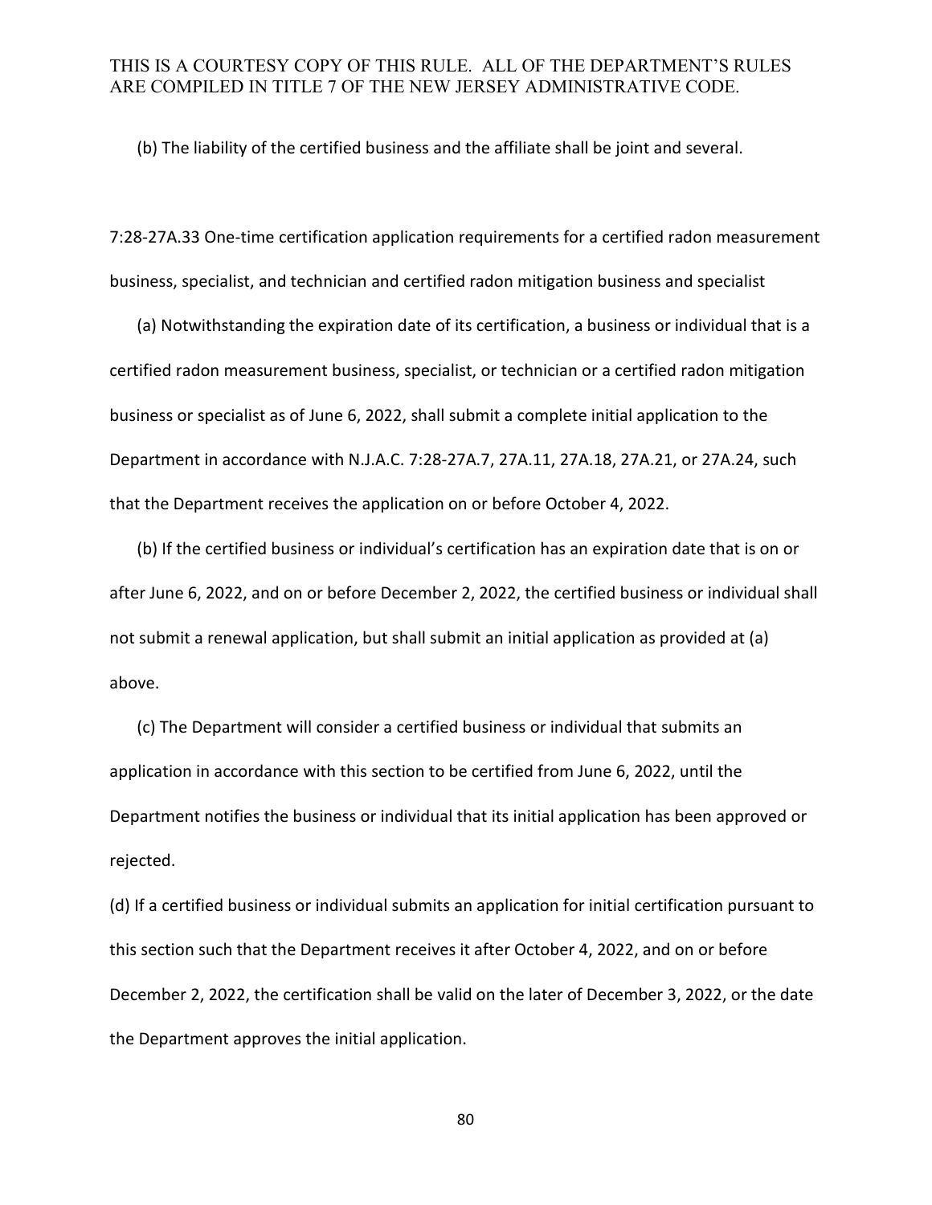(b) The liability of the certified business and the affiliate shall be joint and several.

7:28-27A.33 One-time certification application requirements for a certified radon measurement business, specialist, and technician and certified radon mitigation business and specialist

(a) Notwithstanding the expiration date of its certification, a business or individual that is a certified radon measurement business, specialist, or technician or a certified radon mitigation business or specialist as of June 6, 2022, shall submit a complete initial application to the Department in accordance with N.J.A.C. 7:28-27A.7, 27A.11, 27A.18, 27A.21, or 27A.24, such that the Department receives the application on or before October 4, 2022.

(b) If the certified business or individual's certification has an expiration date that is on or after June 6, 2022, and on or before December 2, 2022, the certified business or individual shall not submit a renewal application, but shall submit an initial application as provided at (a) above.

(c) The Department will consider a certified business or individual that submits an application in accordance with this section to be certified from June 6, 2022, until the Department notifies the business or individual that its initial application has been approved or rejected.

(d) If a certified business or individual submits an application for initial certification pursuant to this section such that the Department receives it after October 4, 2022, and on or before December 2, 2022, the certification shall be valid on the later of December 3, 2022, or the date the Department approves the initial application.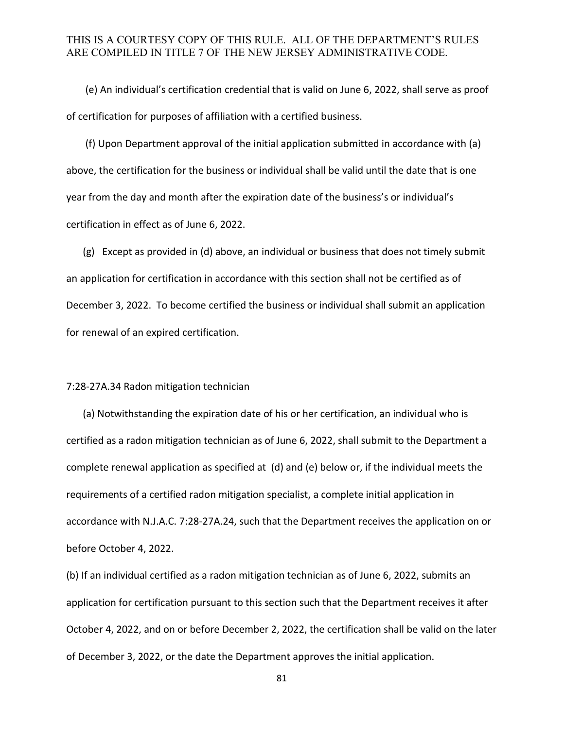(e) An individual's certification credential that is valid on June 6, 2022, shall serve as proof of certification for purposes of affiliation with a certified business.

(f) Upon Department approval of the initial application submitted in accordance with (a) above, the certification for the business or individual shall be valid until the date that is one year from the day and month after the expiration date of the business's or individual's certification in effect as of June 6, 2022.

(g) Except as provided in (d) above, an individual or business that does not timely submit an application for certification in accordance with this section shall not be certified as of December 3, 2022. To become certified the business or individual shall submit an application for renewal of an expired certification.

7:28-27A.34 Radon mitigation technician

(a) Notwithstanding the expiration date of his or her certification, an individual who is certified as a radon mitigation technician as of June 6, 2022, shall submit to the Department a complete renewal application as specified at (d) and (e) below or, if the individual meets the requirements of a certified radon mitigation specialist, a complete initial application in accordance with N.J.A.C. 7:28-27A.24, such that the Department receives the application on or before October 4, 2022.

(b) If an individual certified as a radon mitigation technician as of June 6, 2022, submits an application for certification pursuant to this section such that the Department receives it after October 4, 2022, and on or before December 2, 2022, the certification shall be valid on the later of December 3, 2022, or the date the Department approves the initial application.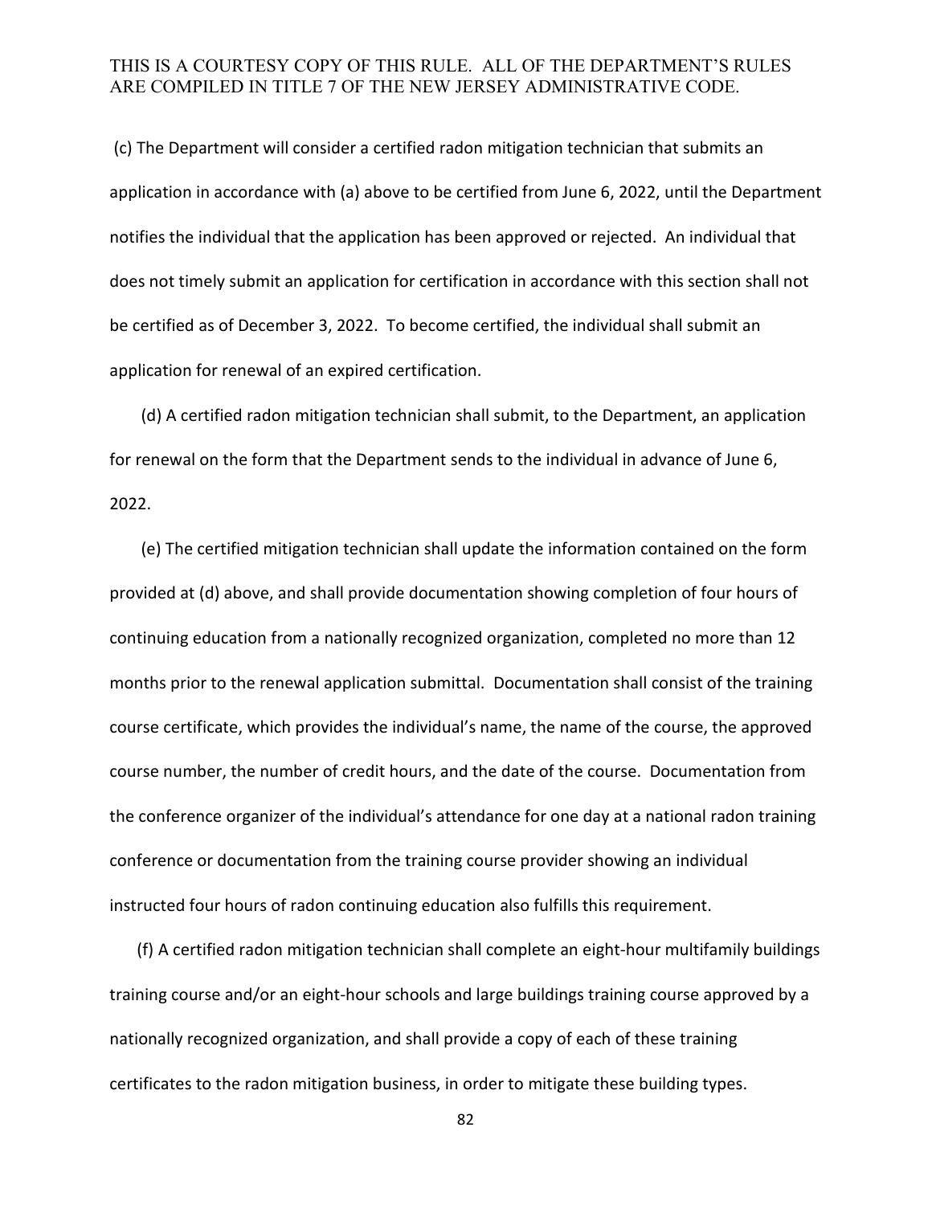(c) The Department will consider a certified radon mitigation technician that submits an application in accordance with (a) above to be certified from June 6, 2022, until the Department notifies the individual that the application has been approved or rejected. An individual that does not timely submit an application for certification in accordance with this section shall not be certified as of December 3, 2022. To become certified, the individual shall submit an application for renewal of an expired certification.

(d) A certified radon mitigation technician shall submit, to the Department, an application for renewal on the form that the Department sends to the individual in advance of June 6, 2022.

(e) The certified mitigation technician shall update the information contained on the form provided at (d) above, and shall provide documentation showing completion of four hours of continuing education from a nationally recognized organization, completed no more than 12 months prior to the renewal application submittal. Documentation shall consist of the training course certificate, which provides the individual's name, the name of the course, the approved course number, the number of credit hours, and the date of the course. Documentation from the conference organizer of the individual's attendance for one day at a national radon training conference or documentation from the training course provider showing an individual instructed four hours of radon continuing education also fulfills this requirement.

(f) A certified radon mitigation technician shall complete an eight-hour multifamily buildings training course and/or an eight-hour schools and large buildings training course approved by a nationally recognized organization, and shall provide a copy of each of these training certificates to the radon mitigation business, in order to mitigate these building types.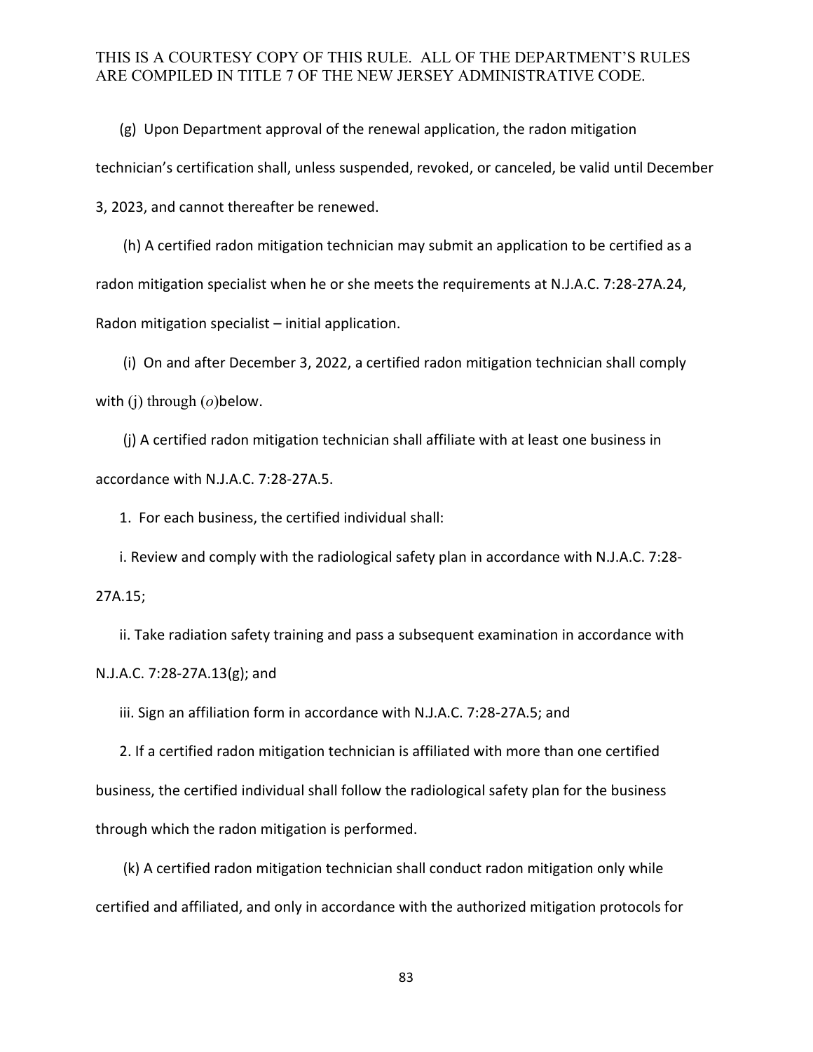(g) Upon Department approval of the renewal application, the radon mitigation technician's certification shall, unless suspended, revoked, or canceled, be valid until December 3, 2023, and cannot thereafter be renewed.

(h) A certified radon mitigation technician may submit an application to be certified as a radon mitigation specialist when he or she meets the requirements at N.J.A.C. 7:28-27A.24, Radon mitigation specialist – initial application.

(i) On and after December 3, 2022, a certified radon mitigation technician shall comply with (j) through (*o*)below.

(j) A certified radon mitigation technician shall affiliate with at least one business in accordance with N.J.A.C. 7:28-27A.5.

1. For each business, the certified individual shall:

i. Review and comply with the radiological safety plan in accordance with N.J.A.C. 7:28-27A.15;

ii. Take radiation safety training and pass a subsequent examination in accordance with N.J.A.C. 7:28-27A.13(g); and

iii. Sign an affiliation form in accordance with N.J.A.C. 7:28-27A.5; and

2. If a certified radon mitigation technician is affiliated with more than one certified business, the certified individual shall follow the radiological safety plan for the business through which the radon mitigation is performed.

(k) A certified radon mitigation technician shall conduct radon mitigation only while certified and affiliated, and only in accordance with the authorized mitigation protocols for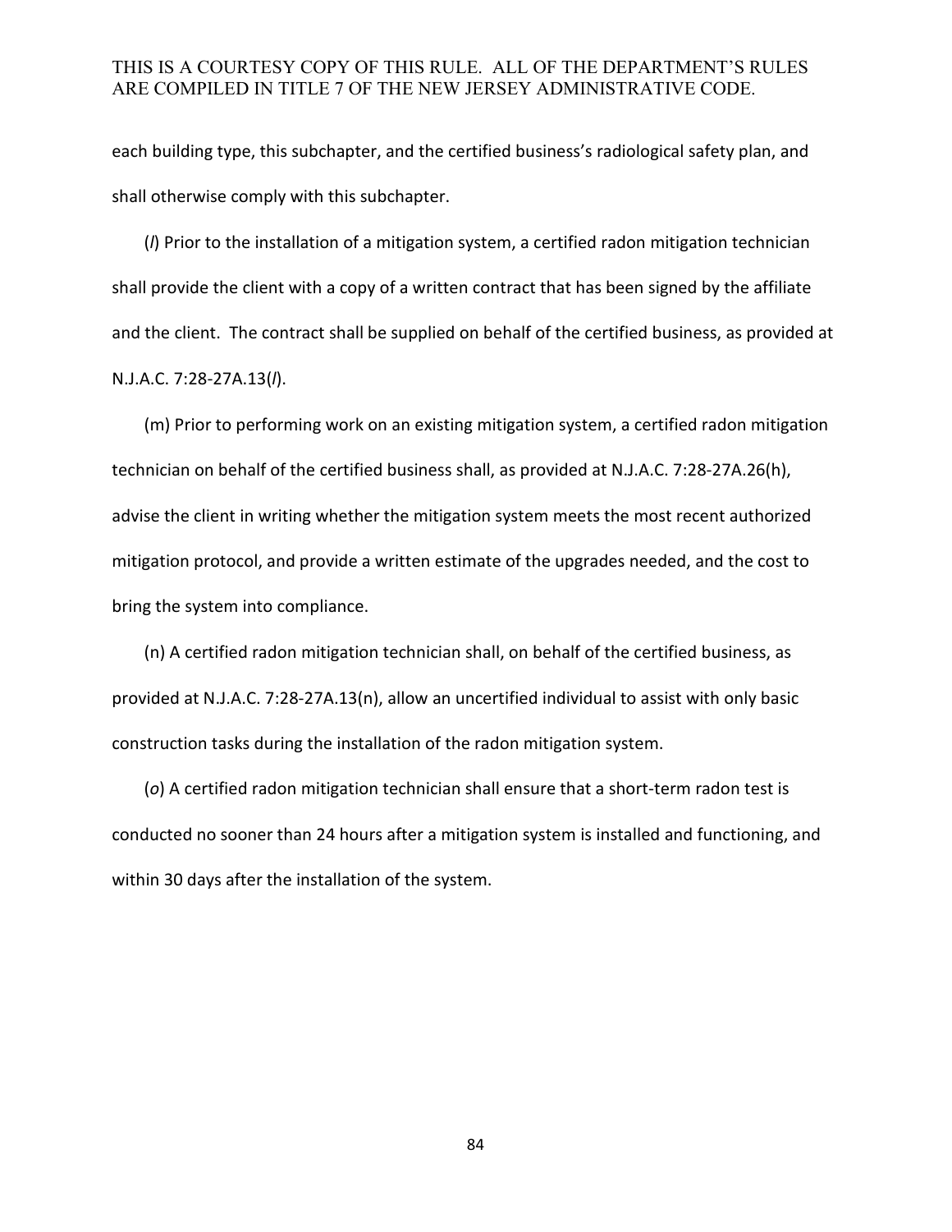each building type, this subchapter, and the certified business's radiological safety plan, and shall otherwise comply with this subchapter.

(*l*) Prior to the installation of a mitigation system, a certified radon mitigation technician shall provide the client with a copy of a written contract that has been signed by the affiliate and the client. The contract shall be supplied on behalf of the certified business, as provided at N.J.A.C. 7:28-27A.13(*l*).

(m) Prior to performing work on an existing mitigation system, a certified radon mitigation technician on behalf of the certified business shall, as provided at N.J.A.C. 7:28-27A.26(h), advise the client in writing whether the mitigation system meets the most recent authorized mitigation protocol, and provide a written estimate of the upgrades needed, and the cost to bring the system into compliance.

(n) A certified radon mitigation technician shall, on behalf of the certified business, as provided at N.J.A.C. 7:28-27A.13(n), allow an uncertified individual to assist with only basic construction tasks during the installation of the radon mitigation system.

(*o*) A certified radon mitigation technician shall ensure that a short-term radon test is conducted no sooner than 24 hours after a mitigation system is installed and functioning, and within 30 days after the installation of the system.